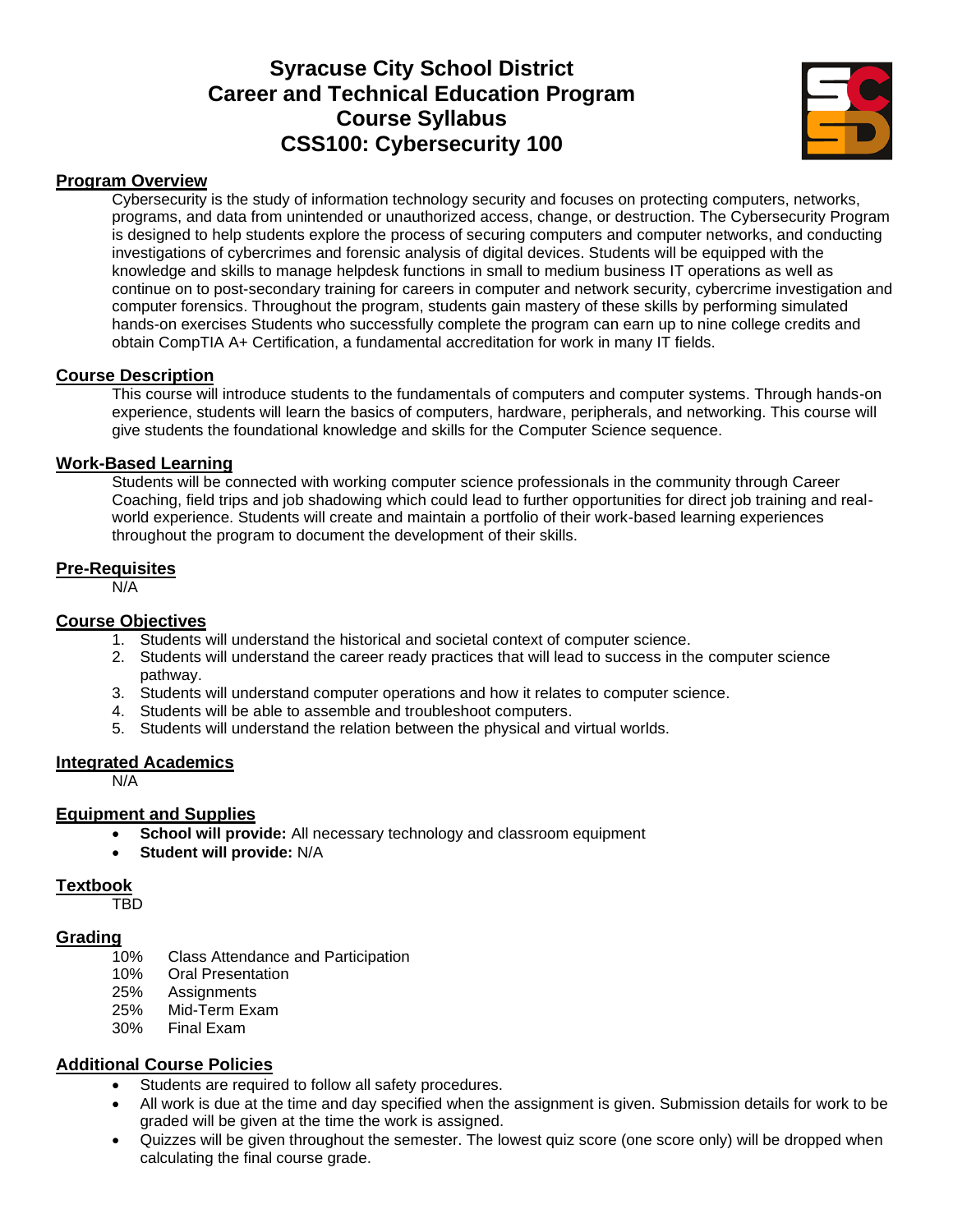# Syracuse City School District
# Career and Technical Education Program
# Course Syllabus
# CSS100: Cybersecurity 100

## Program Overview

Cybersecurity is the study of information technology security and focuses on protecting computers, networks, programs, and data from unintended or unauthorized access, change, or destruction. The Cybersecurity Program is designed to help students explore the process of securing computers and computer networks, and conducting investigations of cybercrimes and forensic analysis of digital devices. Students will be equipped with the knowledge and skills to manage helpdesk functions in small to medium business IT operations as well as continue on to post-secondary training for careers in computer and network security, cybercrime investigation and computer forensics. Throughout the program, students gain mastery of these skills by performing simulated hands-on exercises Students who successfully complete the program can earn up to nine college credits and obtain CompTIA A+ Certification, a fundamental accreditation for work in many IT fields.

## Course Description

This course will introduce students to the fundamentals of computers and computer systems. Through hands-on experience, students will learn the basics of computers, hardware, peripherals, and networking. This course will give students the foundational knowledge and skills for the Computer Science sequence.

## Work-Based Learning

Students will be connected with working computer science professionals in the community through Career Coaching, field trips and job shadowing which could lead to further opportunities for direct job training and real-world experience. Students will create and maintain a portfolio of their work-based learning experiences throughout the program to document the development of their skills.

## Pre-Requisites

N/A

## Course Objectives

1. Students will understand the historical and societal context of computer science.
2. Students will understand the career ready practices that will lead to success in the computer science pathway.
3. Students will understand computer operations and how it relates to computer science.
4. Students will be able to assemble and troubleshoot computers.
5. Students will understand the relation between the physical and virtual worlds.

## Integrated Academics

N/A

## Equipment and Supplies

- **School will provide:** All necessary technology and classroom equipment
- **Student will provide:** N/A

## Textbook

TBD

## Grading

10% Class Attendance and Participation
10% Oral Presentation
25% Assignments
25% Mid-Term Exam
30% Final Exam

## Additional Course Policies

- Students are required to follow all safety procedures.
- All work is due at the time and day specified when the assignment is given. Submission details for work to be graded will be given at the time the work is assigned.
- Quizzes will be given throughout the semester. The lowest quiz score (one score only) will be dropped when calculating the final course grade.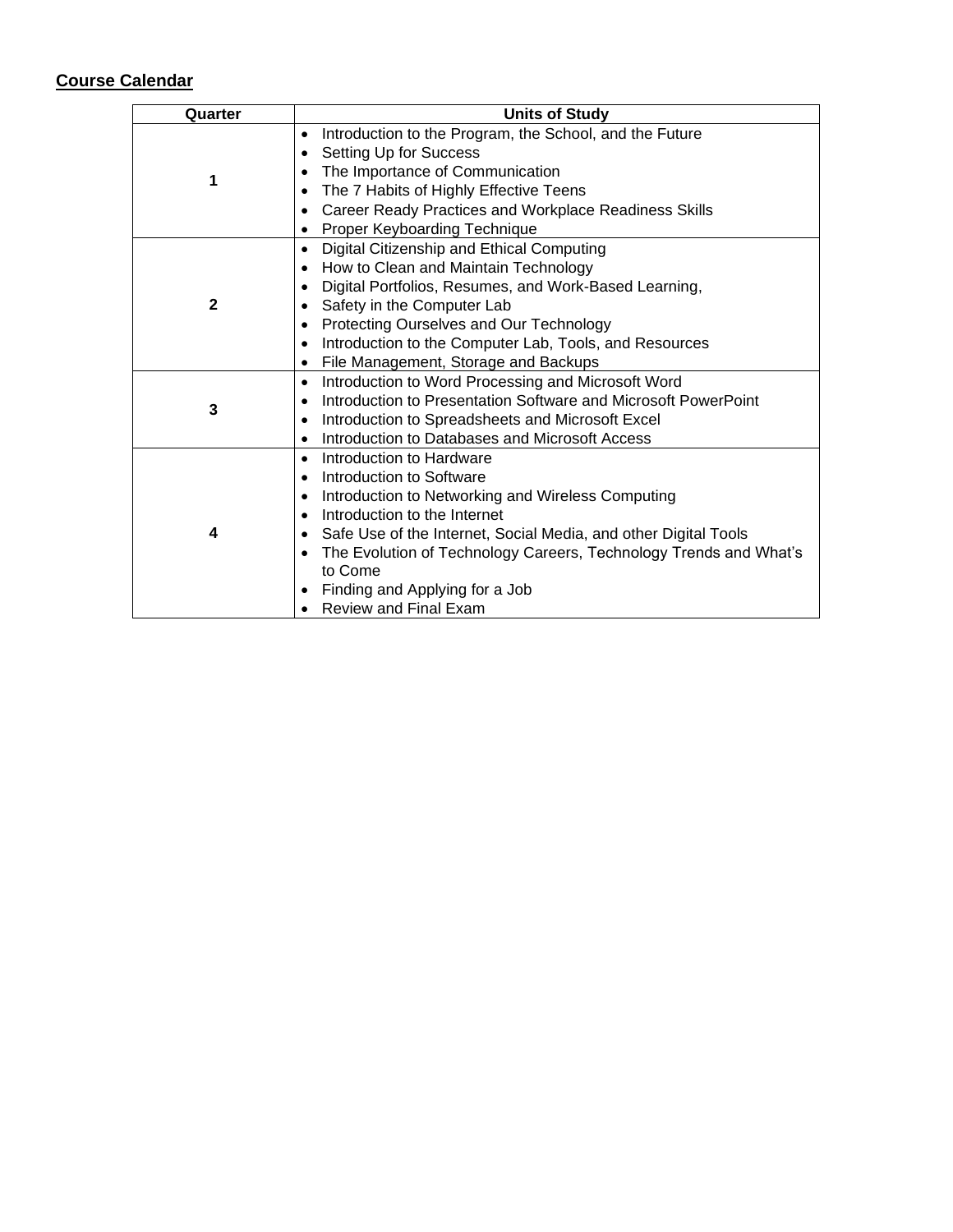## Course Calendar

| Quarter | Units of Study |
| --- | --- |
| 1 | • Introduction to the Program, the School, and the Future<br>• Setting Up for Success<br>• The Importance of Communication<br>• The 7 Habits of Highly Effective Teens<br>• Career Ready Practices and Workplace Readiness Skills<br>• Proper Keyboarding Technique |
| 2 | • Digital Citizenship and Ethical Computing<br>• How to Clean and Maintain Technology<br>• Digital Portfolios, Resumes, and Work-Based Learning,<br>• Safety in the Computer Lab<br>• Protecting Ourselves and Our Technology<br>• Introduction to the Computer Lab, Tools, and Resources<br>• File Management, Storage and Backups |
| 3 | • Introduction to Word Processing and Microsoft Word<br>• Introduction to Presentation Software and Microsoft PowerPoint<br>• Introduction to Spreadsheets and Microsoft Excel<br>• Introduction to Databases and Microsoft Access |
| 4 | • Introduction to Hardware<br>• Introduction to Software<br>• Introduction to Networking and Wireless Computing<br>• Introduction to the Internet<br>• Safe Use of the Internet, Social Media, and other Digital Tools<br>• The Evolution of Technology Careers, Technology Trends and What's to Come<br>• Finding and Applying for a Job<br>• Review and Final Exam |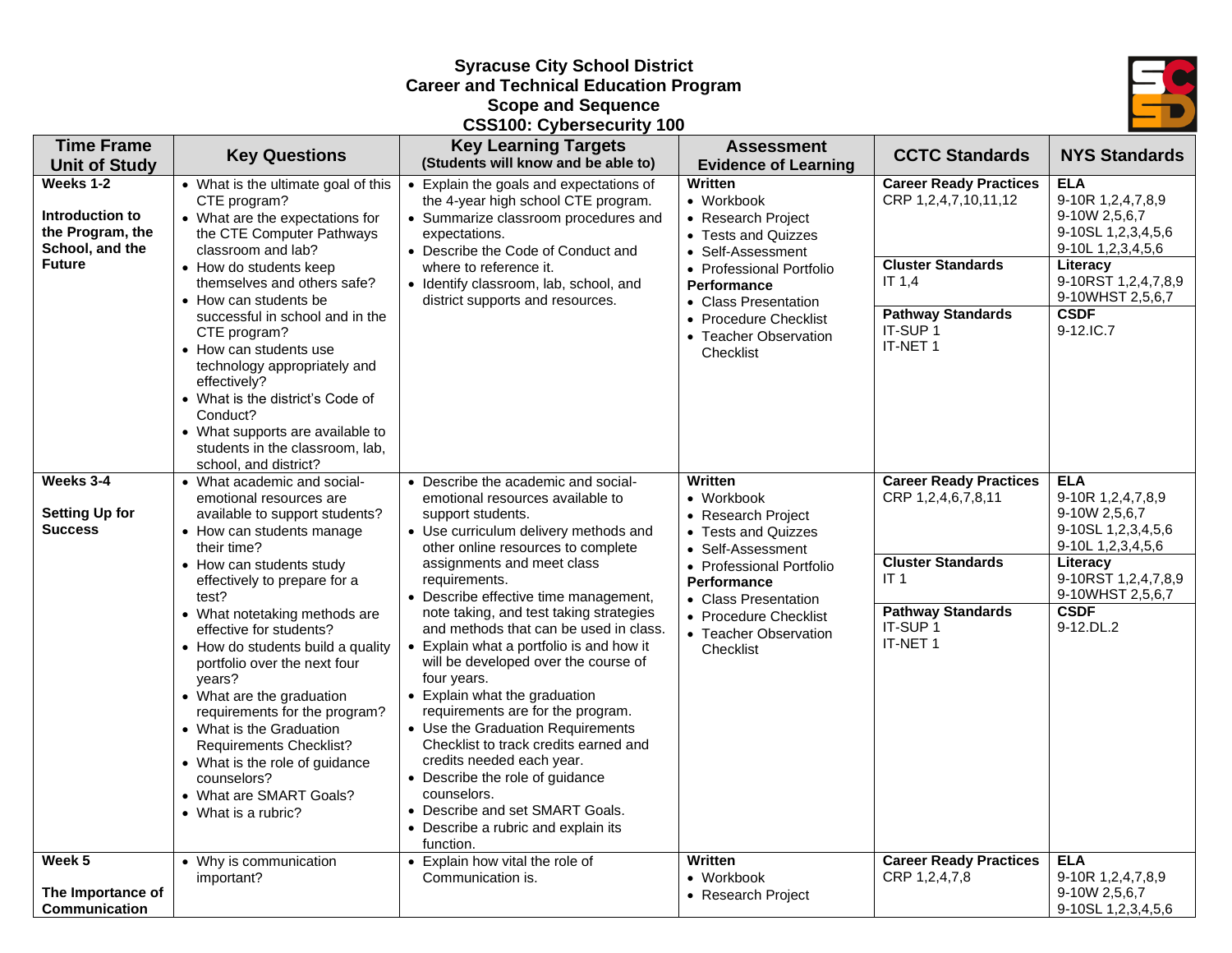**Syracuse City School District**
**Career and Technical Education Program**
**Scope and Sequence**
**CSS100: Cybersecurity 100**

| Time Frame Unit of Study | Key Questions | Key Learning Targets (Students will know and be able to) | Assessment Evidence of Learning | CCTC Standards | NYS Standards |
|---|---|---|---|---|---|
| **Weeks 1-2**<br><br>**Introduction to the Program, the School, and the Future** | • What is the ultimate goal of this CTE program?<br>• What are the expectations for the CTE Computer Pathways classroom and lab?<br>• How do students keep themselves and others safe?<br>• How can students be successful in school and in the CTE program?<br>• How can students use technology appropriately and effectively?<br>• What is the district's Code of Conduct?<br>• What supports are available to students in the classroom, lab, school, and district? | • Explain the goals and expectations of the 4-year high school CTE program.<br>• Summarize classroom procedures and expectations.<br>• Describe the Code of Conduct and where to reference it.<br>• Identify classroom, lab, school, and district supports and resources. | **Written**<br>• Workbook<br>• Research Project<br>• Tests and Quizzes<br>• Self-Assessment<br>• Professional Portfolio<br>**Performance**<br>• Class Presentation<br>• Procedure Checklist<br>• Teacher Observation Checklist | **Career Ready Practices**<br>CRP 1,2,4,7,10,11,12<br><br>**Cluster Standards**<br>IT 1,4<br><br>**Pathway Standards**<br>IT-SUP 1<br>IT-NET 1 | **ELA**<br>9-10R 1,2,4,7,8,9<br>9-10W 2,5,6,7<br>9-10SL 1,2,3,4,5,6<br>9-10L 1,2,3,4,5,6<br>**Literacy**<br>9-10RST 1,2,4,7,8,9<br>9-10WHST 2,5,6,7<br>**CSDF**<br>9-12.IC.7 |
| **Weeks 3-4**<br><br>**Setting Up for Success** | • What academic and social-emotional resources are available to support students?<br>• How can students manage their time?<br>• How can students study effectively to prepare for a test?<br>• What notetaking methods are effective for students?<br>• How do students build a quality portfolio over the next four years?<br>• What are the graduation requirements for the program?<br>• What is the Graduation Requirements Checklist?<br>• What is the role of guidance counselors?<br>• What are SMART Goals?<br>• What is a rubric? | • Describe the academic and social-emotional resources available to support students.<br>• Use curriculum delivery methods and other online resources to complete assignments and meet class requirements.<br>• Describe effective time management, note taking, and test taking strategies and methods that can be used in class.<br>• Explain what a portfolio is and how it will be developed over the course of four years.<br>• Explain what the graduation requirements are for the program.<br>• Use the Graduation Requirements Checklist to track credits earned and credits needed each year.<br>• Describe the role of guidance counselors.<br>• Describe and set SMART Goals.<br>• Describe a rubric and explain its function. | **Written**<br>• Workbook<br>• Research Project<br>• Tests and Quizzes<br>• Self-Assessment<br>• Professional Portfolio<br>**Performance**<br>• Class Presentation<br>• Procedure Checklist<br>• Teacher Observation Checklist | **Career Ready Practices**<br>CRP 1,2,4,6,7,8,11<br><br>**Cluster Standards**<br>IT 1<br><br>**Pathway Standards**<br>IT-SUP 1<br>IT-NET 1 | **ELA**<br>9-10R 1,2,4,7,8,9<br>9-10W 2,5,6,7<br>9-10SL 1,2,3,4,5,6<br>9-10L 1,2,3,4,5,6<br>**Literacy**<br>9-10RST 1,2,4,7,8,9<br>9-10WHST 2,5,6,7<br>**CSDF**<br>9-12.DL.2 |
| **Week 5**<br><br>**The Importance of Communication** | • Why is communication important? | • Explain how vital the role of Communication is. | **Written**<br>• Workbook<br>• Research Project | **Career Ready Practices**<br>CRP 1,2,4,7,8 | **ELA**<br>9-10R 1,2,4,7,8,9<br>9-10W 2,5,6,7<br>9-10SL 1,2,3,4,5,6 |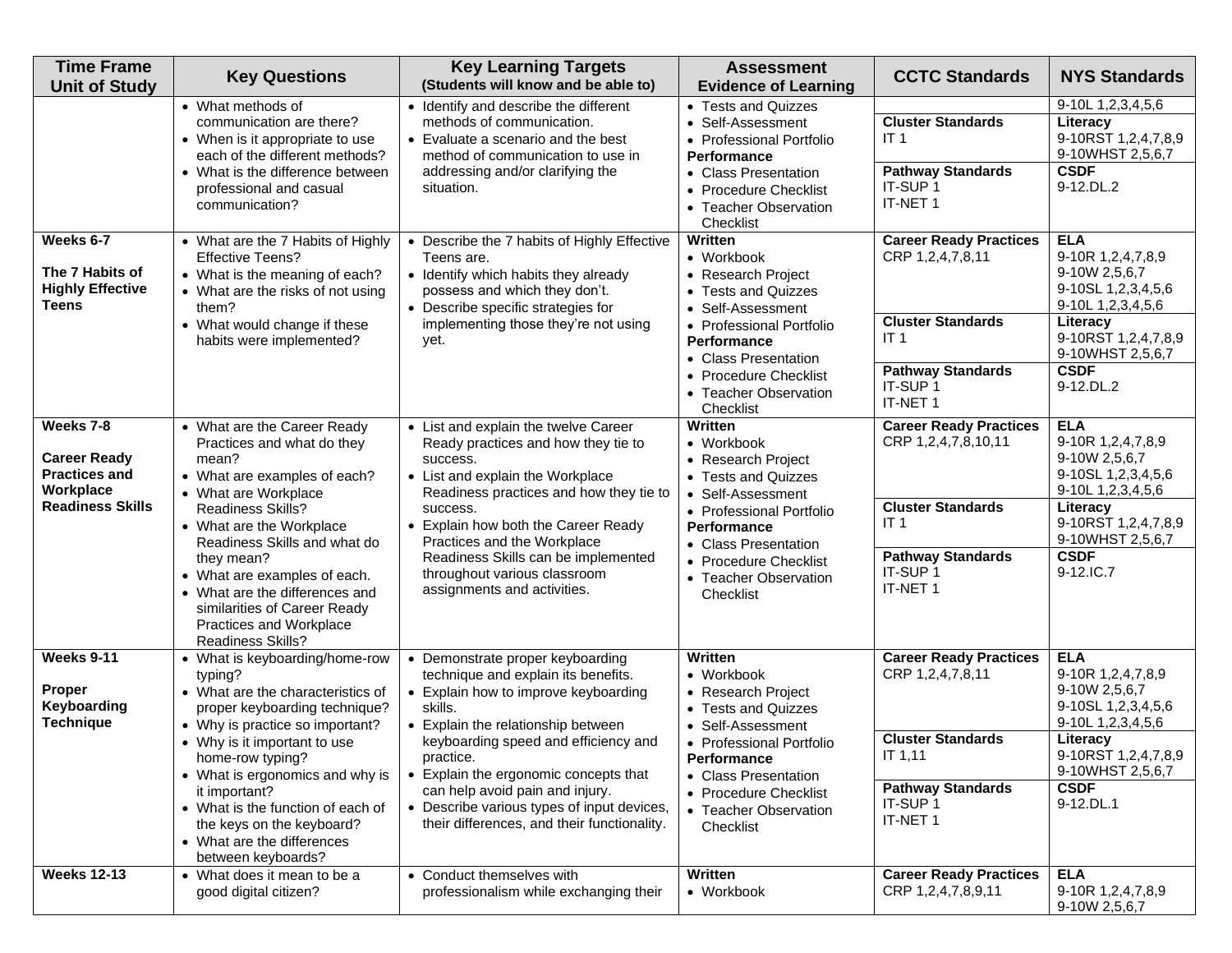| Time Frame Unit of Study | Key Questions | Key Learning Targets (Students will know and be able to) | Assessment Evidence of Learning | CCTC Standards | NYS Standards |
|---|---|---|---|---|---|
| | • What methods of communication are there?<br>• When is it appropriate to use each of the different methods?<br>• What is the difference between professional and casual communication? | • Identify and describe the different methods of communication.<br>• Evaluate a scenario and the best method of communication to use in addressing and/or clarifying the situation. | • Tests and Quizzes<br>• Self-Assessment<br>• Professional Portfolio<br>**Performance**<br>• Class Presentation<br>• Procedure Checklist<br>• Teacher Observation Checklist | <br>**Cluster Standards**<br>IT 1<br>**Pathway Standards**<br>IT-SUP 1<br>IT-NET 1 | 9-10L 1,2,3,4,5,6<br>**Literacy**<br>9-10RST 1,2,4,7,8,9<br>9-10WHST 2,5,6,7<br>**CSDF**<br>9-12.DL.2 |
| **Weeks 6-7**<br><br>**The 7 Habits of Highly Effective Teens** | • What are the 7 Habits of Highly Effective Teens?<br>• What is the meaning of each?<br>• What are the risks of not using them?<br>• What would change if these habits were implemented? | • Describe the 7 habits of Highly Effective Teens are.<br>• Identify which habits they already possess and which they don't.<br>• Describe specific strategies for implementing those they're not using yet. | **Written**<br>• Workbook<br>• Research Project<br>• Tests and Quizzes<br>• Self-Assessment<br>• Professional Portfolio<br>**Performance**<br>• Class Presentation<br>• Procedure Checklist<br>• Teacher Observation Checklist | **Career Ready Practices**<br>CRP 1,2,4,7,8,11<br>**Cluster Standards**<br>IT 1<br>**Pathway Standards**<br>IT-SUP 1<br>IT-NET 1 | **ELA**<br>9-10R 1,2,4,7,8,9<br>9-10W 2,5,6,7<br>9-10SL 1,2,3,4,5,6<br>9-10L 1,2,3,4,5,6<br>**Literacy**<br>9-10RST 1,2,4,7,8,9<br>9-10WHST 2,5,6,7<br>**CSDF**<br>9-12.DL.2 |
| **Weeks 7-8**<br><br>**Career Ready Practices and Workplace Readiness Skills** | • What are the Career Ready Practices and what do they mean?<br>• What are examples of each?<br>• What are Workplace Readiness Skills?<br>• What are the Workplace Readiness Skills and what do they mean?<br>• What are examples of each.<br>• What are the differences and similarities of Career Ready Practices and Workplace Readiness Skills? | • List and explain the twelve Career Ready practices and how they tie to success.<br>• List and explain the Workplace Readiness practices and how they tie to success.<br>• Explain how both the Career Ready Practices and the Workplace Readiness Skills can be implemented throughout various classroom assignments and activities. | **Written**<br>• Workbook<br>• Research Project<br>• Tests and Quizzes<br>• Self-Assessment<br>• Professional Portfolio<br>**Performance**<br>• Class Presentation<br>• Procedure Checklist<br>• Teacher Observation Checklist | **Career Ready Practices**<br>CRP 1,2,4,7,8,10,11<br>**Cluster Standards**<br>IT 1<br>**Pathway Standards**<br>IT-SUP 1<br>IT-NET 1 | **ELA**<br>9-10R 1,2,4,7,8,9<br>9-10W 2,5,6,7<br>9-10SL 1,2,3,4,5,6<br>9-10L 1,2,3,4,5,6<br>**Literacy**<br>9-10RST 1,2,4,7,8,9<br>9-10WHST 2,5,6,7<br>**CSDF**<br>9-12.IC.7 |
| **Weeks 9-11**<br><br>**Proper Keyboarding Technique** | • What is keyboarding/home-row typing?<br>• What are the characteristics of proper keyboarding technique?<br>• Why is practice so important?<br>• Why is it important to use home-row typing?<br>• What is ergonomics and why is it important?<br>• What is the function of each of the keys on the keyboard?<br>• What are the differences between keyboards? | • Demonstrate proper keyboarding technique and explain its benefits.<br>• Explain how to improve keyboarding skills.<br>• Explain the relationship between keyboarding speed and efficiency and practice.<br>• Explain the ergonomic concepts that can help avoid pain and injury.<br>• Describe various types of input devices, their differences, and their functionality. | **Written**<br>• Workbook<br>• Research Project<br>• Tests and Quizzes<br>• Self-Assessment<br>• Professional Portfolio<br>**Performance**<br>• Class Presentation<br>• Procedure Checklist<br>• Teacher Observation Checklist | **Career Ready Practices**<br>CRP 1,2,4,7,8,11<br>**Cluster Standards**<br>IT 1,11<br>**Pathway Standards**<br>IT-SUP 1<br>IT-NET 1 | **ELA**<br>9-10R 1,2,4,7,8,9<br>9-10W 2,5,6,7<br>9-10SL 1,2,3,4,5,6<br>9-10L 1,2,3,4,5,6<br>**Literacy**<br>9-10RST 1,2,4,7,8,9<br>9-10WHST 2,5,6,7<br>**CSDF**<br>9-12.DL.1 |
| **Weeks 12-13** | • What does it mean to be a good digital citizen? | • Conduct themselves with professionalism while exchanging their | **Written**<br>• Workbook | **Career Ready Practices**<br>CRP 1,2,4,7,8,9,11 | **ELA**<br>9-10R 1,2,4,7,8,9<br>9-10W 2,5,6,7 |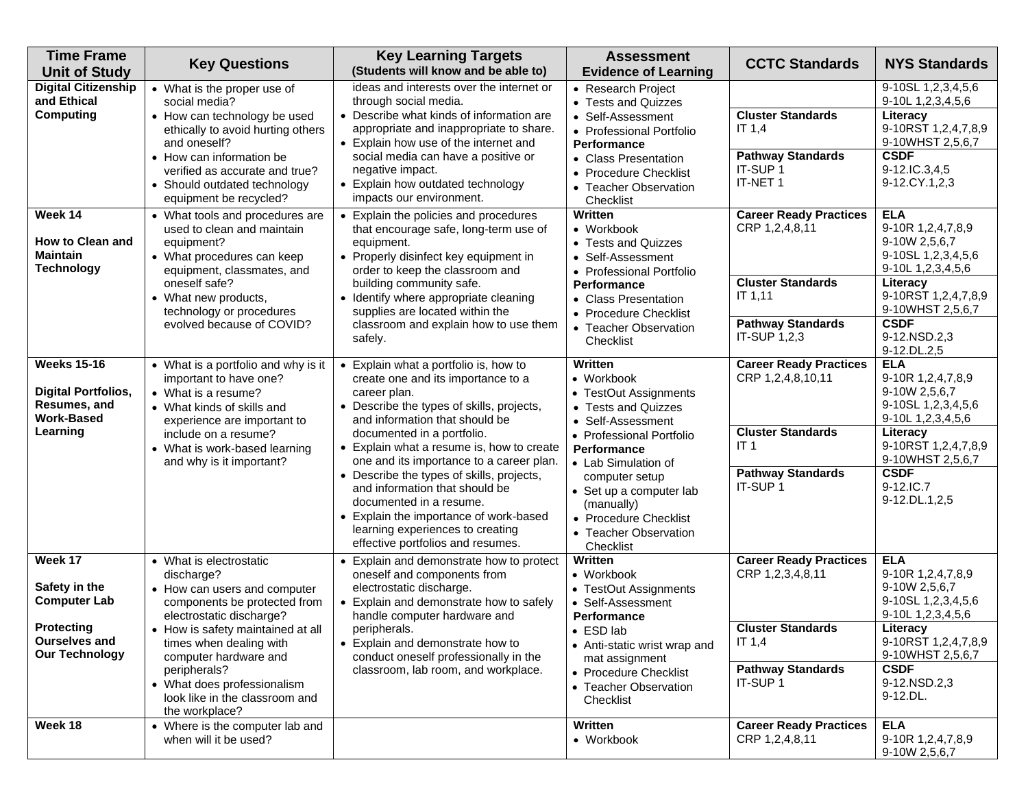| Time Frame Unit of Study | Key Questions | Key Learning Targets (Students will know and be able to) | Assessment Evidence of Learning | CCTC Standards | NYS Standards |
|---|---|---|---|---|---|
| **Digital Citizenship and Ethical Computing** | • What is the proper use of social media?<br>• How can technology be used ethically to avoid hurting others and oneself?<br>• How can information be verified as accurate and true?<br>• Should outdated technology equipment be recycled? | ideas and interests over the internet or through social media.<br>• Describe what kinds of information are appropriate and inappropriate to share.<br>• Explain how use of the internet and social media can have a positive or negative impact.<br>• Explain how outdated technology impacts our environment. | • Research Project<br>• Tests and Quizzes<br>• Self-Assessment<br>• Professional Portfolio<br>**Performance**<br>• Class Presentation<br>• Procedure Checklist<br>• Teacher Observation Checklist | <br><br>**Cluster Standards**<br>IT 1,4<br><br>**Pathway Standards**<br>IT-SUP 1<br>IT-NET 1 | 9-10SL 1,2,3,4,5,6<br>9-10L 1,2,3,4,5,6<br>**Literacy**<br>9-10RST 1,2,4,7,8,9<br>9-10WHST 2,5,6,7<br>**CSDF**<br>9-12.IC.3,4,5<br>9-12.CY.1,2,3 |
| **Week 14**<br><br>**How to Clean and Maintain Technology** | • What tools and procedures are used to clean and maintain equipment?<br>• What procedures can keep equipment, classmates, and oneself safe?<br>• What new products, technology or procedures evolved because of COVID? | • Explain the policies and procedures that encourage safe, long-term use of equipment.<br>• Properly disinfect key equipment in order to keep the classroom and building community safe.<br>• Identify where appropriate cleaning supplies are located within the classroom and explain how to use them safely. | **Written**<br>• Workbook<br>• Tests and Quizzes<br>• Self-Assessment<br>• Professional Portfolio<br>**Performance**<br>• Class Presentation<br>• Procedure Checklist<br>• Teacher Observation Checklist | **Career Ready Practices**<br>CRP 1,2,4,8,11<br><br>**Cluster Standards**<br>IT 1,11<br><br>**Pathway Standards**<br>IT-SUP 1,2,3 | **ELA**<br>9-10R 1,2,4,7,8,9<br>9-10W 2,5,6,7<br>9-10SL 1,2,3,4,5,6<br>9-10L 1,2,3,4,5,6<br>**Literacy**<br>9-10RST 1,2,4,7,8,9<br>9-10WHST 2,5,6,7<br>**CSDF**<br>9-12.NSD.2,3<br>9-12.DL.2,5 |
| **Weeks 15-16**<br><br>**Digital Portfolios, Resumes, and Work-Based Learning** | • What is a portfolio and why is it important to have one?<br>• What is a resume?<br>• What kinds of skills and experience are important to include on a resume?<br>• What is work-based learning and why is it important? | • Explain what a portfolio is, how to create one and its importance to a career plan.<br>• Describe the types of skills, projects, and information that should be documented in a portfolio.<br>• Explain what a resume is, how to create one and its importance to a career plan.<br>• Describe the types of skills, projects, and information that should be documented in a resume.<br>• Explain the importance of work-based learning experiences to creating effective portfolios and resumes. | **Written**<br>• Workbook<br>• TestOut Assignments<br>• Tests and Quizzes<br>• Self-Assessment<br>• Professional Portfolio<br>**Performance**<br>• Lab Simulation of computer setup<br>• Set up a computer lab (manually)<br>• Procedure Checklist<br>• Teacher Observation Checklist | **Career Ready Practices**<br>CRP 1,2,4,8,10,11<br><br>**Cluster Standards**<br>IT 1<br><br>**Pathway Standards**<br>IT-SUP 1 | **ELA**<br>9-10R 1,2,4,7,8,9<br>9-10W 2,5,6,7<br>9-10SL 1,2,3,4,5,6<br>9-10L 1,2,3,4,5,6<br>**Literacy**<br>9-10RST 1,2,4,7,8,9<br>9-10WHST 2,5,6,7<br>**CSDF**<br>9-12.IC.7<br>9-12.DL.1,2,5 |
| **Week 17**<br><br>**Safety in the Computer Lab**<br><br>**Protecting Ourselves and Our Technology** | • What is electrostatic discharge?<br>• How can users and computer components be protected from electrostatic discharge?<br>• How is safety maintained at all times when dealing with computer hardware and peripherals?<br>• What does professionalism look like in the classroom and the workplace? | • Explain and demonstrate how to protect oneself and components from electrostatic discharge.<br>• Explain and demonstrate how to safely handle computer hardware and peripherals.<br>• Explain and demonstrate how to conduct oneself professionally in the classroom, lab room, and workplace. | **Written**<br>• Workbook<br>• TestOut Assignments<br>• Self-Assessment<br>**Performance**<br>• ESD lab<br>• Anti-static wrist wrap and mat assignment<br>• Procedure Checklist<br>• Teacher Observation Checklist | **Career Ready Practices**<br>CRP 1,2,3,4,8,11<br><br>**Cluster Standards**<br>IT 1,4<br><br>**Pathway Standards**<br>IT-SUP 1 | **ELA**<br>9-10R 1,2,4,7,8,9<br>9-10W 2,5,6,7<br>9-10SL 1,2,3,4,5,6<br>9-10L 1,2,3,4,5,6<br>**Literacy**<br>9-10RST 1,2,4,7,8,9<br>9-10WHST 2,5,6,7<br>**CSDF**<br>9-12.NSD.2,3<br>9-12.DL. |
| **Week 18** | • Where is the computer lab and when will it be used? | | **Written**<br>• Workbook | **Career Ready Practices**<br>CRP 1,2,4,8,11 | **ELA**<br>9-10R 1,2,4,7,8,9<br>9-10W 2,5,6,7 |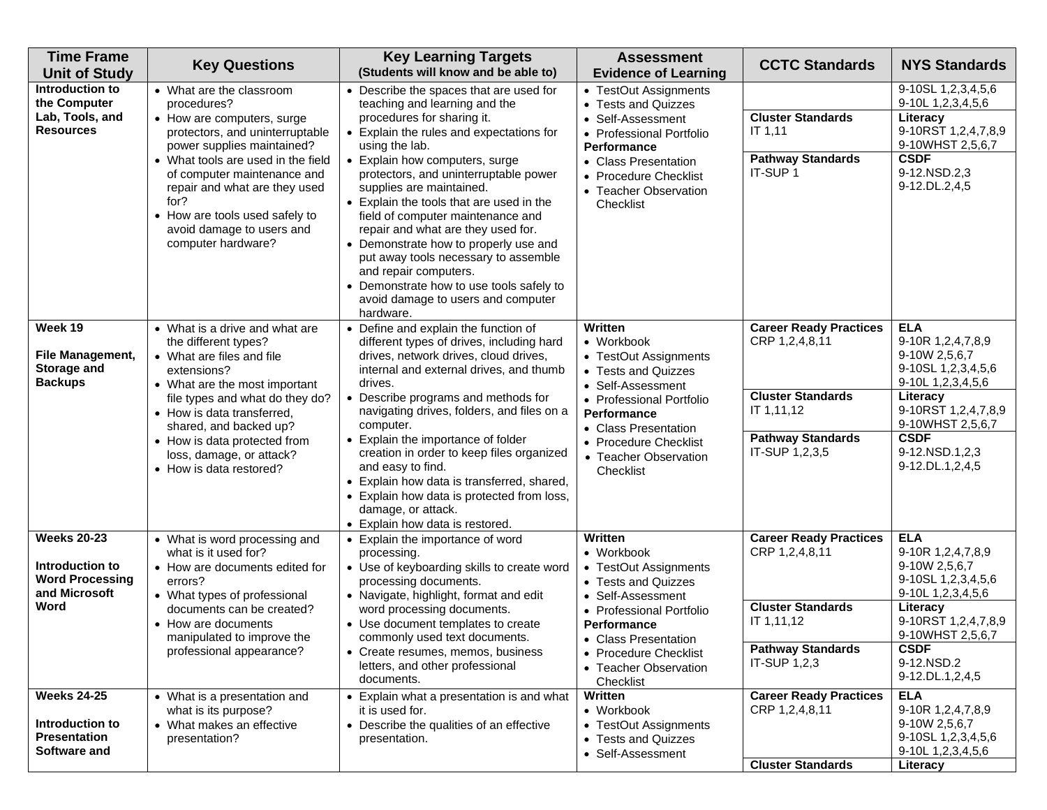| Time Frame Unit of Study | Key Questions | Key Learning Targets (Students will know and be able to) | Assessment Evidence of Learning | CCTC Standards | NYS Standards |
|---|---|---|---|---|---|
| **Introduction to the Computer Lab, Tools, and Resources** | • What are the classroom procedures?<br>• How are computers, surge protectors, and uninterruptable power supplies maintained?<br>• What tools are used in the field of computer maintenance and repair and what are they used for?<br>• How are tools used safely to avoid damage to users and computer hardware? | • Describe the spaces that are used for teaching and learning and the procedures for sharing it.<br>• Explain the rules and expectations for using the lab.<br>• Explain how computers, surge protectors, and uninterruptable power supplies are maintained.<br>• Explain the tools that are used in the field of computer maintenance and repair and what are they used for.<br>• Demonstrate how to properly use and put away tools necessary to assemble and repair computers.<br>• Demonstrate how to use tools safely to avoid damage to users and computer hardware. | • TestOut Assignments<br>• Tests and Quizzes<br>• Self-Assessment<br>• Professional Portfolio<br>**Performance**<br>• Class Presentation<br>• Procedure Checklist<br>• Teacher Observation Checklist | <br><br>**Cluster Standards**<br>IT 1,11<br><br>**Pathway Standards**<br>IT-SUP 1 | 9-10SL 1,2,3,4,5,6<br>9-10L 1,2,3,4,5,6<br><br>**Literacy**<br>9-10RST 1,2,4,7,8,9<br>9-10WHST 2,5,6,7<br><br>**CSDF**<br>9-12.NSD.2,3<br>9-12.DL.2,4,5 |
| **Week 19**<br><br>**File Management, Storage and Backups** | • What is a drive and what are the different types?<br>• What are files and file extensions?<br>• What are the most important file types and what do they do?<br>• How is data transferred, shared, and backed up?<br>• How is data protected from loss, damage, or attack?<br>• How is data restored? | • Define and explain the function of different types of drives, including hard drives, network drives, cloud drives, internal and external drives, and thumb drives.<br>• Describe programs and methods for navigating drives, folders, and files on a computer.<br>• Explain the importance of folder creation in order to keep files organized and easy to find.<br>• Explain how data is transferred, shared,<br>• Explain how data is protected from loss, damage, or attack.<br>• Explain how data is restored. | **Written**<br>• Workbook<br>• TestOut Assignments<br>• Tests and Quizzes<br>• Self-Assessment<br>• Professional Portfolio<br>**Performance**<br>• Class Presentation<br>• Procedure Checklist<br>• Teacher Observation Checklist | **Career Ready Practices**<br>CRP 1,2,4,8,11<br><br>**Cluster Standards**<br>IT 1,11,12<br><br>**Pathway Standards**<br>IT-SUP 1,2,3,5 | **ELA**<br>9-10R 1,2,4,7,8,9<br>9-10W 2,5,6,7<br>9-10SL 1,2,3,4,5,6<br>9-10L 1,2,3,4,5,6<br><br>**Literacy**<br>9-10RST 1,2,4,7,8,9<br>9-10WHST 2,5,6,7<br><br>**CSDF**<br>9-12.NSD.1,2,3<br>9-12.DL.1,2,4,5 |
| **Weeks 20-23**<br><br>**Introduction to Word Processing and Microsoft Word** | • What is word processing and what is it used for?<br>• How are documents edited for errors?<br>• What types of professional documents can be created?<br>• How are documents manipulated to improve the professional appearance? | • Explain the importance of word processing.<br>• Use of keyboarding skills to create word processing documents.<br>• Navigate, highlight, format and edit word processing documents.<br>• Use document templates to create commonly used text documents.<br>• Create resumes, memos, business letters, and other professional documents. | **Written**<br>• Workbook<br>• TestOut Assignments<br>• Tests and Quizzes<br>• Self-Assessment<br>• Professional Portfolio<br>**Performance**<br>• Class Presentation<br>• Procedure Checklist<br>• Teacher Observation Checklist | **Career Ready Practices**<br>CRP 1,2,4,8,11<br><br>**Cluster Standards**<br>IT 1,11,12<br><br>**Pathway Standards**<br>IT-SUP 1,2,3 | **ELA**<br>9-10R 1,2,4,7,8,9<br>9-10W 2,5,6,7<br>9-10SL 1,2,3,4,5,6<br>9-10L 1,2,3,4,5,6<br><br>**Literacy**<br>9-10RST 1,2,4,7,8,9<br>9-10WHST 2,5,6,7<br><br>**CSDF**<br>9-12.NSD.2<br>9-12.DL.1,2,4,5 |
| **Weeks 24-25**<br><br>**Introduction to Presentation Software and** | • What is a presentation and what is its purpose?<br>• What makes an effective presentation? | • Explain what a presentation is and what it is used for.<br>• Describe the qualities of an effective presentation. | **Written**<br>• Workbook<br>• TestOut Assignments<br>• Tests and Quizzes<br>• Self-Assessment | **Career Ready Practices**<br>CRP 1,2,4,8,11<br><br>**Cluster Standards** | **ELA**<br>9-10R 1,2,4,7,8,9<br>9-10W 2,5,6,7<br>9-10SL 1,2,3,4,5,6<br>9-10L 1,2,3,4,5,6<br><br>**Literacy** |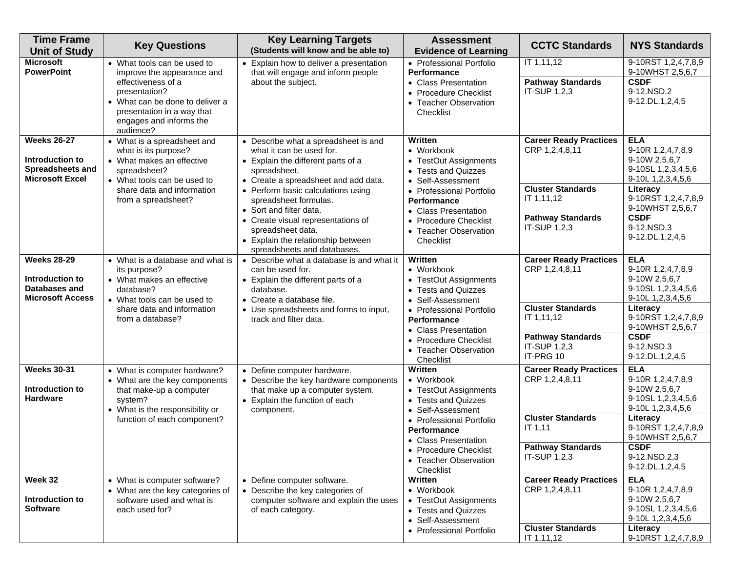| Time Frame Unit of Study | Key Questions | Key Learning Targets (Students will know and be able to) | Assessment Evidence of Learning | CCTC Standards | NYS Standards |
|---|---|---|---|---|---|
| **Microsoft PowerPoint** | • What tools can be used to improve the appearance and effectiveness of a presentation?<br>• What can be done to deliver a presentation in a way that engages and informs the audience? | • Explain how to deliver a presentation that will engage and inform people about the subject. | • Professional Portfolio<br>**Performance**<br>• Class Presentation<br>• Procedure Checklist<br>• Teacher Observation Checklist | IT 1,11,12<br><br>**Pathway Standards**<br>IT-SUP 1,2,3 | 9-10RST 1,2,4,7,8,9<br>9-10WHST 2,5,6,7<br><br>**CSDF**<br>9-12.NSD.2<br>9-12.DL.1,2,4,5 |
| **Weeks 26-27**<br><br>**Introduction to Spreadsheets and Microsoft Excel** | • What is a spreadsheet and what is its purpose?<br>• What makes an effective spreadsheet?<br>• What tools can be used to share data and information from a spreadsheet? | • Describe what a spreadsheet is and what it can be used for.<br>• Explain the different parts of a spreadsheet.<br>• Create a spreadsheet and add data.<br>• Perform basic calculations using spreadsheet formulas.<br>• Sort and filter data.<br>• Create visual representations of spreadsheet data.<br>• Explain the relationship between spreadsheets and databases. | **Written**<br>• Workbook<br>• TestOut Assignments<br>• Tests and Quizzes<br>• Self-Assessment<br>• Professional Portfolio<br>**Performance**<br>• Class Presentation<br>• Procedure Checklist<br>• Teacher Observation Checklist | **Career Ready Practices**<br>CRP 1,2,4,8,11<br><br>**Cluster Standards**<br>IT 1,11,12<br><br>**Pathway Standards**<br>IT-SUP 1,2,3 | **ELA**<br>9-10R 1,2,4,7,8,9<br>9-10W 2,5,6,7<br>9-10SL 1,2,3,4,5,6<br>9-10L 1,2,3,4,5,6<br><br>**Literacy**<br>9-10RST 1,2,4,7,8,9<br>9-10WHST 2,5,6,7<br><br>**CSDF**<br>9-12.NSD.3<br>9-12.DL.1,2,4,5 |
| **Weeks 28-29**<br><br>**Introduction to Databases and Microsoft Access** | • What is a database and what is its purpose?<br>• What makes an effective database?<br>• What tools can be used to share data and information from a database? | • Describe what a database is and what it can be used for.<br>• Explain the different parts of a database.<br>• Create a database file.<br>• Use spreadsheets and forms to input, track and filter data. | **Written**<br>• Workbook<br>• TestOut Assignments<br>• Tests and Quizzes<br>• Self-Assessment<br>• Professional Portfolio<br>**Performance**<br>• Class Presentation<br>• Procedure Checklist<br>• Teacher Observation Checklist | **Career Ready Practices**<br>CRP 1,2,4,8,11<br><br>**Cluster Standards**<br>IT 1,11,12<br><br>**Pathway Standards**<br>IT-SUP 1,2,3<br>IT-PRG 10 | **ELA**<br>9-10R 1,2,4,7,8,9<br>9-10W 2,5,6,7<br>9-10SL 1,2,3,4,5,6<br>9-10L 1,2,3,4,5,6<br><br>**Literacy**<br>9-10RST 1,2,4,7,8,9<br>9-10WHST 2,5,6,7<br><br>**CSDF**<br>9-12.NSD.3<br>9-12.DL.1,2,4,5 |
| **Weeks 30-31**<br><br>**Introduction to Hardware** | • What is computer hardware?<br>• What are the key components that make-up a computer system?<br>• What is the responsibility or function of each component? | • Define computer hardware.<br>• Describe the key hardware components that make up a computer system.<br>• Explain the function of each component. | **Written**<br>• Workbook<br>• TestOut Assignments<br>• Tests and Quizzes<br>• Self-Assessment<br>• Professional Portfolio<br>**Performance**<br>• Class Presentation<br>• Procedure Checklist<br>• Teacher Observation Checklist | **Career Ready Practices**<br>CRP 1,2,4,8,11<br><br>**Cluster Standards**<br>IT 1,11<br><br>**Pathway Standards**<br>IT-SUP 1,2,3 | **ELA**<br>9-10R 1,2,4,7,8,9<br>9-10W 2,5,6,7<br>9-10SL 1,2,3,4,5,6<br>9-10L 1,2,3,4,5,6<br><br>**Literacy**<br>9-10RST 1,2,4,7,8,9<br>9-10WHST 2,5,6,7<br><br>**CSDF**<br>9-12.NSD.2,3<br>9-12.DL.1,2,4,5 |
| **Week 32**<br><br>**Introduction to Software** | • What is computer software?<br>• What are the key categories of software used and what is each used for? | • Define computer software.<br>• Describe the key categories of computer software and explain the uses of each category. | **Written**<br>• Workbook<br>• TestOut Assignments<br>• Tests and Quizzes<br>• Self-Assessment<br>• Professional Portfolio | **Career Ready Practices**<br>CRP 1,2,4,8,11<br><br>**Cluster Standards**<br>IT 1,11,12 | **ELA**<br>9-10R 1,2,4,7,8,9<br>9-10W 2,5,6,7<br>9-10SL 1,2,3,4,5,6<br>9-10L 1,2,3,4,5,6<br><br>**Literacy**<br>9-10RST 1,2,4,7,8,9 |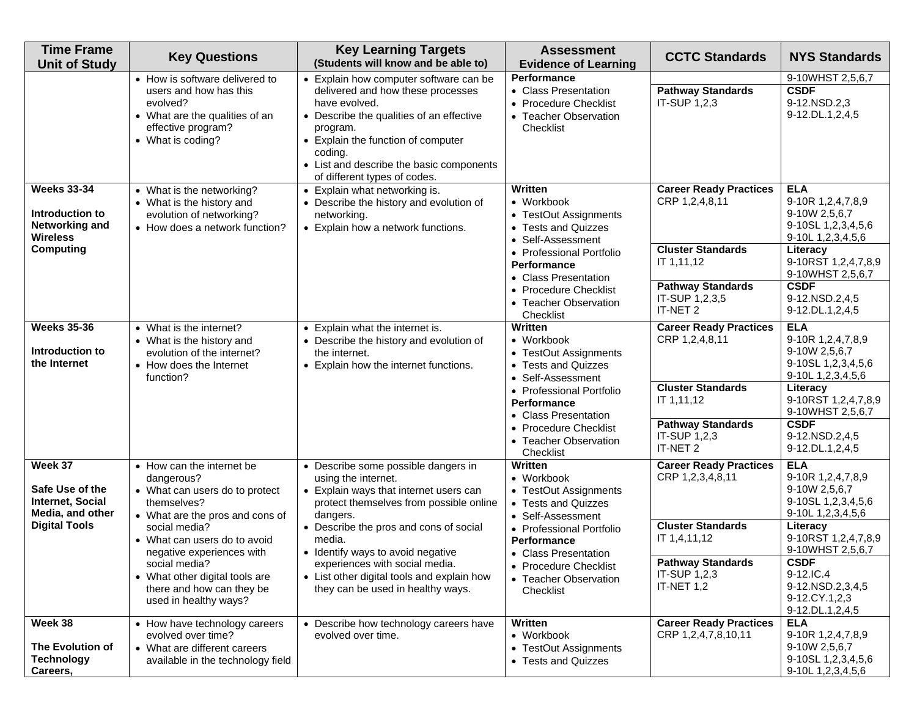| Time Frame Unit of Study | Key Questions | Key Learning Targets (Students will know and be able to) | Assessment Evidence of Learning | CCTC Standards | NYS Standards |
|---|---|---|---|---|---|
| | • How is software delivered to users and how has this evolved?<br>• What are the qualities of an effective program?<br>• What is coding? | • Explain how computer software can be delivered and how these processes have evolved.<br>• Describe the qualities of an effective program.<br>• Explain the function of computer coding.<br>• List and describe the basic components of different types of codes. | **Performance**<br>• Class Presentation<br>• Procedure Checklist<br>• Teacher Observation Checklist | <br>**Pathway Standards**<br>IT-SUP 1,2,3 | 9-10WHST 2,5,6,7<br>**CSDF**<br>9-12.NSD.2,3<br>9-12.DL.1,2,4,5 |
| **Weeks 33-34**<br><br>**Introduction to Networking and Wireless Computing** | • What is the networking?<br>• What is the history and evolution of networking?<br>• How does a network function? | • Explain what networking is.<br>• Describe the history and evolution of networking.<br>• Explain how a network functions. | **Written**<br>• Workbook<br>• TestOut Assignments<br>• Tests and Quizzes<br>• Self-Assessment<br>• Professional Portfolio<br>**Performance**<br>• Class Presentation<br>• Procedure Checklist<br>• Teacher Observation Checklist | **Career Ready Practices**<br>CRP 1,2,4,8,11<br>**Cluster Standards**<br>IT 1,11,12<br>**Pathway Standards**<br>IT-SUP 1,2,3,5<br>IT-NET 2 | **ELA**<br>9-10R 1,2,4,7,8,9<br>9-10W 2,5,6,7<br>9-10SL 1,2,3,4,5,6<br>9-10L 1,2,3,4,5,6<br>**Literacy**<br>9-10RST 1,2,4,7,8,9<br>9-10WHST 2,5,6,7<br>**CSDF**<br>9-12.NSD.2,4,5<br>9-12.DL.1,2,4,5 |
| **Weeks 35-36**<br><br>**Introduction to the Internet** | • What is the internet?<br>• What is the history and evolution of the internet?<br>• How does the Internet function? | • Explain what the internet is.<br>• Describe the history and evolution of the internet.<br>• Explain how the internet functions. | **Written**<br>• Workbook<br>• TestOut Assignments<br>• Tests and Quizzes<br>• Self-Assessment<br>• Professional Portfolio<br>**Performance**<br>• Class Presentation<br>• Procedure Checklist<br>• Teacher Observation Checklist | **Career Ready Practices**<br>CRP 1,2,4,8,11<br>**Cluster Standards**<br>IT 1,11,12<br>**Pathway Standards**<br>IT-SUP 1,2,3<br>IT-NET 2 | **ELA**<br>9-10R 1,2,4,7,8,9<br>9-10W 2,5,6,7<br>9-10SL 1,2,3,4,5,6<br>9-10L 1,2,3,4,5,6<br>**Literacy**<br>9-10RST 1,2,4,7,8,9<br>9-10WHST 2,5,6,7<br>**CSDF**<br>9-12.NSD.2,4,5<br>9-12.DL.1,2,4,5 |
| **Week 37**<br><br>**Safe Use of the Internet, Social Media, and other Digital Tools** | • How can the internet be dangerous?<br>• What can users do to protect themselves?<br>• What are the pros and cons of social media?<br>• What can users do to avoid negative experiences with social media?<br>• What other digital tools are there and how can they be used in healthy ways? | • Describe some possible dangers in using the internet.<br>• Explain ways that internet users can protect themselves from possible online dangers.<br>• Describe the pros and cons of social media.<br>• Identify ways to avoid negative experiences with social media.<br>• List other digital tools and explain how they can be used in healthy ways. | **Written**<br>• Workbook<br>• TestOut Assignments<br>• Tests and Quizzes<br>• Self-Assessment<br>• Professional Portfolio<br>**Performance**<br>• Class Presentation<br>• Procedure Checklist<br>• Teacher Observation Checklist | **Career Ready Practices**<br>CRP 1,2,3,4,8,11<br>**Cluster Standards**<br>IT 1,4,11,12<br>**Pathway Standards**<br>IT-SUP 1,2,3<br>IT-NET 1,2 | **ELA**<br>9-10R 1,2,4,7,8,9<br>9-10W 2,5,6,7<br>9-10SL 1,2,3,4,5,6<br>9-10L 1,2,3,4,5,6<br>**Literacy**<br>9-10RST 1,2,4,7,8,9<br>9-10WHST 2,5,6,7<br>**CSDF**<br>9-12.IC.4<br>9-12.NSD.2,3,4,5<br>9-12.CY.1,2,3<br>9-12.DL.1,2,4,5 |
| **Week 38**<br><br>**The Evolution of Technology Careers,** | • How have technology careers evolved over time?<br>• What are different careers available in the technology field | • Describe how technology careers have evolved over time. | **Written**<br>• Workbook<br>• TestOut Assignments<br>• Tests and Quizzes | **Career Ready Practices**<br>CRP 1,2,4,7,8,10,11 | **ELA**<br>9-10R 1,2,4,7,8,9<br>9-10W 2,5,6,7<br>9-10SL 1,2,3,4,5,6<br>9-10L 1,2,3,4,5,6 |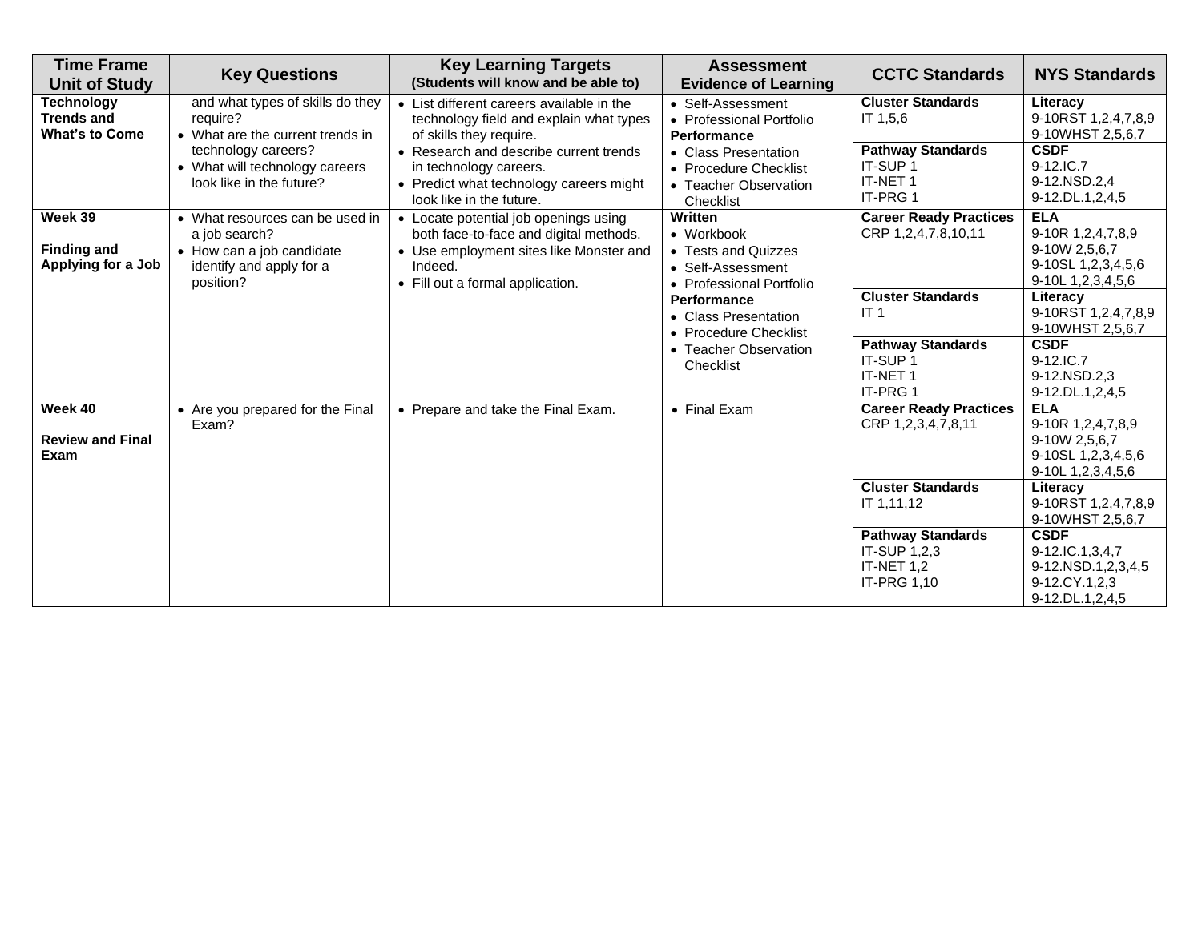| Time Frame Unit of Study | Key Questions | Key Learning Targets (Students will know and be able to) | Assessment Evidence of Learning | CCTC Standards | NYS Standards |
|---|---|---|---|---|---|
| **Technology Trends and What's to Come** | and what types of skills do they require?<br>• What are the current trends in technology careers?<br>• What will technology careers look like in the future? | • List different careers available in the technology field and explain what types of skills they require.<br>• Research and describe current trends in technology careers.<br>• Predict what technology careers might look like in the future. | • Self-Assessment<br>• Professional Portfolio<br>**Performance**<br>• Class Presentation<br>• Procedure Checklist<br>• Teacher Observation Checklist | **Cluster Standards**<br>IT 1,5,6 | **Literacy**<br>9-10RST 1,2,4,7,8,9<br>9-10WHST 2,5,6,7 |
| | | | | **Pathway Standards**<br>IT-SUP 1<br>IT-NET 1<br>IT-PRG 1 | **CSDF**<br>9-12.IC.7<br>9-12.NSD.2,4<br>9-12.DL.1,2,4,5 |
| **Week 39**<br><br>**Finding and Applying for a Job** | • What resources can be used in a job search?<br>• How can a job candidate identify and apply for a position? | • Locate potential job openings using both face-to-face and digital methods.<br>• Use employment sites like Monster and Indeed.<br>• Fill out a formal application. | **Written**<br>• Workbook<br>• Tests and Quizzes<br>• Self-Assessment<br>• Professional Portfolio<br>**Performance**<br>• Class Presentation<br>• Procedure Checklist<br>• Teacher Observation Checklist | **Career Ready Practices**<br>CRP 1,2,4,7,8,10,11 | **ELA**<br>9-10R 1,2,4,7,8,9<br>9-10W 2,5,6,7<br>9-10SL 1,2,3,4,5,6<br>9-10L 1,2,3,4,5,6 |
| | | | | **Cluster Standards**<br>IT 1 | **Literacy**<br>9-10RST 1,2,4,7,8,9<br>9-10WHST 2,5,6,7 |
| | | | | **Pathway Standards**<br>IT-SUP 1<br>IT-NET 1<br>IT-PRG 1 | **CSDF**<br>9-12.IC.7<br>9-12.NSD.2,3<br>9-12.DL.1,2,4,5 |
| **Week 40**<br><br>**Review and Final Exam** | • Are you prepared for the Final Exam? | • Prepare and take the Final Exam. | • Final Exam | **Career Ready Practices**<br>CRP 1,2,3,4,7,8,11 | **ELA**<br>9-10R 1,2,4,7,8,9<br>9-10W 2,5,6,7<br>9-10SL 1,2,3,4,5,6<br>9-10L 1,2,3,4,5,6 |
| | | | | **Cluster Standards**<br>IT 1,11,12 | **Literacy**<br>9-10RST 1,2,4,7,8,9<br>9-10WHST 2,5,6,7 |
| | | | | **Pathway Standards**<br>IT-SUP 1,2,3<br>IT-NET 1,2<br>IT-PRG 1,10 | **CSDF**<br>9-12.IC.1,3,4,7<br>9-12.NSD.1,2,3,4,5<br>9-12.CY.1,2,3<br>9-12.DL.1,2,4,5 |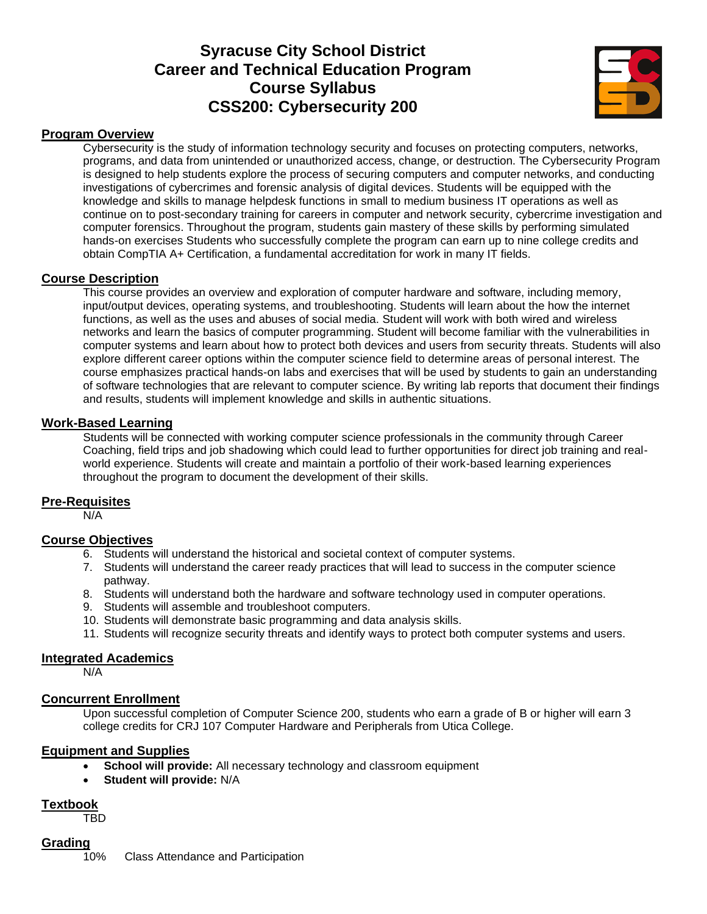# Syracuse City School District
# Career and Technical Education Program
# Course Syllabus
# CSS200: Cybersecurity 200

## Program Overview

Cybersecurity is the study of information technology security and focuses on protecting computers, networks, programs, and data from unintended or unauthorized access, change, or destruction. The Cybersecurity Program is designed to help students explore the process of securing computers and computer networks, and conducting investigations of cybercrimes and forensic analysis of digital devices. Students will be equipped with the knowledge and skills to manage helpdesk functions in small to medium business IT operations as well as continue on to post-secondary training for careers in computer and network security, cybercrime investigation and computer forensics. Throughout the program, students gain mastery of these skills by performing simulated hands-on exercises Students who successfully complete the program can earn up to nine college credits and obtain CompTIA A+ Certification, a fundamental accreditation for work in many IT fields.

## Course Description

This course provides an overview and exploration of computer hardware and software, including memory, input/output devices, operating systems, and troubleshooting. Students will learn about the how the internet functions, as well as the uses and abuses of social media. Student will work with both wired and wireless networks and learn the basics of computer programming. Student will become familiar with the vulnerabilities in computer systems and learn about how to protect both devices and users from security threats. Students will also explore different career options within the computer science field to determine areas of personal interest. The course emphasizes practical hands-on labs and exercises that will be used by students to gain an understanding of software technologies that are relevant to computer science. By writing lab reports that document their findings and results, students will implement knowledge and skills in authentic situations.

## Work-Based Learning

Students will be connected with working computer science professionals in the community through Career Coaching, field trips and job shadowing which could lead to further opportunities for direct job training and real-world experience. Students will create and maintain a portfolio of their work-based learning experiences throughout the program to document the development of their skills.

## Pre-Requisites

N/A

## Course Objectives

6. Students will understand the historical and societal context of computer systems.
7. Students will understand the career ready practices that will lead to success in the computer science pathway.
8. Students will understand both the hardware and software technology used in computer operations.
9. Students will assemble and troubleshoot computers.
10. Students will demonstrate basic programming and data analysis skills.
11. Students will recognize security threats and identify ways to protect both computer systems and users.

## Integrated Academics

N/A

## Concurrent Enrollment

Upon successful completion of Computer Science 200, students who earn a grade of B or higher will earn 3 college credits for CRJ 107 Computer Hardware and Peripherals from Utica College.

## Equipment and Supplies

- **School will provide:** All necessary technology and classroom equipment
- **Student will provide:** N/A

## Textbook

TBD

## Grading

10% Class Attendance and Participation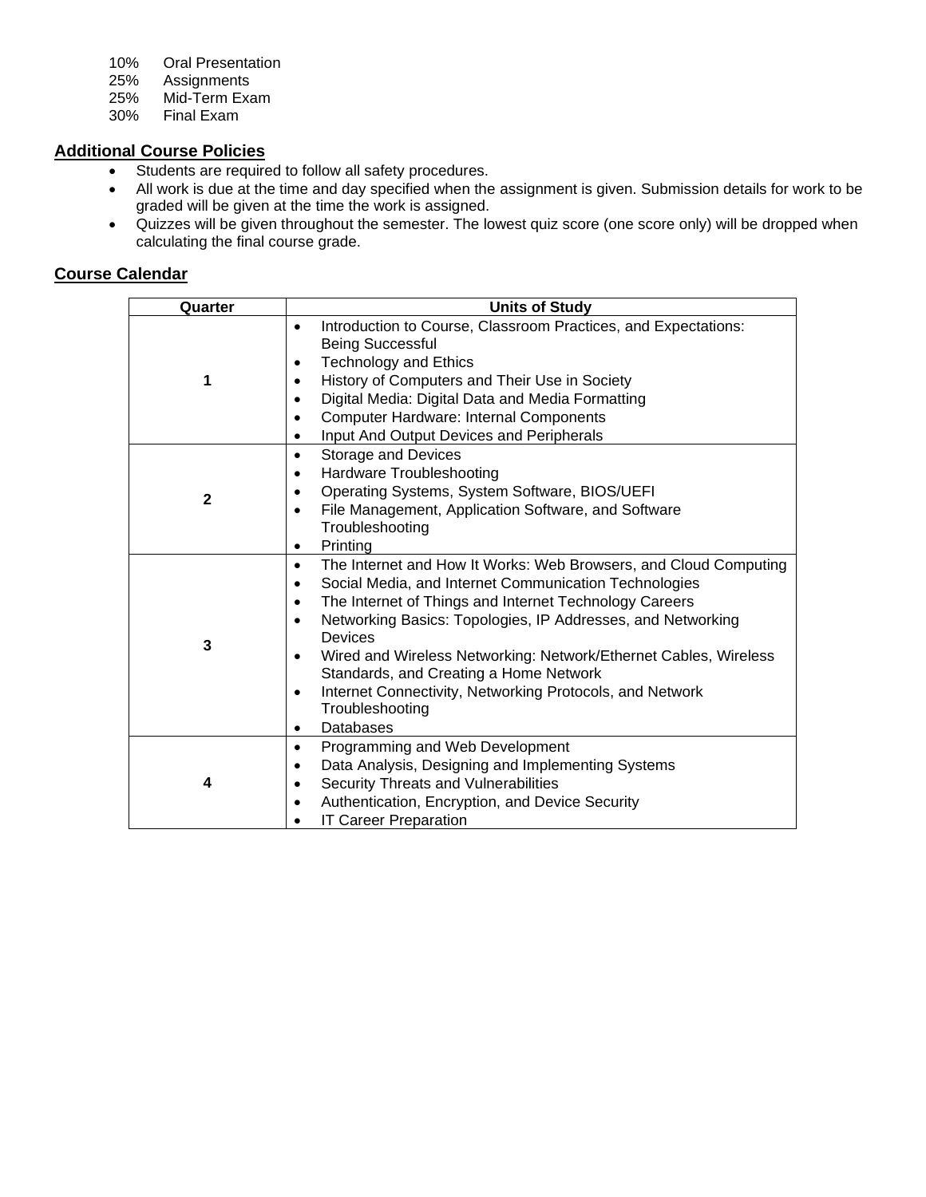10%    Oral Presentation
25%    Assignments
25%    Mid-Term Exam
30%    Final Exam

## Additional Course Policies

- Students are required to follow all safety procedures.
- All work is due at the time and day specified when the assignment is given. Submission details for work to be graded will be given at the time the work is assigned.
- Quizzes will be given throughout the semester. The lowest quiz score (one score only) will be dropped when calculating the final course grade.

## Course Calendar

| Quarter | Units of Study |
|---|---|
| 1 | • Introduction to Course, Classroom Practices, and Expectations: Being Successful<br>• Technology and Ethics<br>• History of Computers and Their Use in Society<br>• Digital Media: Digital Data and Media Formatting<br>• Computer Hardware: Internal Components<br>• Input And Output Devices and Peripherals |
| 2 | • Storage and Devices<br>• Hardware Troubleshooting<br>• Operating Systems, System Software, BIOS/UEFI<br>• File Management, Application Software, and Software Troubleshooting<br>• Printing |
| 3 | • The Internet and How It Works: Web Browsers, and Cloud Computing<br>• Social Media, and Internet Communication Technologies<br>• The Internet of Things and Internet Technology Careers<br>• Networking Basics: Topologies, IP Addresses, and Networking Devices<br>• Wired and Wireless Networking: Network/Ethernet Cables, Wireless Standards, and Creating a Home Network<br>• Internet Connectivity, Networking Protocols, and Network Troubleshooting<br>• Databases |
| 4 | • Programming and Web Development<br>• Data Analysis, Designing and Implementing Systems<br>• Security Threats and Vulnerabilities<br>• Authentication, Encryption, and Device Security<br>• IT Career Preparation |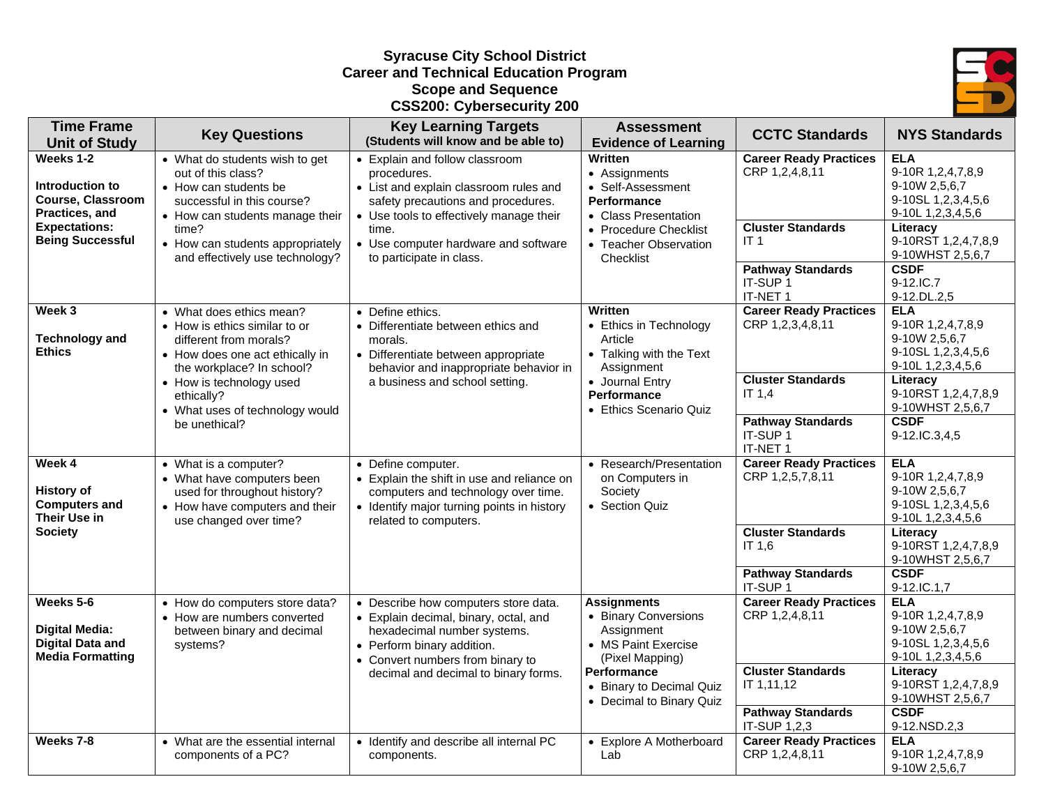**Syracuse City School District**
**Career and Technical Education Program**
**Scope and Sequence**
**CSS200: Cybersecurity 200**

| Time Frame Unit of Study | Key Questions | Key Learning Targets (Students will know and be able to) | Assessment Evidence of Learning | CCTC Standards | NYS Standards |
|---|---|---|---|---|---|
| **Weeks 1-2**<br><br>**Introduction to Course, Classroom Practices, and Expectations: Being Successful** | • What do students wish to get out of this class?<br>• How can students be successful in this course?<br>• How can students manage their time?<br>• How can students appropriately and effectively use technology? | • Explain and follow classroom procedures.<br>• List and explain classroom rules and safety precautions and procedures.<br>• Use tools to effectively manage their time.<br>• Use computer hardware and software to participate in class. | **Written**<br>• Assignments<br>• Self-Assessment<br>**Performance**<br>• Class Presentation<br>• Procedure Checklist<br>• Teacher Observation Checklist | **Career Ready Practices**<br>CRP 1,2,4,8,11<br>**Cluster Standards**<br>IT 1<br>**Pathway Standards**<br>IT-SUP 1<br>IT-NET 1 | **ELA**<br>9-10R 1,2,4,7,8,9<br>9-10W 2,5,6,7<br>9-10SL 1,2,3,4,5,6<br>9-10L 1,2,3,4,5,6<br>**Literacy**<br>9-10RST 1,2,4,7,8,9<br>9-10WHST 2,5,6,7<br>**CSDF**<br>9-12.IC.7<br>9-12.DL.2,5 |
| **Week 3**<br><br>**Technology and Ethics** | • What does ethics mean?<br>• How is ethics similar to or different from morals?<br>• How does one act ethically in the workplace? In school?<br>• How is technology used ethically?<br>• What uses of technology would be unethical? | • Define ethics.<br>• Differentiate between ethics and morals.<br>• Differentiate between appropriate behavior and inappropriate behavior in a business and school setting. | **Written**<br>• Ethics in Technology Article<br>• Talking with the Text Assignment<br>• Journal Entry<br>**Performance**<br>• Ethics Scenario Quiz | **Career Ready Practices**<br>CRP 1,2,3,4,8,11<br>**Cluster Standards**<br>IT 1,4<br>**Pathway Standards**<br>IT-SUP 1<br>IT-NET 1 | **ELA**<br>9-10R 1,2,4,7,8,9<br>9-10W 2,5,6,7<br>9-10SL 1,2,3,4,5,6<br>9-10L 1,2,3,4,5,6<br>**Literacy**<br>9-10RST 1,2,4,7,8,9<br>9-10WHST 2,5,6,7<br>**CSDF**<br>9-12.IC.3,4,5 |
| **Week 4**<br><br>**History of Computers and Their Use in Society** | • What is a computer?<br>• What have computers been used for throughout history?<br>• How have computers and their use changed over time? | • Define computer.<br>• Explain the shift in use and reliance on computers and technology over time.<br>• Identify major turning points in history related to computers. | • Research/Presentation on Computers in Society<br>• Section Quiz | **Career Ready Practices**<br>CRP 1,2,5,7,8,11<br>**Cluster Standards**<br>IT 1,6<br>**Pathway Standards**<br>IT-SUP 1 | **ELA**<br>9-10R 1,2,4,7,8,9<br>9-10W 2,5,6,7<br>9-10SL 1,2,3,4,5,6<br>9-10L 1,2,3,4,5,6<br>**Literacy**<br>9-10RST 1,2,4,7,8,9<br>9-10WHST 2,5,6,7<br>**CSDF**<br>9-12.IC.1,7 |
| **Weeks 5-6**<br><br>**Digital Media: Digital Data and Media Formatting** | • How do computers store data?<br>• How are numbers converted between binary and decimal systems? | • Describe how computers store data.<br>• Explain decimal, binary, octal, and hexadecimal number systems.<br>• Perform binary addition.<br>• Convert numbers from binary to decimal and decimal to binary forms. | **Assignments**<br>• Binary Conversions Assignment<br>• MS Paint Exercise (Pixel Mapping)<br>**Performance**<br>• Binary to Decimal Quiz<br>• Decimal to Binary Quiz | **Career Ready Practices**<br>CRP 1,2,4,8,11<br>**Cluster Standards**<br>IT 1,11,12<br>**Pathway Standards**<br>IT-SUP 1,2,3 | **ELA**<br>9-10R 1,2,4,7,8,9<br>9-10W 2,5,6,7<br>9-10SL 1,2,3,4,5,6<br>9-10L 1,2,3,4,5,6<br>**Literacy**<br>9-10RST 1,2,4,7,8,9<br>9-10WHST 2,5,6,7<br>**CSDF**<br>9-12.NSD.2,3 |
| **Weeks 7-8** | • What are the essential internal components of a PC? | • Identify and describe all internal PC components. | • Explore A Motherboard Lab | **Career Ready Practices**<br>CRP 1,2,4,8,11 | **ELA**<br>9-10R 1,2,4,7,8,9<br>9-10W 2,5,6,7 |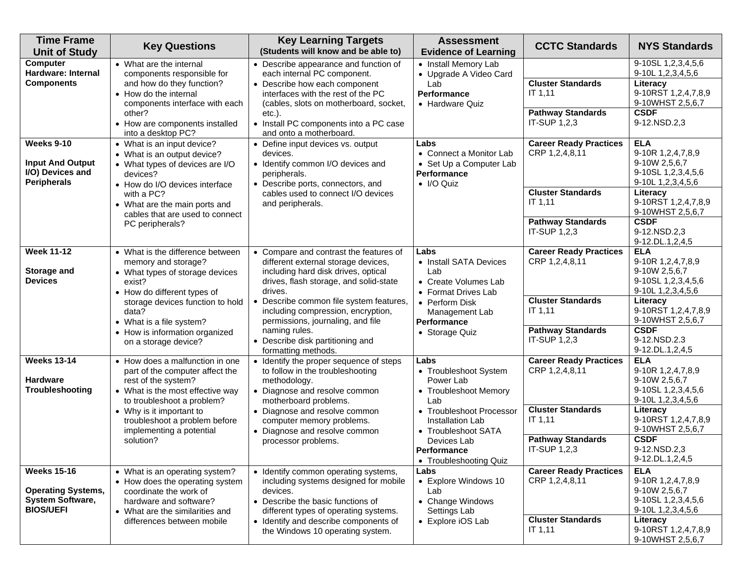| Time Frame Unit of Study | Key Questions | Key Learning Targets (Students will know and be able to) | Assessment Evidence of Learning | CCTC Standards | NYS Standards |
|---|---|---|---|---|---|
| **Computer Hardware: Internal Components** | • What are the internal components responsible for and how do they function?<br>• How do the internal components interface with each other?<br>• How are components installed into a desktop PC? | • Describe appearance and function of each internal PC component.<br>• Describe how each component interfaces with the rest of the PC (cables, slots on motherboard, socket, etc.).<br>• Install PC components into a PC case and onto a motherboard. | • Install Memory Lab<br>• Upgrade A Video Card Lab<br>**Performance**<br>• Hardware Quiz | | 9-10SL 1,2,3,4,5,6<br>9-10L 1,2,3,4,5,6 |
| | | | | **Cluster Standards**<br>IT 1,11 | **Literacy**<br>9-10RST 1,2,4,7,8,9<br>9-10WHST 2,5,6,7 |
| | | | | **Pathway Standards**<br>IT-SUP 1,2,3 | **CSDF**<br>9-12.NSD.2,3 |
| **Weeks 9-10**<br><br>**Input And Output I/O) Devices and Peripherals** | • What is an input device?<br>• What is an output device?<br>• What types of devices are I/O devices?<br>• How do I/O devices interface with a PC?<br>• What are the main ports and cables that are used to connect PC peripherals? | • Define input devices vs. output devices.<br>• Identify common I/O devices and peripherals.<br>• Describe ports, connectors, and cables used to connect I/O devices and peripherals. | **Labs**<br>• Connect a Monitor Lab<br>• Set Up a Computer Lab<br>**Performance**<br>• I/O Quiz | **Career Ready Practices**<br>CRP 1,2,4,8,11 | **ELA**<br>9-10R 1,2,4,7,8,9<br>9-10W 2,5,6,7<br>9-10SL 1,2,3,4,5,6<br>9-10L 1,2,3,4,5,6 |
| | | | | **Cluster Standards**<br>IT 1,11 | **Literacy**<br>9-10RST 1,2,4,7,8,9<br>9-10WHST 2,5,6,7 |
| | | | | **Pathway Standards**<br>IT-SUP 1,2,3 | **CSDF**<br>9-12.NSD.2,3<br>9-12.DL.1,2,4,5 |
| **Week 11-12**<br><br>**Storage and Devices** | • What is the difference between memory and storage?<br>• What types of storage devices exist?<br>• How do different types of storage devices function to hold data?<br>• What is a file system?<br>• How is information organized on a storage device? | • Compare and contrast the features of different external storage devices, including hard disk drives, optical drives, flash storage, and solid-state drives.<br>• Describe common file system features, including compression, encryption, permissions, journaling, and file naming rules.<br>• Describe disk partitioning and formatting methods. | **Labs**<br>• Install SATA Devices Lab<br>• Create Volumes Lab<br>• Format Drives Lab<br>• Perform Disk Management Lab<br>**Performance**<br>• Storage Quiz | **Career Ready Practices**<br>CRP 1,2,4,8,11 | **ELA**<br>9-10R 1,2,4,7,8,9<br>9-10W 2,5,6,7<br>9-10SL 1,2,3,4,5,6<br>9-10L 1,2,3,4,5,6 |
| | | | | **Cluster Standards**<br>IT 1,11 | **Literacy**<br>9-10RST 1,2,4,7,8,9<br>9-10WHST 2,5,6,7 |
| | | | | **Pathway Standards**<br>IT-SUP 1,2,3 | **CSDF**<br>9-12.NSD.2.3<br>9-12.DL.1,2,4,5 |
| **Weeks 13-14**<br><br>**Hardware Troubleshooting** | • How does a malfunction in one part of the computer affect the rest of the system?<br>• What is the most effective way to troubleshoot a problem?<br>• Why is it important to troubleshoot a problem before implementing a potential solution? | • Identify the proper sequence of steps to follow in the troubleshooting methodology.<br>• Diagnose and resolve common motherboard problems.<br>• Diagnose and resolve common computer memory problems.<br>• Diagnose and resolve common processor problems. | **Labs**<br>• Troubleshoot System Power Lab<br>• Troubleshoot Memory Lab<br>• Troubleshoot Processor Installation Lab<br>• Troubleshoot SATA Devices Lab<br>**Performance**<br>• Troubleshooting Quiz | **Career Ready Practices**<br>CRP 1,2,4,8,11 | **ELA**<br>9-10R 1,2,4,7,8,9<br>9-10W 2,5,6,7<br>9-10SL 1,2,3,4,5,6<br>9-10L 1,2,3,4,5,6 |
| | | | | **Cluster Standards**<br>IT 1,11 | **Literacy**<br>9-10RST 1,2,4,7,8,9<br>9-10WHST 2,5,6,7 |
| | | | | **Pathway Standards**<br>IT-SUP 1,2,3 | **CSDF**<br>9-12.NSD.2,3<br>9-12.DL.1,2,4,5 |
| **Weeks 15-16**<br><br>**Operating Systems, System Software, BIOS/UEFI** | • What is an operating system?<br>• How does the operating system coordinate the work of hardware and software?<br>• What are the similarities and differences between mobile | • Identify common operating systems, including systems designed for mobile devices.<br>• Describe the basic functions of different types of operating systems.<br>• Identify and describe components of the Windows 10 operating system. | **Labs**<br>• Explore Windows 10 Lab<br>• Change Windows Settings Lab<br>• Explore iOS Lab | **Career Ready Practices**<br>CRP 1,2,4,8,11 | **ELA**<br>9-10R 1,2,4,7,8,9<br>9-10W 2,5,6,7<br>9-10SL 1,2,3,4,5,6<br>9-10L 1,2,3,4,5,6 |
| | | | | **Cluster Standards**<br>IT 1,11 | **Literacy**<br>9-10RST 1,2,4,7,8,9<br>9-10WHST 2,5,6,7 |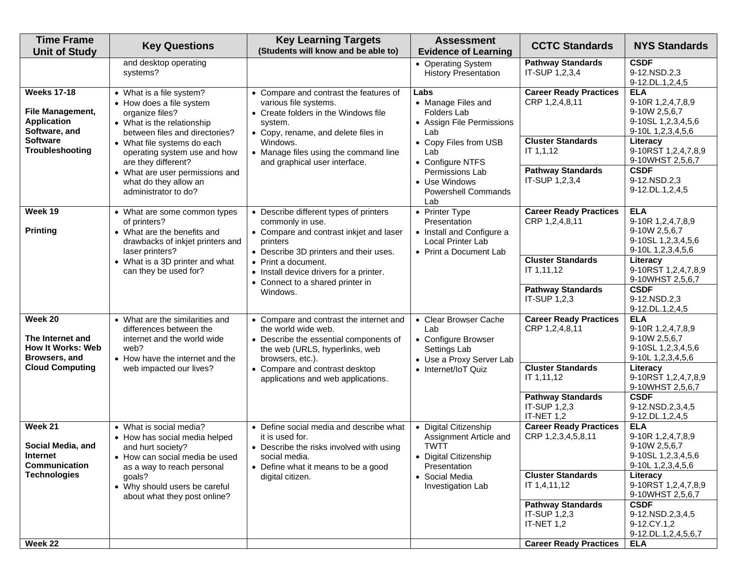| Time Frame Unit of Study | Key Questions | Key Learning Targets (Students will know and be able to) | Assessment Evidence of Learning | CCTC Standards | NYS Standards |
|---|---|---|---|---|---|
| | and desktop operating systems? | | • Operating System History Presentation | **Pathway Standards** IT-SUP 1,2,3,4 | **CSDF** 9-12.NSD.2,3 9-12.DL.1,2,4,5 |
| **Weeks 17-18** **File Management, Application Software, and Software Troubleshooting** | • What is a file system? • How does a file system organize files? • What is the relationship between files and directories? • What file systems do each operating system use and how are they different? • What are user permissions and what do they allow an administrator to do? | • Compare and contrast the features of various file systems. • Create folders in the Windows file system. • Copy, rename, and delete files in Windows. • Manage files using the command line and graphical user interface. | **Labs** • Manage Files and Folders Lab • Assign File Permissions Lab • Copy Files from USB Lab • Configure NTFS Permissions Lab • Use Windows Powershell Commands Lab | **Career Ready Practices** CRP 1,2,4,8,11 | **ELA** 9-10R 1,2,4,7,8,9 9-10W 2,5,6,7 9-10SL 1,2,3,4,5,6 9-10L 1,2,3,4,5,6 |
| | | | | **Cluster Standards** IT 1,1,12 | **Literacy** 9-10RST 1,2,4,7,8,9 9-10WHST 2,5,6,7 |
| | | | | **Pathway Standards** IT-SUP 1,2,3,4 | **CSDF** 9-12.NSD.2,3 9-12.DL.1,2,4,5 |
| **Week 19** **Printing** | • What are some common types of printers? • What are the benefits and drawbacks of inkjet printers and laser printers? • What is a 3D printer and what can they be used for? | • Describe different types of printers commonly in use. • Compare and contrast inkjet and laser printers • Describe 3D printers and their uses. • Print a document. • Install device drivers for a printer. • Connect to a shared printer in Windows. | • Printer Type Presentation • Install and Configure a Local Printer Lab • Print a Document Lab | **Career Ready Practices** CRP 1,2,4,8,11 | **ELA** 9-10R 1,2,4,7,8,9 9-10W 2,5,6,7 9-10SL 1,2,3,4,5,6 9-10L 1,2,3,4,5,6 |
| | | | | **Cluster Standards** IT 1,11,12 | **Literacy** 9-10RST 1,2,4,7,8,9 9-10WHST 2,5,6,7 |
| | | | | **Pathway Standards** IT-SUP 1,2,3 | **CSDF** 9-12.NSD.2,3 9-12.DL.1,2,4,5 |
| **Week 20** **The Internet and How It Works: Web Browsers, and Cloud Computing** | • What are the similarities and differences between the internet and the world wide web? • How have the internet and the web impacted our lives? | • Compare and contrast the internet and the world wide web. • Describe the essential components of the web (URLS, hyperlinks, web browsers, etc.). • Compare and contrast desktop applications and web applications. | • Clear Browser Cache Lab • Configure Browser Settings Lab • Use a Proxy Server Lab • Internet/IoT Quiz | **Career Ready Practices** CRP 1,2,4,8,11 | **ELA** 9-10R 1,2,4,7,8,9 9-10W 2,5,6,7 9-10SL 1,2,3,4,5,6 9-10L 1,2,3,4,5,6 |
| | | | | **Cluster Standards** IT 1,11,12 | **Literacy** 9-10RST 1,2,4,7,8,9 9-10WHST 2,5,6,7 |
| | | | | **Pathway Standards** IT-SUP 1,2,3 IT-NET 1,2 | **CSDF** 9-12.NSD.2,3,4,5 9-12.DL.1,2,4,5 |
| **Week 21** **Social Media, and Internet Communication Technologies** | • What is social media? • How has social media helped and hurt society? • How can social media be used as a way to reach personal goals? • Why should users be careful about what they post online? | • Define social media and describe what it is used for. • Describe the risks involved with using social media. • Define what it means to be a good digital citizen. | • Digital Citizenship Assignment Article and TWTT • Digital Citizenship Presentation • Social Media Investigation Lab | **Career Ready Practices** CRP 1,2,3,4,5,8,11 | **ELA** 9-10R 1,2,4,7,8,9 9-10W 2,5,6,7 9-10SL 1,2,3,4,5,6 9-10L 1,2,3,4,5,6 |
| | | | | **Cluster Standards** IT 1,4,11,12 | **Literacy** 9-10RST 1,2,4,7,8,9 9-10WHST 2,5,6,7 |
| | | | | **Pathway Standards** IT-SUP 1,2,3 IT-NET 1,2 | **CSDF** 9-12.NSD.2,3,4,5 9-12.CY.1,2 9-12.DL.1,2,4,5,6,7 |
| **Week 22** | | | | **Career Ready Practices** | **ELA** |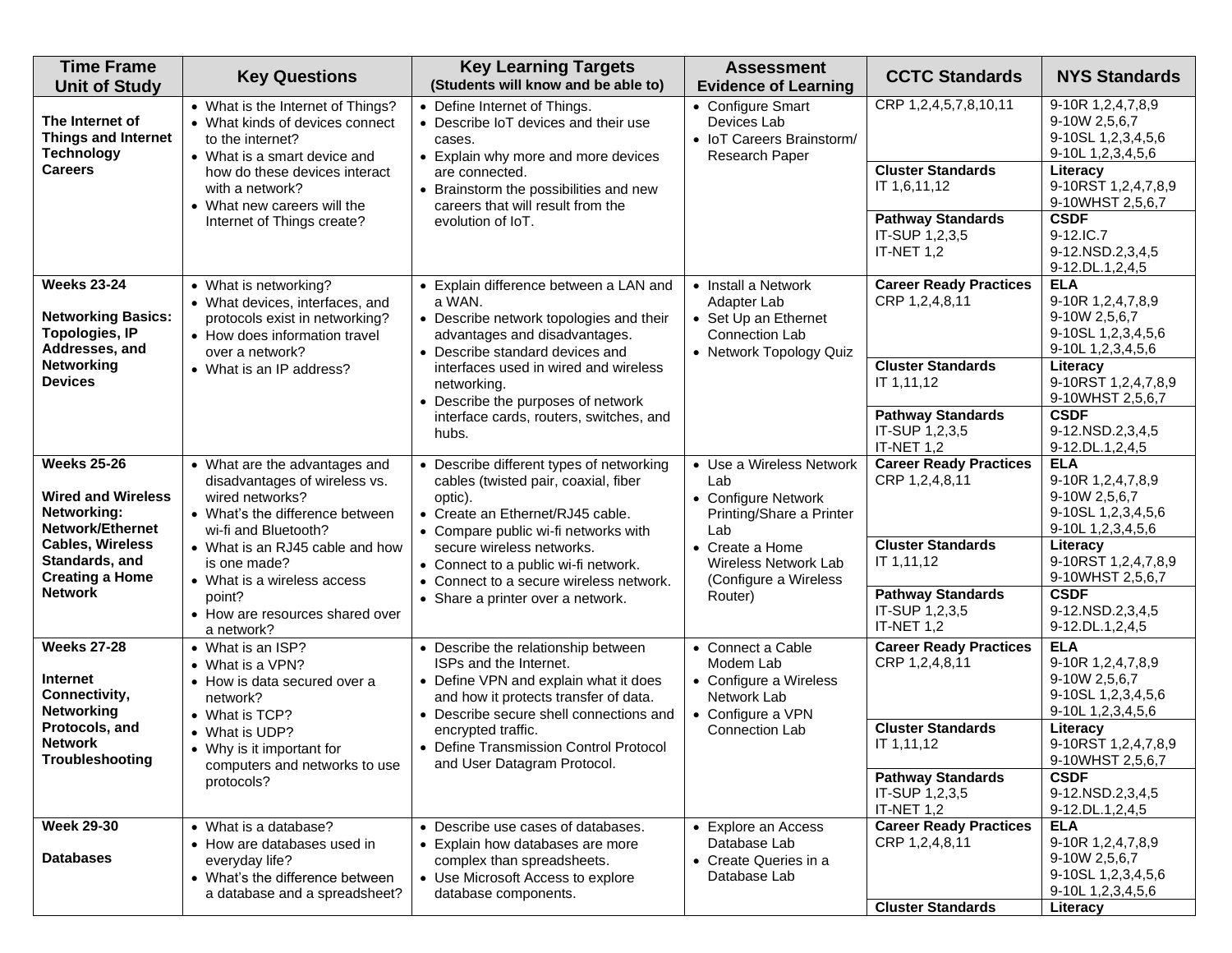| Time Frame Unit of Study | Key Questions | Key Learning Targets (Students will know and be able to) | Assessment Evidence of Learning | CCTC Standards | NYS Standards |
|---|---|---|---|---|---|
| **The Internet of Things and Internet Technology Careers** | • What is the Internet of Things?<br>• What kinds of devices connect to the internet?<br>• What is a smart device and how do these devices interact with a network?<br>• What new careers will the Internet of Things create? | • Define Internet of Things.<br>• Describe IoT devices and their use cases.<br>• Explain why more and more devices are connected.<br>• Brainstorm the possibilities and new careers that will result from the evolution of IoT. | • Configure Smart Devices Lab<br>• IoT Careers Brainstorm/ Research Paper | CRP 1,2,4,5,7,8,10,11<br><br>**Cluster Standards**<br>IT 1,6,11,12<br><br>**Pathway Standards**<br>IT-SUP 1,2,3,5<br>IT-NET 1,2 | 9-10R 1,2,4,7,8,9<br>9-10W 2,5,6,7<br>9-10SL 1,2,3,4,5,6<br>9-10L 1,2,3,4,5,6<br><br>**Literacy**<br>9-10RST 1,2,4,7,8,9<br>9-10WHST 2,5,6,7<br><br>**CSDF**<br>9-12.IC.7<br>9-12.NSD.2,3,4,5<br>9-12.DL.1,2,4,5 |
| **Weeks 23-24**<br><br>**Networking Basics: Topologies, IP Addresses, and Networking Devices** | • What is networking?<br>• What devices, interfaces, and protocols exist in networking?<br>• How does information travel over a network?<br>• What is an IP address? | • Explain difference between a LAN and a WAN.<br>• Describe network topologies and their advantages and disadvantages.<br>• Describe standard devices and interfaces used in wired and wireless networking.<br>• Describe the purposes of network interface cards, routers, switches, and hubs. | • Install a Network Adapter Lab<br>• Set Up an Ethernet Connection Lab<br>• Network Topology Quiz | **Career Ready Practices**<br>CRP 1,2,4,8,11<br><br>**Cluster Standards**<br>IT 1,11,12<br><br>**Pathway Standards**<br>IT-SUP 1,2,3,5<br>IT-NET 1,2 | **ELA**<br>9-10R 1,2,4,7,8,9<br>9-10W 2,5,6,7<br>9-10SL 1,2,3,4,5,6<br>9-10L 1,2,3,4,5,6<br><br>**Literacy**<br>9-10RST 1,2,4,7,8,9<br>9-10WHST 2,5,6,7<br><br>**CSDF**<br>9-12.NSD.2,3,4,5<br>9-12.DL.1,2,4,5 |
| **Weeks 25-26**<br><br>**Wired and Wireless Networking: Network/Ethernet Cables, Wireless Standards, and Creating a Home Network** | • What are the advantages and disadvantages of wireless vs. wired networks?<br>• What's the difference between wi-fi and Bluetooth?<br>• What is an RJ45 cable and how is one made?<br>• What is a wireless access point?<br>• How are resources shared over a network? | • Describe different types of networking cables (twisted pair, coaxial, fiber optic).<br>• Create an Ethernet/RJ45 cable.<br>• Compare public wi-fi networks with secure wireless networks.<br>• Connect to a public wi-fi network.<br>• Connect to a secure wireless network.<br>• Share a printer over a network. | • Use a Wireless Network Lab<br>• Configure Network Printing/Share a Printer Lab<br>• Create a Home Wireless Network Lab (Configure a Wireless Router) | **Career Ready Practices**<br>CRP 1,2,4,8,11<br><br>**Cluster Standards**<br>IT 1,11,12<br><br>**Pathway Standards**<br>IT-SUP 1,2,3,5<br>IT-NET 1,2 | **ELA**<br>9-10R 1,2,4,7,8,9<br>9-10W 2,5,6,7<br>9-10SL 1,2,3,4,5,6<br>9-10L 1,2,3,4,5,6<br><br>**Literacy**<br>9-10RST 1,2,4,7,8,9<br>9-10WHST 2,5,6,7<br><br>**CSDF**<br>9-12.NSD.2,3,4,5<br>9-12.DL.1,2,4,5 |
| **Weeks 27-28**<br><br>**Internet Connectivity, Networking Protocols, and Network Troubleshooting** | • What is an ISP?<br>• What is a VPN?<br>• How is data secured over a network?<br>• What is TCP?<br>• What is UDP?<br>• Why is it important for computers and networks to use protocols? | • Describe the relationship between ISPs and the Internet.<br>• Define VPN and explain what it does and how it protects transfer of data.<br>• Describe secure shell connections and encrypted traffic.<br>• Define Transmission Control Protocol and User Datagram Protocol. | • Connect a Cable Modem Lab<br>• Configure a Wireless Network Lab<br>• Configure a VPN Connection Lab | **Career Ready Practices**<br>CRP 1,2,4,8,11<br><br>**Cluster Standards**<br>IT 1,11,12<br><br>**Pathway Standards**<br>IT-SUP 1,2,3,5<br>IT-NET 1,2 | **ELA**<br>9-10R 1,2,4,7,8,9<br>9-10W 2,5,6,7<br>9-10SL 1,2,3,4,5,6<br>9-10L 1,2,3,4,5,6<br><br>**Literacy**<br>9-10RST 1,2,4,7,8,9<br>9-10WHST 2,5,6,7<br><br>**CSDF**<br>9-12.NSD.2,3,4,5<br>9-12.DL.1,2,4,5 |
| **Week 29-30**<br><br>**Databases** | • What is a database?<br>• How are databases used in everyday life?<br>• What's the difference between a database and a spreadsheet? | • Describe use cases of databases.<br>• Explain how databases are more complex than spreadsheets.<br>• Use Microsoft Access to explore database components. | • Explore an Access Database Lab<br>• Create Queries in a Database Lab | **Career Ready Practices**<br>CRP 1,2,4,8,11<br><br>**Cluster Standards** | **ELA**<br>9-10R 1,2,4,7,8,9<br>9-10W 2,5,6,7<br>9-10SL 1,2,3,4,5,6<br>9-10L 1,2,3,4,5,6<br><br>**Literacy** |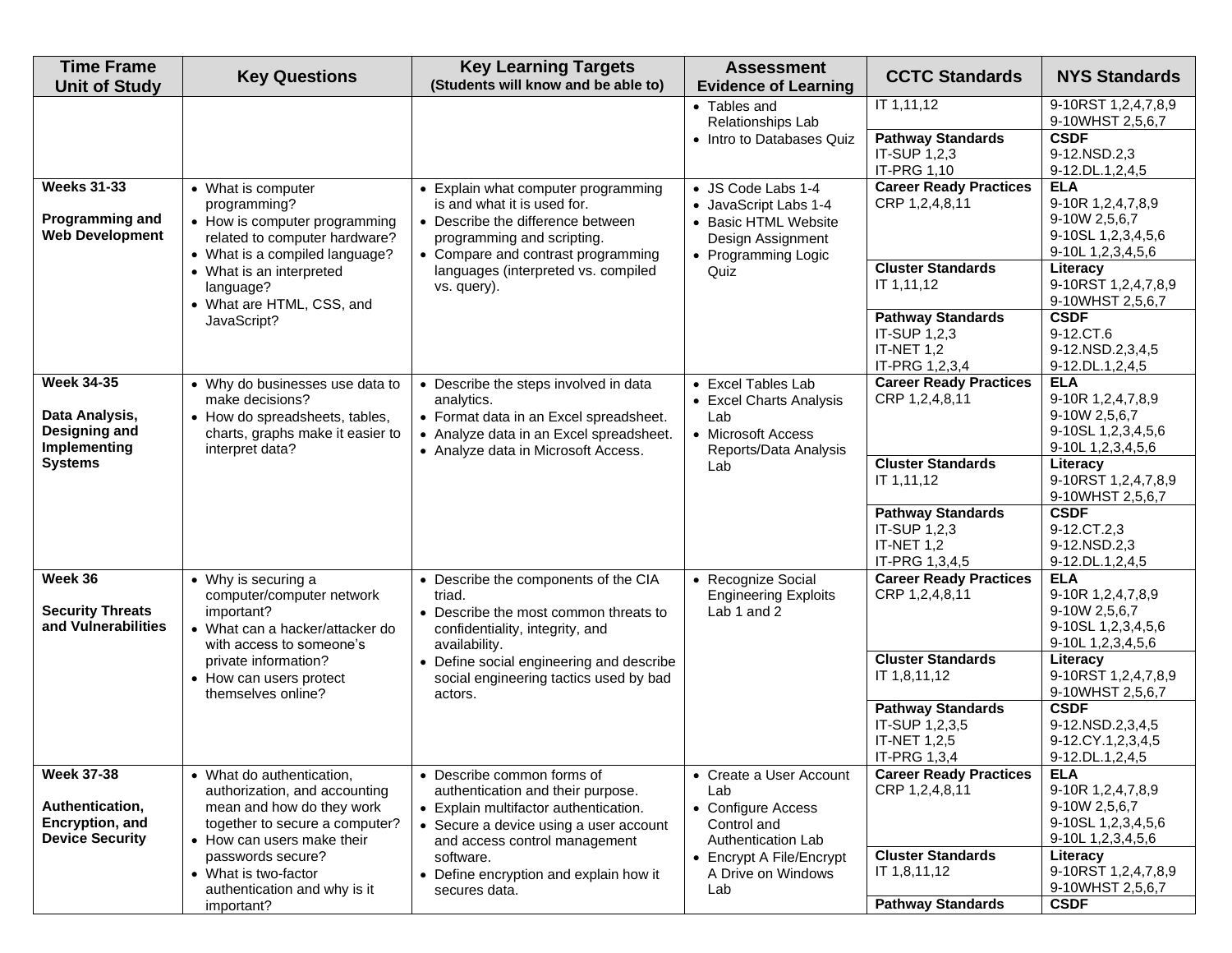| Time Frame Unit of Study | Key Questions | Key Learning Targets (Students will know and be able to) | Assessment Evidence of Learning | CCTC Standards | NYS Standards |
|---|---|---|---|---|---|
| | | | • Tables and Relationships Lab<br>• Intro to Databases Quiz | IT 1,11,12 | 9-10RST 1,2,4,7,8,9<br>9-10WHST 2,5,6,7 |
| | | | | **Pathway Standards**<br>IT-SUP 1,2,3<br>IT-PRG 1,10 | **CSDF**<br>9-12.NSD.2,3<br>9-12.DL.1,2,4,5 |
| **Weeks 31-33**<br><br>**Programming and Web Development** | • What is computer programming?<br>• How is computer programming related to computer hardware?<br>• What is a compiled language?<br>• What is an interpreted language?<br>• What are HTML, CSS, and JavaScript? | • Explain what computer programming is and what it is used for.<br>• Describe the difference between programming and scripting.<br>• Compare and contrast programming languages (interpreted vs. compiled vs. query). | • JS Code Labs 1-4<br>• JavaScript Labs 1-4<br>• Basic HTML Website Design Assignment<br>• Programming Logic Quiz | **Career Ready Practices**<br>CRP 1,2,4,8,11 | **ELA**<br>9-10R 1,2,4,7,8,9<br>9-10W 2,5,6,7<br>9-10SL 1,2,3,4,5,6<br>9-10L 1,2,3,4,5,6 |
| | | | | **Cluster Standards**<br>IT 1,11,12 | **Literacy**<br>9-10RST 1,2,4,7,8,9<br>9-10WHST 2,5,6,7 |
| | | | | **Pathway Standards**<br>IT-SUP 1,2,3<br>IT-NET 1,2<br>IT-PRG 1,2,3,4 | **CSDF**<br>9-12.CT.6<br>9-12.NSD.2,3,4,5<br>9-12.DL.1,2,4,5 |
| **Week 34-35**<br><br>**Data Analysis, Designing and Implementing Systems** | • Why do businesses use data to make decisions?<br>• How do spreadsheets, tables, charts, graphs make it easier to interpret data? | • Describe the steps involved in data analytics.<br>• Format data in an Excel spreadsheet.<br>• Analyze data in an Excel spreadsheet.<br>• Analyze data in Microsoft Access. | • Excel Tables Lab<br>• Excel Charts Analysis Lab<br>• Microsoft Access Reports/Data Analysis Lab | **Career Ready Practices**<br>CRP 1,2,4,8,11 | **ELA**<br>9-10R 1,2,4,7,8,9<br>9-10W 2,5,6,7<br>9-10SL 1,2,3,4,5,6<br>9-10L 1,2,3,4,5,6 |
| | | | | **Cluster Standards**<br>IT 1,11,12 | **Literacy**<br>9-10RST 1,2,4,7,8,9<br>9-10WHST 2,5,6,7 |
| | | | | **Pathway Standards**<br>IT-SUP 1,2,3<br>IT-NET 1,2<br>IT-PRG 1,3,4,5 | **CSDF**<br>9-12.CT.2,3<br>9-12.NSD.2,3<br>9-12.DL.1,2,4,5 |
| **Week 36**<br><br>**Security Threats and Vulnerabilities** | • Why is securing a computer/computer network important?<br>• What can a hacker/attacker do with access to someone's private information?<br>• How can users protect themselves online? | • Describe the components of the CIA triad.<br>• Describe the most common threats to confidentiality, integrity, and availability.<br>• Define social engineering and describe social engineering tactics used by bad actors. | • Recognize Social Engineering Exploits Lab 1 and 2 | **Career Ready Practices**<br>CRP 1,2,4,8,11 | **ELA**<br>9-10R 1,2,4,7,8,9<br>9-10W 2,5,6,7<br>9-10SL 1,2,3,4,5,6<br>9-10L 1,2,3,4,5,6 |
| | | | | **Cluster Standards**<br>IT 1,8,11,12 | **Literacy**<br>9-10RST 1,2,4,7,8,9<br>9-10WHST 2,5,6,7 |
| | | | | **Pathway Standards**<br>IT-SUP 1,2,3,5<br>IT-NET 1,2,5<br>IT-PRG 1,3,4 | **CSDF**<br>9-12.NSD.2,3,4,5<br>9-12.CY.1,2,3,4,5<br>9-12.DL.1,2,4,5 |
| **Week 37-38**<br><br>**Authentication, Encryption, and Device Security** | • What do authentication, authorization, and accounting mean and how do they work together to secure a computer?<br>• How can users make their passwords secure?<br>• What is two-factor authentication and why is it important? | • Describe common forms of authentication and their purpose.<br>• Explain multifactor authentication.<br>• Secure a device using a user account and access control management software.<br>• Define encryption and explain how it secures data. | • Create a User Account Lab<br>• Configure Access Control and Authentication Lab<br>• Encrypt A File/Encrypt A Drive on Windows Lab | **Career Ready Practices**<br>CRP 1,2,4,8,11 | **ELA**<br>9-10R 1,2,4,7,8,9<br>9-10W 2,5,6,7<br>9-10SL 1,2,3,4,5,6<br>9-10L 1,2,3,4,5,6 |
| | | | | **Cluster Standards**<br>IT 1,8,11,12 | **Literacy**<br>9-10RST 1,2,4,7,8,9<br>9-10WHST 2,5,6,7 |
| | | | | **Pathway Standards** | **CSDF** |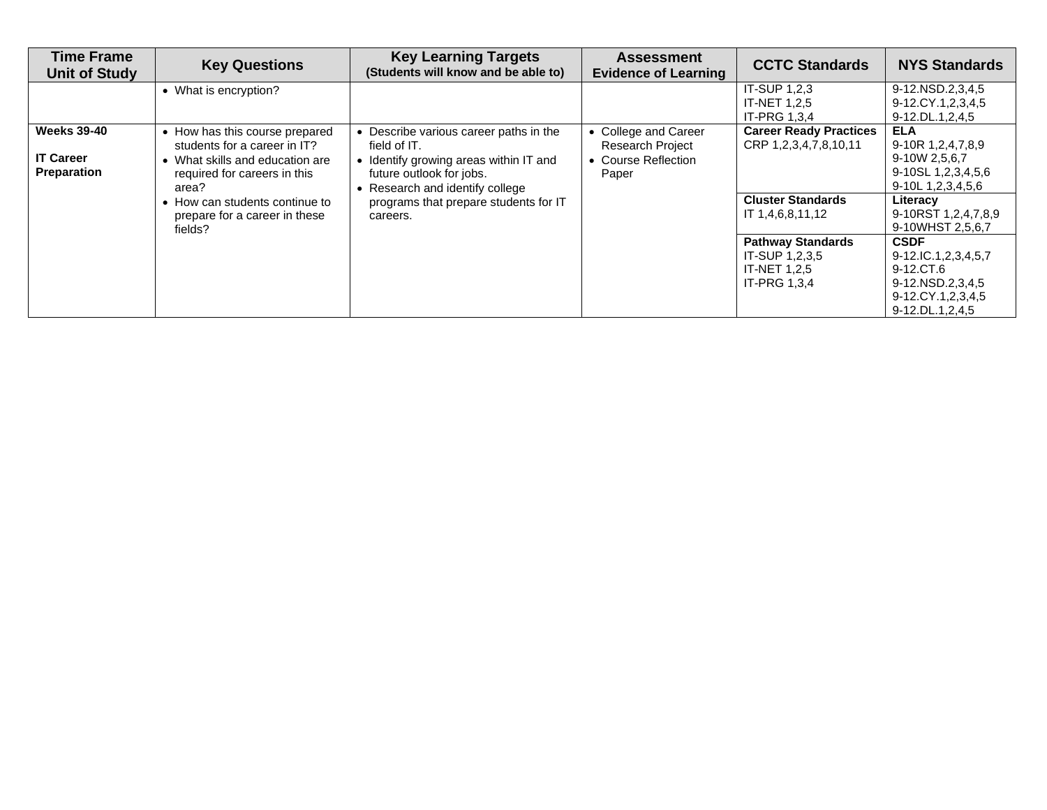| Time Frame Unit of Study | Key Questions | Key Learning Targets (Students will know and be able to) | Assessment Evidence of Learning | CCTC Standards | NYS Standards |
|---|---|---|---|---|---|
| | • What is encryption? | | | IT-SUP 1,2,3<br>IT-NET 1,2,5<br>IT-PRG 1,3,4 | 9-12.NSD.2,3,4,5<br>9-12.CY.1,2,3,4,5<br>9-12.DL.1,2,4,5 |
| **Weeks 39-40**<br><br>**IT Career Preparation** | • How has this course prepared students for a career in IT?<br>• What skills and education are required for careers in this area?<br>• How can students continue to prepare for a career in these fields? | • Describe various career paths in the field of IT.<br>• Identify growing areas within IT and future outlook for jobs.<br>• Research and identify college programs that prepare students for IT careers. | • College and Career Research Project<br>• Course Reflection Paper | **Career Ready Practices**<br>CRP 1,2,3,4,7,8,10,11 | **ELA**<br>9-10R 1,2,4,7,8,9<br>9-10W 2,5,6,7<br>9-10SL 1,2,3,4,5,6<br>9-10L 1,2,3,4,5,6 |
| | | | | **Cluster Standards**<br>IT 1,4,6,8,11,12 | **Literacy**<br>9-10RST 1,2,4,7,8,9<br>9-10WHST 2,5,6,7 |
| | | | | **Pathway Standards**<br>IT-SUP 1,2,3,5<br>IT-NET 1,2,5<br>IT-PRG 1,3,4 | **CSDF**<br>9-12.IC.1,2,3,4,5,7<br>9-12.CT.6<br>9-12.NSD.2,3,4,5<br>9-12.CY.1,2,3,4,5<br>9-12.DL.1,2,4,5 |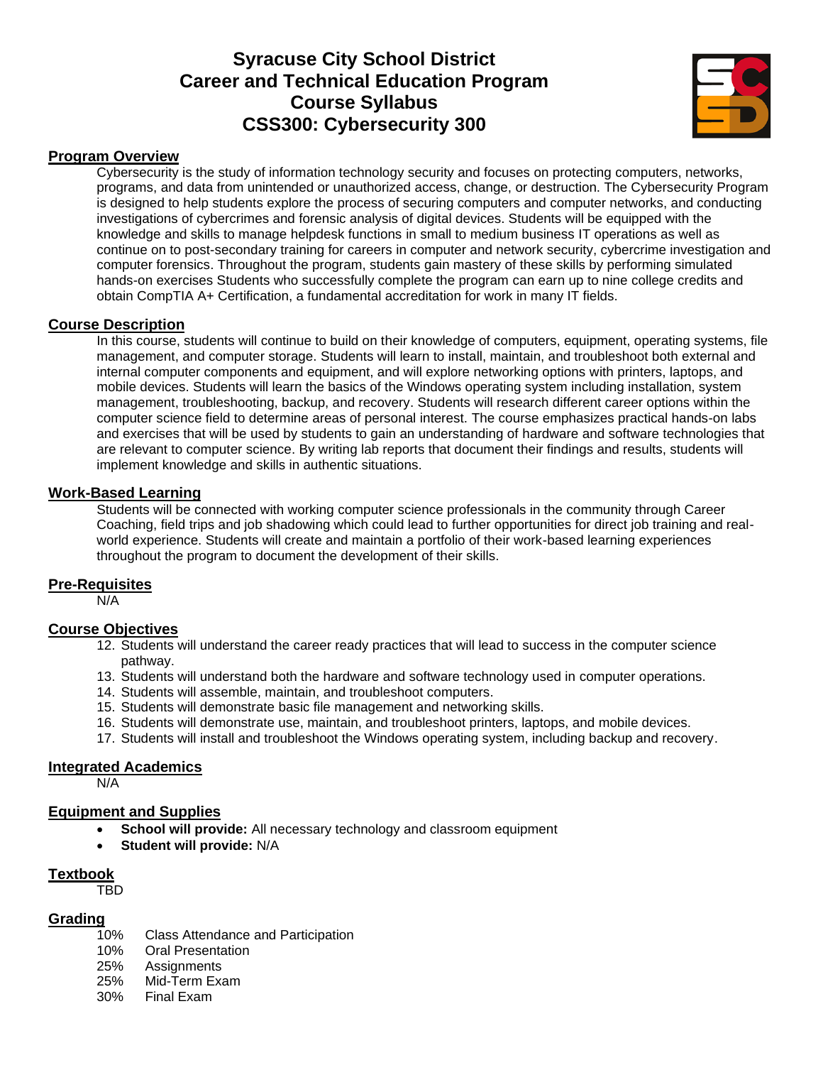# Syracuse City School District
# Career and Technical Education Program
# Course Syllabus
# CSS300: Cybersecurity 300

## Program Overview

Cybersecurity is the study of information technology security and focuses on protecting computers, networks, programs, and data from unintended or unauthorized access, change, or destruction. The Cybersecurity Program is designed to help students explore the process of securing computers and computer networks, and conducting investigations of cybercrimes and forensic analysis of digital devices. Students will be equipped with the knowledge and skills to manage helpdesk functions in small to medium business IT operations as well as continue on to post-secondary training for careers in computer and network security, cybercrime investigation and computer forensics. Throughout the program, students gain mastery of these skills by performing simulated hands-on exercises Students who successfully complete the program can earn up to nine college credits and obtain CompTIA A+ Certification, a fundamental accreditation for work in many IT fields.

## Course Description

In this course, students will continue to build on their knowledge of computers, equipment, operating systems, file management, and computer storage. Students will learn to install, maintain, and troubleshoot both external and internal computer components and equipment, and will explore networking options with printers, laptops, and mobile devices. Students will learn the basics of the Windows operating system including installation, system management, troubleshooting, backup, and recovery. Students will research different career options within the computer science field to determine areas of personal interest. The course emphasizes practical hands-on labs and exercises that will be used by students to gain an understanding of hardware and software technologies that are relevant to computer science. By writing lab reports that document their findings and results, students will implement knowledge and skills in authentic situations.

## Work-Based Learning

Students will be connected with working computer science professionals in the community through Career Coaching, field trips and job shadowing which could lead to further opportunities for direct job training and real-world experience. Students will create and maintain a portfolio of their work-based learning experiences throughout the program to document the development of their skills.

## Pre-Requisites

N/A

## Course Objectives

12. Students will understand the career ready practices that will lead to success in the computer science pathway.
13. Students will understand both the hardware and software technology used in computer operations.
14. Students will assemble, maintain, and troubleshoot computers.
15. Students will demonstrate basic file management and networking skills.
16. Students will demonstrate use, maintain, and troubleshoot printers, laptops, and mobile devices.
17. Students will install and troubleshoot the Windows operating system, including backup and recovery.

## Integrated Academics

N/A

## Equipment and Supplies

- **School will provide:** All necessary technology and classroom equipment
- **Student will provide:** N/A

## Textbook

TBD

## Grading

| | |
|---|---|
| 10% | Class Attendance and Participation |
| 10% | Oral Presentation |
| 25% | Assignments |
| 25% | Mid-Term Exam |
| 30% | Final Exam |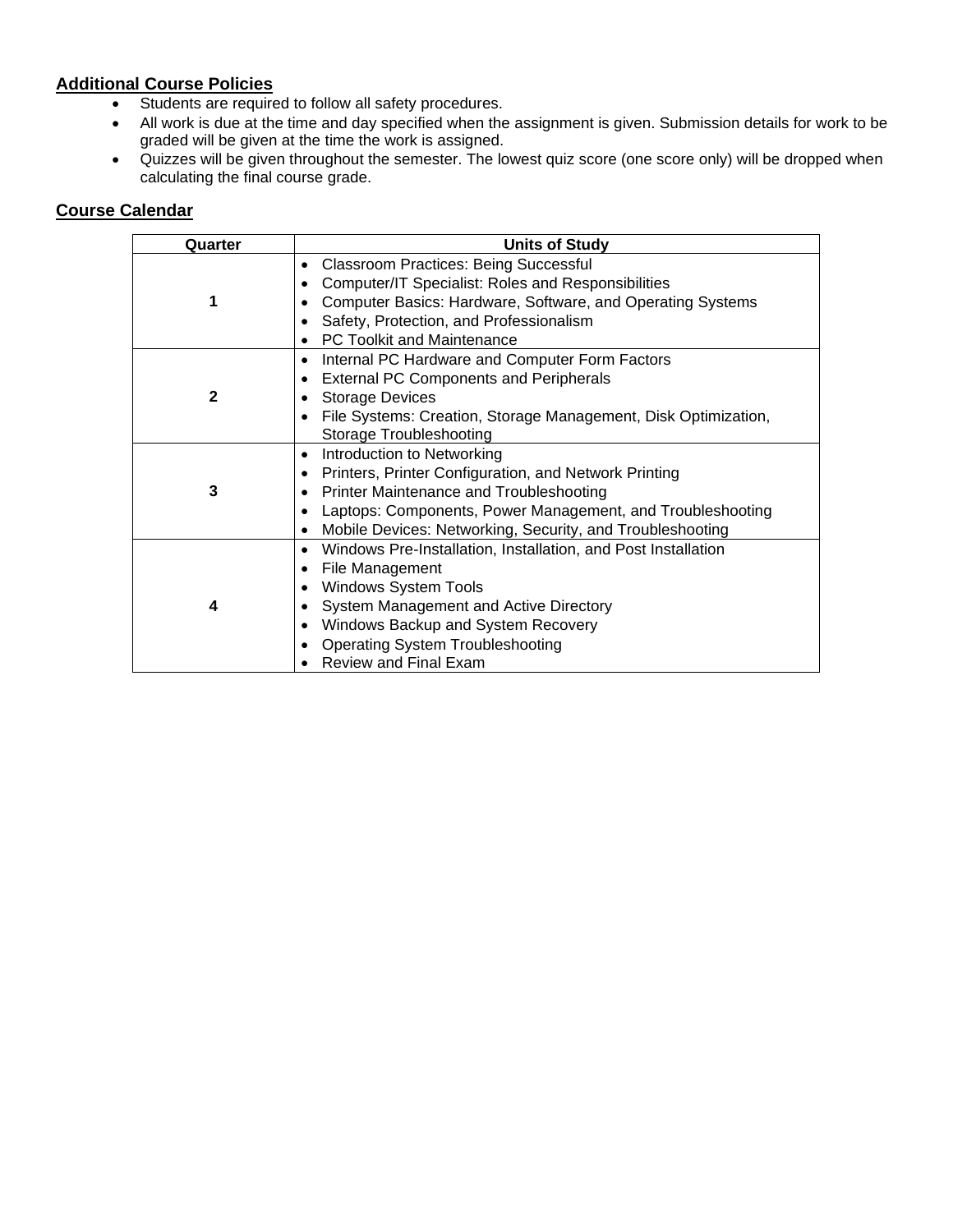## Additional Course Policies

- Students are required to follow all safety procedures.
- All work is due at the time and day specified when the assignment is given. Submission details for work to be graded will be given at the time the work is assigned.
- Quizzes will be given throughout the semester. The lowest quiz score (one score only) will be dropped when calculating the final course grade.

## Course Calendar

| Quarter | Units of Study |
|---|---|
| 1 | • Classroom Practices: Being Successful<br>• Computer/IT Specialist: Roles and Responsibilities<br>• Computer Basics: Hardware, Software, and Operating Systems<br>• Safety, Protection, and Professionalism<br>• PC Toolkit and Maintenance |
| 2 | • Internal PC Hardware and Computer Form Factors<br>• External PC Components and Peripherals<br>• Storage Devices<br>• File Systems: Creation, Storage Management, Disk Optimization, Storage Troubleshooting |
| 3 | • Introduction to Networking<br>• Printers, Printer Configuration, and Network Printing<br>• Printer Maintenance and Troubleshooting<br>• Laptops: Components, Power Management, and Troubleshooting<br>• Mobile Devices: Networking, Security, and Troubleshooting |
| 4 | • Windows Pre-Installation, Installation, and Post Installation<br>• File Management<br>• Windows System Tools<br>• System Management and Active Directory<br>• Windows Backup and System Recovery<br>• Operating System Troubleshooting<br>• Review and Final Exam |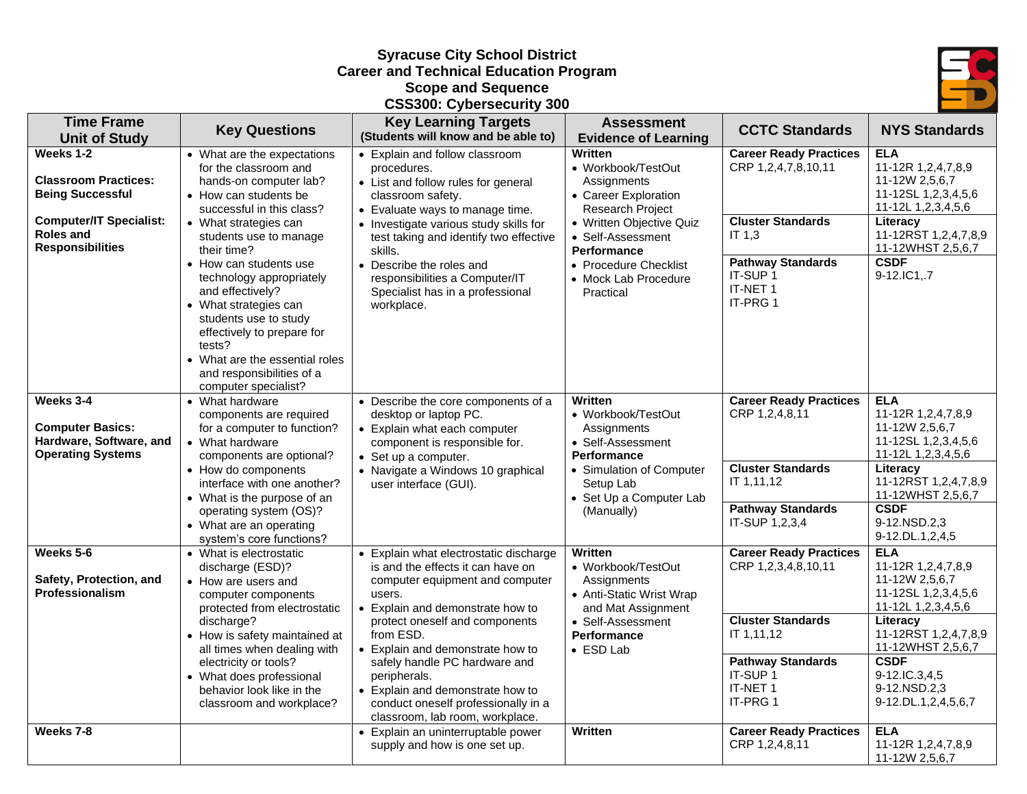# Syracuse City School District
## Career and Technical Education Program
## Scope and Sequence
## CSS300: Cybersecurity 300

| Time Frame Unit of Study | Key Questions | Key Learning Targets (Students will know and be able to) | Assessment Evidence of Learning | CCTC Standards | NYS Standards |
|---|---|---|---|---|---|
| **Weeks 1-2**<br><br>**Classroom Practices: Being Successful**<br><br>**Computer/IT Specialist: Roles and Responsibilities** | • What are the expectations for the classroom and hands-on computer lab?<br>• How can students be successful in this class?<br>• What strategies can students use to manage their time?<br>• How can students use technology appropriately and effectively?<br>• What strategies can students use to study effectively to prepare for tests?<br>• What are the essential roles and responsibilities of a computer specialist? | • Explain and follow classroom procedures.<br>• List and follow rules for general classroom safety.<br>• Evaluate ways to manage time.<br>• Investigate various study skills for test taking and identify two effective skills.<br>• Describe the roles and responsibilities a Computer/IT Specialist has in a professional workplace. | **Written**<br>• Workbook/TestOut Assignments<br>• Career Exploration Research Project<br>• Written Objective Quiz<br>• Self-Assessment<br>**Performance**<br>• Procedure Checklist<br>• Mock Lab Procedure Practical | **Career Ready Practices**<br>CRP 1,2,4,7,8,10,11<br><br>**Cluster Standards**<br>IT 1,3<br><br>**Pathway Standards**<br>IT-SUP 1<br>IT-NET 1<br>IT-PRG 1 | **ELA**<br>11-12R 1,2,4,7,8,9<br>11-12W 2,5,6,7<br>11-12SL 1,2,3,4,5,6<br>11-12L 1,2,3,4,5,6<br><br>**Literacy**<br>11-12RST 1,2,4,7,8,9<br>11-12WHST 2,5,6,7<br><br>**CSDF**<br>9-12.IC1,.7 |
| **Weeks 3-4**<br><br>**Computer Basics: Hardware, Software, and Operating Systems** | • What hardware components are required for a computer to function?<br>• What hardware components are optional?<br>• How do components interface with one another?<br>• What is the purpose of an operating system (OS)?<br>• What are an operating system's core functions? | • Describe the core components of a desktop or laptop PC.<br>• Explain what each computer component is responsible for.<br>• Set up a computer.<br>• Navigate a Windows 10 graphical user interface (GUI). | **Written**<br>• Workbook/TestOut Assignments<br>• Self-Assessment<br>**Performance**<br>• Simulation of Computer Setup Lab<br>• Set Up a Computer Lab (Manually) | **Career Ready Practices**<br>CRP 1,2,4,8,11<br><br>**Cluster Standards**<br>IT 1,11,12<br><br>**Pathway Standards**<br>IT-SUP 1,2,3,4 | **ELA**<br>11-12R 1,2,4,7,8,9<br>11-12W 2,5,6,7<br>11-12SL 1,2,3,4,5,6<br>11-12L 1,2,3,4,5,6<br><br>**Literacy**<br>11-12RST 1,2,4,7,8,9<br>11-12WHST 2,5,6,7<br><br>**CSDF**<br>9-12.NSD.2,3<br>9-12.DL.1,2,4,5 |
| **Weeks 5-6**<br><br>**Safety, Protection, and Professionalism** | • What is electrostatic discharge (ESD)?<br>• How are users and computer components protected from electrostatic discharge?<br>• How is safety maintained at all times when dealing with electricity or tools?<br>• What does professional behavior look like in the classroom and workplace? | • Explain what electrostatic discharge is and the effects it can have on computer equipment and computer users.<br>• Explain and demonstrate how to protect oneself and components from ESD.<br>• Explain and demonstrate how to safely handle PC hardware and peripherals.<br>• Explain and demonstrate how to conduct oneself professionally in a classroom, lab room, workplace. | **Written**<br>• Workbook/TestOut Assignments<br>• Anti-Static Wrist Wrap and Mat Assignment<br>• Self-Assessment<br>**Performance**<br>• ESD Lab | **Career Ready Practices**<br>CRP 1,2,3,4,8,10,11<br><br>**Cluster Standards**<br>IT 1,11,12<br><br>**Pathway Standards**<br>IT-SUP 1<br>IT-NET 1<br>IT-PRG 1 | **ELA**<br>11-12R 1,2,4,7,8,9<br>11-12W 2,5,6,7<br>11-12SL 1,2,3,4,5,6<br>11-12L 1,2,3,4,5,6<br><br>**Literacy**<br>11-12RST 1,2,4,7,8,9<br>11-12WHST 2,5,6,7<br><br>**CSDF**<br>9-12.IC.3,4,5<br>9-12.NSD.2,3<br>9-12.DL.1,2,4,5,6,7 |
| **Weeks 7-8** | | • Explain an uninterruptable power supply and how is one set up. | **Written** | **Career Ready Practices**<br>CRP 1,2,4,8,11 | **ELA**<br>11-12R 1,2,4,7,8,9<br>11-12W 2,5,6,7 |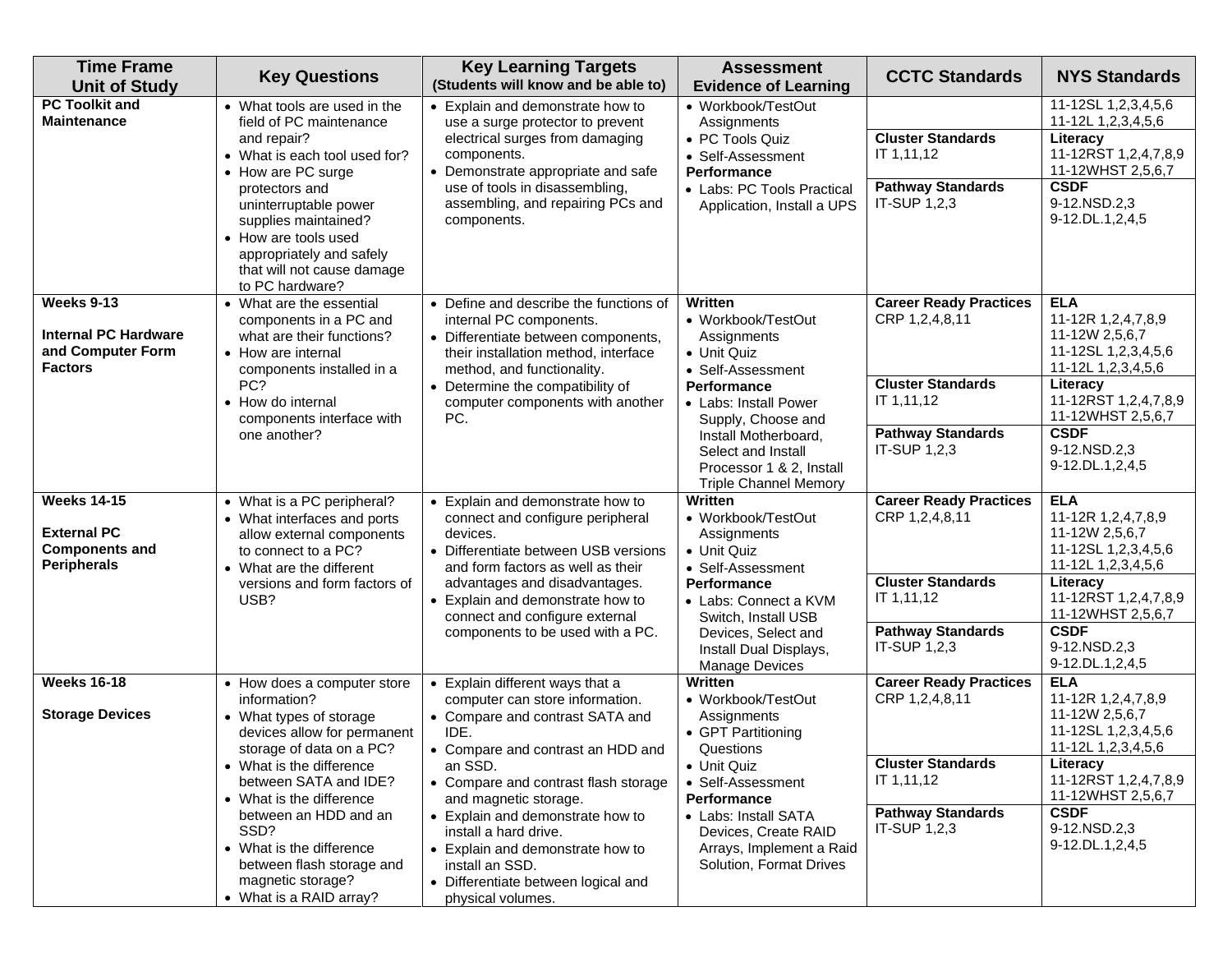| Time Frame Unit of Study | Key Questions | Key Learning Targets (Students will know and be able to) | Assessment Evidence of Learning | CCTC Standards | NYS Standards |
|---|---|---|---|---|---|
| **PC Toolkit and Maintenance** | • What tools are used in the field of PC maintenance and repair?<br>• What is each tool used for?<br>• How are PC surge protectors and uninterruptable power supplies maintained?<br>• How are tools used appropriately and safely that will not cause damage to PC hardware? | • Explain and demonstrate how to use a surge protector to prevent electrical surges from damaging components.<br>• Demonstrate appropriate and safe use of tools in disassembling, assembling, and repairing PCs and components. | • Workbook/TestOut Assignments<br>• PC Tools Quiz<br>• Self-Assessment<br>**Performance**<br>• Labs: PC Tools Practical Application, Install a UPS | <br><br>**Cluster Standards**<br>IT 1,11,12<br><br>**Pathway Standards**<br>IT-SUP 1,2,3 | 11-12SL 1,2,3,4,5,6<br>11-12L 1,2,3,4,5,6<br>**Literacy**<br>11-12RST 1,2,4,7,8,9<br>11-12WHST 2,5,6,7<br>**CSDF**<br>9-12.NSD.2,3<br>9-12.DL.1,2,4,5 |
| **Weeks 9-13**<br><br>**Internal PC Hardware and Computer Form Factors** | • What are the essential components in a PC and what are their functions?<br>• How are internal components installed in a PC?<br>• How do internal components interface with one another? | • Define and describe the functions of internal PC components.<br>• Differentiate between components, their installation method, interface method, and functionality.<br>• Determine the compatibility of computer components with another PC. | **Written**<br>• Workbook/TestOut Assignments<br>• Unit Quiz<br>• Self-Assessment<br>**Performance**<br>• Labs: Install Power Supply, Choose and Install Motherboard, Select and Install Processor 1 & 2, Install Triple Channel Memory | **Career Ready Practices**<br>CRP 1,2,4,8,11<br><br>**Cluster Standards**<br>IT 1,11,12<br><br>**Pathway Standards**<br>IT-SUP 1,2,3 | **ELA**<br>11-12R 1,2,4,7,8,9<br>11-12W 2,5,6,7<br>11-12SL 1,2,3,4,5,6<br>11-12L 1,2,3,4,5,6<br>**Literacy**<br>11-12RST 1,2,4,7,8,9<br>11-12WHST 2,5,6,7<br>**CSDF**<br>9-12.NSD.2,3<br>9-12.DL.1,2,4,5 |
| **Weeks 14-15**<br><br>**External PC Components and Peripherals** | • What is a PC peripheral?<br>• What interfaces and ports allow external components to connect to a PC?<br>• What are the different versions and form factors of USB? | • Explain and demonstrate how to connect and configure peripheral devices.<br>• Differentiate between USB versions and form factors as well as their advantages and disadvantages.<br>• Explain and demonstrate how to connect and configure external components to be used with a PC. | **Written**<br>• Workbook/TestOut Assignments<br>• Unit Quiz<br>• Self-Assessment<br>**Performance**<br>• Labs: Connect a KVM Switch, Install USB Devices, Select and Install Dual Displays, Manage Devices | **Career Ready Practices**<br>CRP 1,2,4,8,11<br><br>**Cluster Standards**<br>IT 1,11,12<br><br>**Pathway Standards**<br>IT-SUP 1,2,3 | **ELA**<br>11-12R 1,2,4,7,8,9<br>11-12W 2,5,6,7<br>11-12SL 1,2,3,4,5,6<br>11-12L 1,2,3,4,5,6<br>**Literacy**<br>11-12RST 1,2,4,7,8,9<br>11-12WHST 2,5,6,7<br>**CSDF**<br>9-12.NSD.2,3<br>9-12.DL.1,2,4,5 |
| **Weeks 16-18**<br><br>**Storage Devices** | • How does a computer store information?<br>• What types of storage devices allow for permanent storage of data on a PC?<br>• What is the difference between SATA and IDE?<br>• What is the difference between an HDD and an SSD?<br>• What is the difference between flash storage and magnetic storage?<br>• What is a RAID array? | • Explain different ways that a computer can store information.<br>• Compare and contrast SATA and IDE.<br>• Compare and contrast an HDD and an SSD.<br>• Compare and contrast flash storage and magnetic storage.<br>• Explain and demonstrate how to install a hard drive.<br>• Explain and demonstrate how to install an SSD.<br>• Differentiate between logical and physical volumes. | **Written**<br>• Workbook/TestOut Assignments<br>• GPT Partitioning Questions<br>• Unit Quiz<br>• Self-Assessment<br>**Performance**<br>• Labs: Install SATA Devices, Create RAID Arrays, Implement a Raid Solution, Format Drives | **Career Ready Practices**<br>CRP 1,2,4,8,11<br><br>**Cluster Standards**<br>IT 1,11,12<br><br>**Pathway Standards**<br>IT-SUP 1,2,3 | **ELA**<br>11-12R 1,2,4,7,8,9<br>11-12W 2,5,6,7<br>11-12SL 1,2,3,4,5,6<br>11-12L 1,2,3,4,5,6<br>**Literacy**<br>11-12RST 1,2,4,7,8,9<br>11-12WHST 2,5,6,7<br>**CSDF**<br>9-12.NSD.2,3<br>9-12.DL.1,2,4,5 |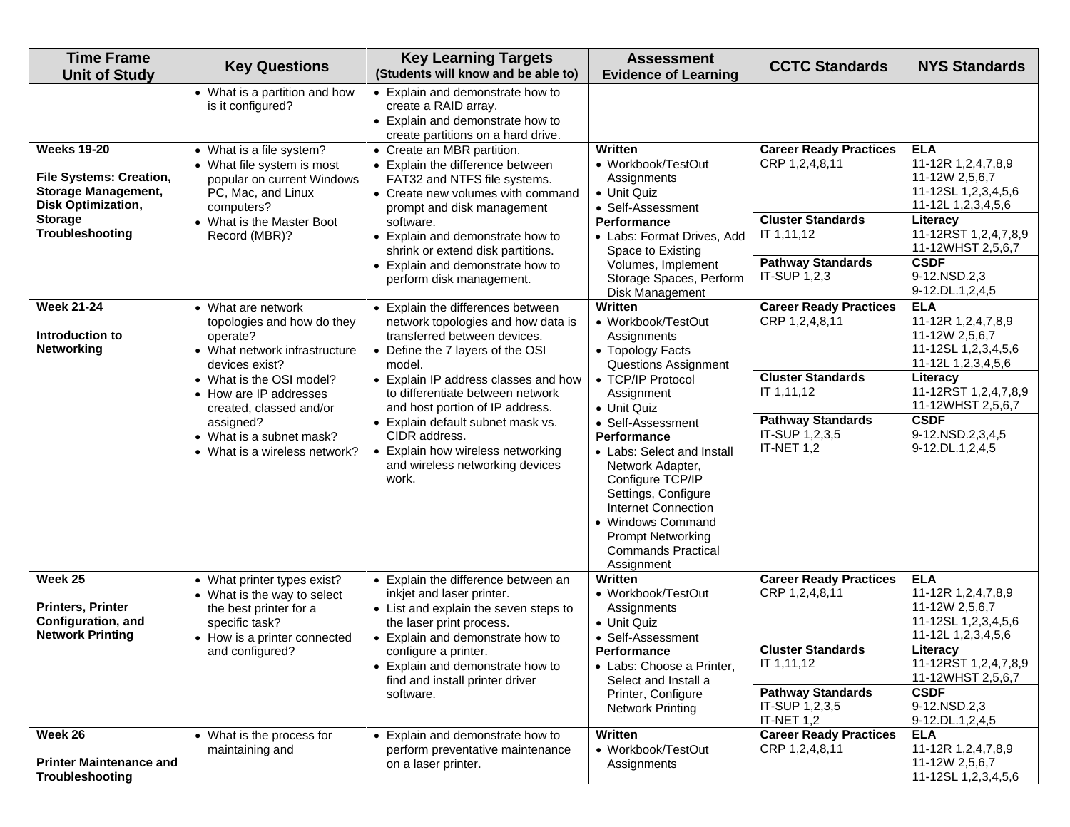| Time Frame Unit of Study | Key Questions | Key Learning Targets (Students will know and be able to) | Assessment Evidence of Learning | CCTC Standards | NYS Standards |
|---|---|---|---|---|---|
| | • What is a partition and how is it configured? | • Explain and demonstrate how to create a RAID array.<br>• Explain and demonstrate how to create partitions on a hard drive. | | | |
| **Weeks 19-20**<br><br>**File Systems: Creation, Storage Management, Disk Optimization, Storage Troubleshooting** | • What is a file system?<br>• What file system is most popular on current Windows PC, Mac, and Linux computers?<br>• What is the Master Boot Record (MBR)? | • Create an MBR partition.<br>• Explain the difference between FAT32 and NTFS file systems.<br>• Create new volumes with command prompt and disk management software.<br>• Explain and demonstrate how to shrink or extend disk partitions.<br>• Explain and demonstrate how to perform disk management. | **Written**<br>• Workbook/TestOut Assignments<br>• Unit Quiz<br>• Self-Assessment<br>**Performance**<br>• Labs: Format Drives, Add Space to Existing Volumes, Implement Storage Spaces, Perform Disk Management | **Career Ready Practices**<br>CRP 1,2,4,8,11<br><br>**Cluster Standards**<br>IT 1,11,12<br><br>**Pathway Standards**<br>IT-SUP 1,2,3 | **ELA**<br>11-12R 1,2,4,7,8,9<br>11-12W 2,5,6,7<br>11-12SL 1,2,3,4,5,6<br>11-12L 1,2,3,4,5,6<br>**Literacy**<br>11-12RST 1,2,4,7,8,9<br>11-12WHST 2,5,6,7<br>**CSDF**<br>9-12.NSD.2,3<br>9-12.DL.1,2,4,5 |
| **Week 21-24**<br><br>**Introduction to Networking** | • What are network topologies and how do they operate?<br>• What network infrastructure devices exist?<br>• What is the OSI model?<br>• How are IP addresses created, classed and/or assigned?<br>• What is a subnet mask?<br>• What is a wireless network? | • Explain the differences between network topologies and how data is transferred between devices.<br>• Define the 7 layers of the OSI model.<br>• Explain IP address classes and how to differentiate between network and host portion of IP address.<br>• Explain default subnet mask vs. CIDR address.<br>• Explain how wireless networking and wireless networking devices work. | **Written**<br>• Workbook/TestOut Assignments<br>• Topology Facts Questions Assignment<br>• TCP/IP Protocol Assignment<br>• Unit Quiz<br>• Self-Assessment<br>**Performance**<br>• Labs: Select and Install Network Adapter, Configure TCP/IP Settings, Configure Internet Connection<br>• Windows Command Prompt Networking Commands Practical Assignment | **Career Ready Practices**<br>CRP 1,2,4,8,11<br><br>**Cluster Standards**<br>IT 1,11,12<br><br>**Pathway Standards**<br>IT-SUP 1,2,3,5<br>IT-NET 1,2 | **ELA**<br>11-12R 1,2,4,7,8,9<br>11-12W 2,5,6,7<br>11-12SL 1,2,3,4,5,6<br>11-12L 1,2,3,4,5,6<br>**Literacy**<br>11-12RST 1,2,4,7,8,9<br>11-12WHST 2,5,6,7<br>**CSDF**<br>9-12.NSD.2,3,4,5<br>9-12.DL.1,2,4,5 |
| **Week 25**<br><br>**Printers, Printer Configuration, and Network Printing** | • What printer types exist?<br>• What is the way to select the best printer for a specific task?<br>• How is a printer connected and configured? | • Explain the difference between an inkjet and laser printer.<br>• List and explain the seven steps to the laser print process.<br>• Explain and demonstrate how to configure a printer.<br>• Explain and demonstrate how to find and install printer driver software. | **Written**<br>• Workbook/TestOut Assignments<br>• Unit Quiz<br>• Self-Assessment<br>**Performance**<br>• Labs: Choose a Printer, Select and Install a Printer, Configure Network Printing | **Career Ready Practices**<br>CRP 1,2,4,8,11<br><br>**Cluster Standards**<br>IT 1,11,12<br><br>**Pathway Standards**<br>IT-SUP 1,2,3,5<br>IT-NET 1,2 | **ELA**<br>11-12R 1,2,4,7,8,9<br>11-12W 2,5,6,7<br>11-12SL 1,2,3,4,5,6<br>11-12L 1,2,3,4,5,6<br>**Literacy**<br>11-12RST 1,2,4,7,8,9<br>11-12WHST 2,5,6,7<br>**CSDF**<br>9-12.NSD.2,3<br>9-12.DL.1,2,4,5 |
| **Week 26**<br><br>**Printer Maintenance and Troubleshooting** | • What is the process for maintaining and | • Explain and demonstrate how to perform preventative maintenance on a laser printer. | **Written**<br>• Workbook/TestOut Assignments | **Career Ready Practices**<br>CRP 1,2,4,8,11 | **ELA**<br>11-12R 1,2,4,7,8,9<br>11-12W 2,5,6,7<br>11-12SL 1,2,3,4,5,6 |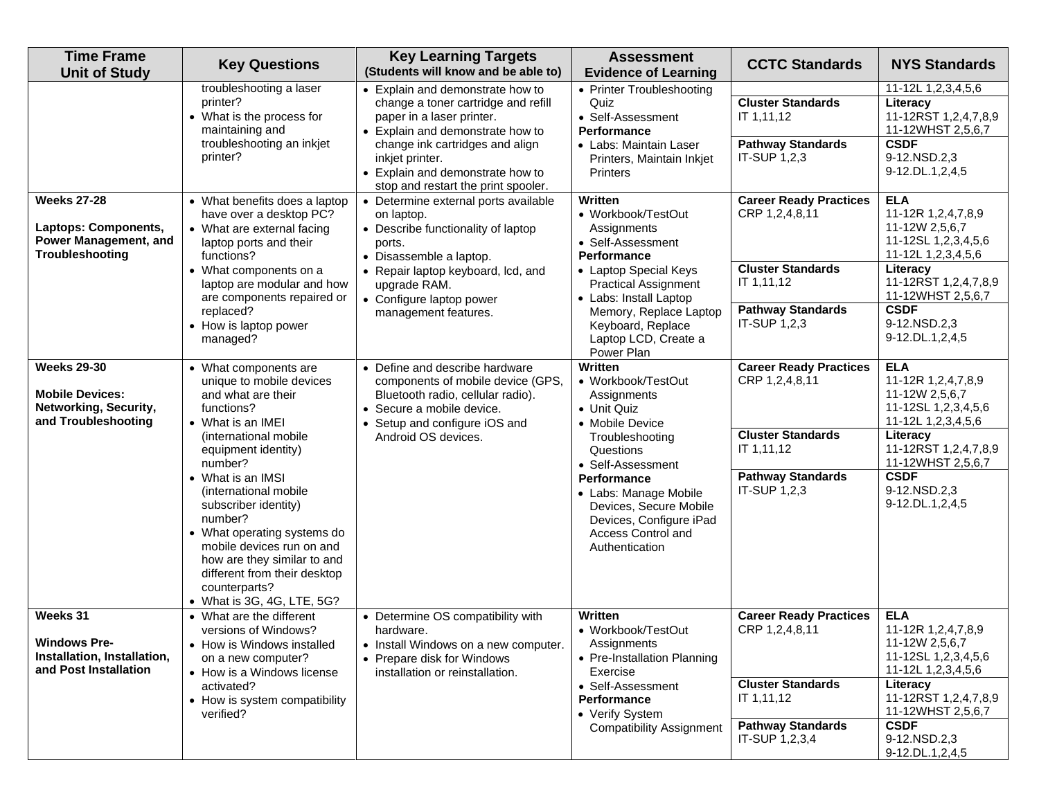| Time Frame Unit of Study | Key Questions | Key Learning Targets (Students will know and be able to) | Assessment Evidence of Learning | CCTC Standards | NYS Standards |
|---|---|---|---|---|---|
| | troubleshooting a laser printer?<br>• What is the process for maintaining and troubleshooting an inkjet printer? | • Explain and demonstrate how to change a toner cartridge and refill paper in a laser printer.<br>• Explain and demonstrate how to change ink cartridges and align inkjet printer.<br>• Explain and demonstrate how to stop and restart the print spooler. | • Printer Troubleshooting Quiz<br>• Self-Assessment<br>**Performance**<br>• Labs: Maintain Laser Printers, Maintain Inkjet Printers | <br>**Cluster Standards**<br>IT 1,11,12<br>**Pathway Standards**<br>IT-SUP 1,2,3 | 11-12L 1,2,3,4,5,6<br>**Literacy**<br>11-12RST 1,2,4,7,8,9<br>11-12WHST 2,5,6,7<br>**CSDF**<br>9-12.NSD.2,3<br>9-12.DL.1,2,4,5 |
| **Weeks 27-28**<br><br>**Laptops: Components, Power Management, and Troubleshooting** | • What benefits does a laptop have over a desktop PC?<br>• What are external facing laptop ports and their functions?<br>• What components on a laptop are modular and how are components repaired or replaced?<br>• How is laptop power managed? | • Determine external ports available on laptop.<br>• Describe functionality of laptop ports.<br>• Disassemble a laptop.<br>• Repair laptop keyboard, lcd, and upgrade RAM.<br>• Configure laptop power management features. | **Written**<br>• Workbook/TestOut Assignments<br>• Self-Assessment<br>**Performance**<br>• Laptop Special Keys Practical Assignment<br>• Labs: Install Laptop Memory, Replace Laptop Keyboard, Replace Laptop LCD, Create a Power Plan | **Career Ready Practices**<br>CRP 1,2,4,8,11<br>**Cluster Standards**<br>IT 1,11,12<br>**Pathway Standards**<br>IT-SUP 1,2,3 | **ELA**<br>11-12R 1,2,4,7,8,9<br>11-12W 2,5,6,7<br>11-12SL 1,2,3,4,5,6<br>11-12L 1,2,3,4,5,6<br>**Literacy**<br>11-12RST 1,2,4,7,8,9<br>11-12WHST 2,5,6,7<br>**CSDF**<br>9-12.NSD.2,3<br>9-12.DL.1,2,4,5 |
| **Weeks 29-30**<br><br>**Mobile Devices: Networking, Security, and Troubleshooting** | • What components are unique to mobile devices and what are their functions?<br>• What is an IMEI (international mobile equipment identity) number?<br>• What is an IMSI (international mobile subscriber identity) number?<br>• What operating systems do mobile devices run on and how are they similar to and different from their desktop counterparts?<br>• What is 3G, 4G, LTE, 5G? | • Define and describe hardware components of mobile device (GPS, Bluetooth radio, cellular radio).<br>• Secure a mobile device.<br>• Setup and configure iOS and Android OS devices. | **Written**<br>• Workbook/TestOut Assignments<br>• Unit Quiz<br>• Mobile Device Troubleshooting Questions<br>• Self-Assessment<br>**Performance**<br>• Labs: Manage Mobile Devices, Secure Mobile Devices, Configure iPad Access Control and Authentication | **Career Ready Practices**<br>CRP 1,2,4,8,11<br>**Cluster Standards**<br>IT 1,11,12<br>**Pathway Standards**<br>IT-SUP 1,2,3 | **ELA**<br>11-12R 1,2,4,7,8,9<br>11-12W 2,5,6,7<br>11-12SL 1,2,3,4,5,6<br>11-12L 1,2,3,4,5,6<br>**Literacy**<br>11-12RST 1,2,4,7,8,9<br>11-12WHST 2,5,6,7<br>**CSDF**<br>9-12.NSD.2,3<br>9-12.DL.1,2,4,5 |
| **Weeks 31**<br><br>**Windows Pre-Installation, Installation, and Post Installation** | • What are the different versions of Windows?<br>• How is Windows installed on a new computer?<br>• How is a Windows license activated?<br>• How is system compatibility verified? | • Determine OS compatibility with hardware.<br>• Install Windows on a new computer.<br>• Prepare disk for Windows installation or reinstallation. | **Written**<br>• Workbook/TestOut Assignments<br>• Pre-Installation Planning Exercise<br>• Self-Assessment<br>**Performance**<br>• Verify System Compatibility Assignment | **Career Ready Practices**<br>CRP 1,2,4,8,11<br>**Cluster Standards**<br>IT 1,11,12<br>**Pathway Standards**<br>IT-SUP 1,2,3,4 | **ELA**<br>11-12R 1,2,4,7,8,9<br>11-12W 2,5,6,7<br>11-12SL 1,2,3,4,5,6<br>11-12L 1,2,3,4,5,6<br>**Literacy**<br>11-12RST 1,2,4,7,8,9<br>11-12WHST 2,5,6,7<br>**CSDF**<br>9-12.NSD.2,3<br>9-12.DL.1,2,4,5 |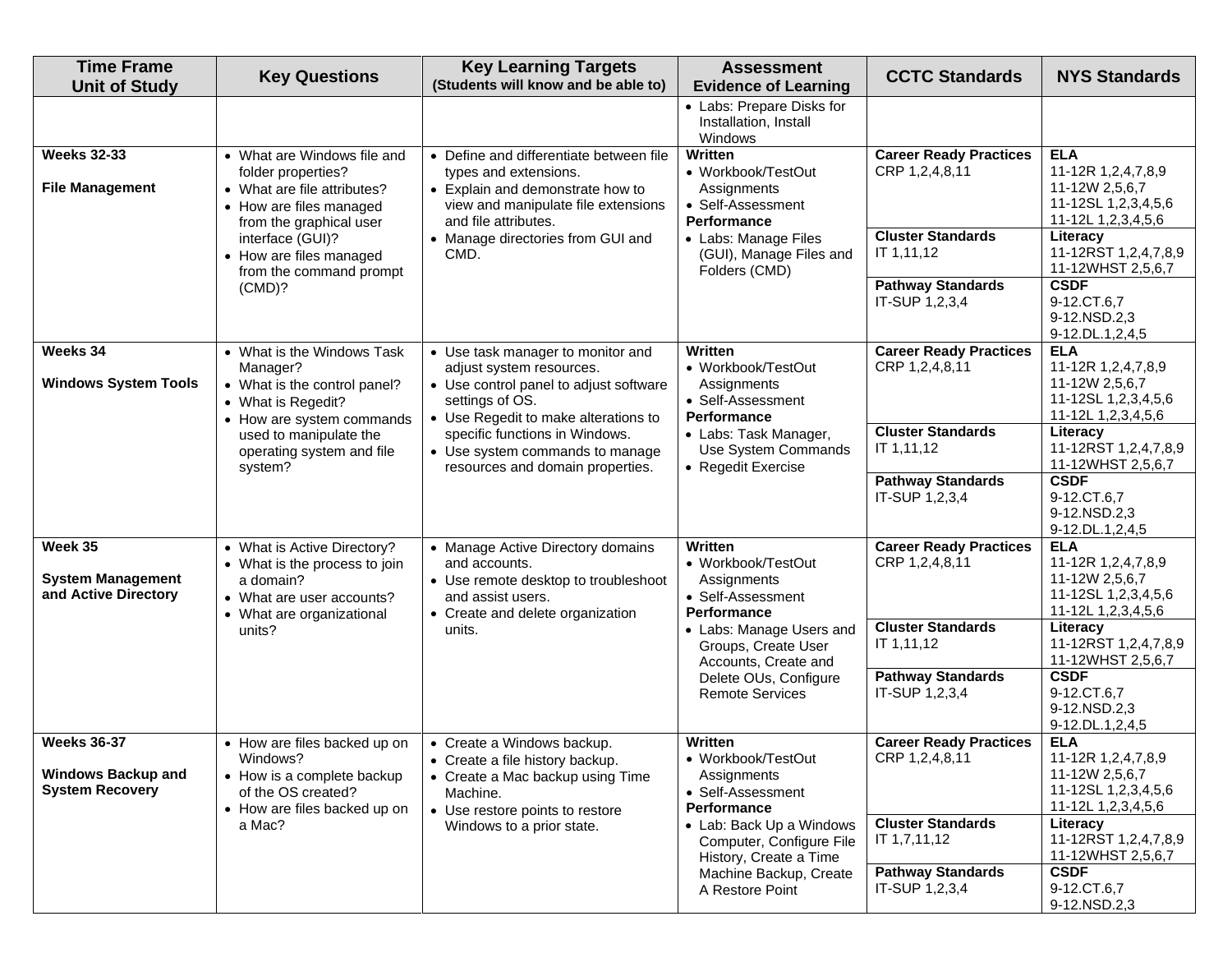| Time Frame Unit of Study | Key Questions | Key Learning Targets (Students will know and be able to) | Assessment Evidence of Learning | CCTC Standards | NYS Standards |
|---|---|---|---|---|---|
| | | | • Labs: Prepare Disks for Installation, Install Windows | | |
| **Weeks 32-33** **File Management** | • What are Windows file and folder properties? • What are file attributes? • How are files managed from the graphical user interface (GUI)? • How are files managed from the command prompt (CMD)? | • Define and differentiate between file types and extensions. • Explain and demonstrate how to view and manipulate file extensions and file attributes. • Manage directories from GUI and CMD. | **Written** • Workbook/TestOut Assignments • Self-Assessment **Performance** • Labs: Manage Files (GUI), Manage Files and Folders (CMD) | **Career Ready Practices** CRP 1,2,4,8,11 **Cluster Standards** IT 1,11,12 **Pathway Standards** IT-SUP 1,2,3,4 | **ELA** 11-12R 1,2,4,7,8,9 11-12W 2,5,6,7 11-12SL 1,2,3,4,5,6 11-12L 1,2,3,4,5,6 **Literacy** 11-12RST 1,2,4,7,8,9 11-12WHST 2,5,6,7 **CSDF** 9-12.CT.6,7 9-12.NSD.2,3 9-12.DL.1,2,4,5 |
| **Weeks 34** **Windows System Tools** | • What is the Windows Task Manager? • What is the control panel? • What is Regedit? • How are system commands used to manipulate the operating system and file system? | • Use task manager to monitor and adjust system resources. • Use control panel to adjust software settings of OS. • Use Regedit to make alterations to specific functions in Windows. • Use system commands to manage resources and domain properties. | **Written** • Workbook/TestOut Assignments • Self-Assessment **Performance** • Labs: Task Manager, Use System Commands • Regedit Exercise | **Career Ready Practices** CRP 1,2,4,8,11 **Cluster Standards** IT 1,11,12 **Pathway Standards** IT-SUP 1,2,3,4 | **ELA** 11-12R 1,2,4,7,8,9 11-12W 2,5,6,7 11-12SL 1,2,3,4,5,6 11-12L 1,2,3,4,5,6 **Literacy** 11-12RST 1,2,4,7,8,9 11-12WHST 2,5,6,7 **CSDF** 9-12.CT.6,7 9-12.NSD.2,3 9-12.DL.1,2,4,5 |
| **Week 35** **System Management and Active Directory** | • What is Active Directory? • What is the process to join a domain? • What are user accounts? • What are organizational units? | • Manage Active Directory domains and accounts. • Use remote desktop to troubleshoot and assist users. • Create and delete organization units. | **Written** • Workbook/TestOut Assignments • Self-Assessment **Performance** • Labs: Manage Users and Groups, Create User Accounts, Create and Delete OUs, Configure Remote Services | **Career Ready Practices** CRP 1,2,4,8,11 **Cluster Standards** IT 1,11,12 **Pathway Standards** IT-SUP 1,2,3,4 | **ELA** 11-12R 1,2,4,7,8,9 11-12W 2,5,6,7 11-12SL 1,2,3,4,5,6 11-12L 1,2,3,4,5,6 **Literacy** 11-12RST 1,2,4,7,8,9 11-12WHST 2,5,6,7 **CSDF** 9-12.CT.6,7 9-12.NSD.2,3 9-12.DL.1,2,4,5 |
| **Weeks 36-37** **Windows Backup and System Recovery** | • How are files backed up on Windows? • How is a complete backup of the OS created? • How are files backed up on a Mac? | • Create a Windows backup. • Create a file history backup. • Create a Mac backup using Time Machine. • Use restore points to restore Windows to a prior state. | **Written** • Workbook/TestOut Assignments • Self-Assessment **Performance** • Lab: Back Up a Windows Computer, Configure File History, Create a Time Machine Backup, Create A Restore Point | **Career Ready Practices** CRP 1,2,4,8,11 **Cluster Standards** IT 1,7,11,12 **Pathway Standards** IT-SUP 1,2,3,4 | **ELA** 11-12R 1,2,4,7,8,9 11-12W 2,5,6,7 11-12SL 1,2,3,4,5,6 11-12L 1,2,3,4,5,6 **Literacy** 11-12RST 1,2,4,7,8,9 11-12WHST 2,5,6,7 **CSDF** 9-12.CT.6,7 9-12.NSD.2,3 |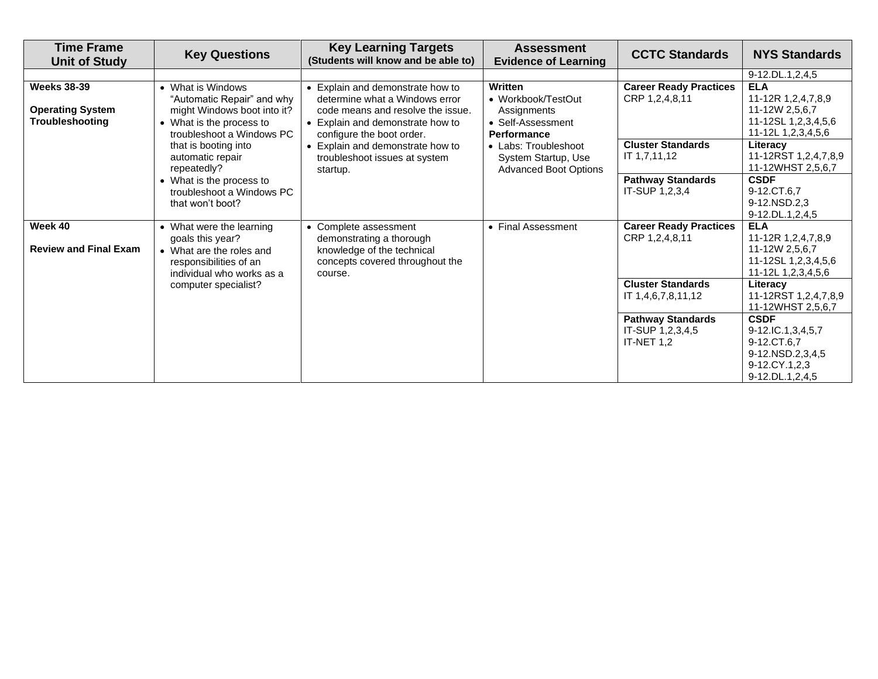| Time Frame Unit of Study | Key Questions | Key Learning Targets (Students will know and be able to) | Assessment Evidence of Learning | CCTC Standards | NYS Standards |
|---|---|---|---|---|---|
| | | | | | 9-12.DL.1,2,4,5 |
| **Weeks 38-39**<br><br>**Operating System Troubleshooting** | • What is Windows "Automatic Repair" and why might Windows boot into it?<br>• What is the process to troubleshoot a Windows PC that is booting into automatic repair repeatedly?<br>• What is the process to troubleshoot a Windows PC that won't boot? | • Explain and demonstrate how to determine what a Windows error code means and resolve the issue.<br>• Explain and demonstrate how to configure the boot order.<br>• Explain and demonstrate how to troubleshoot issues at system startup. | **Written**<br>• Workbook/TestOut Assignments<br>• Self-Assessment<br>**Performance**<br>• Labs: Troubleshoot System Startup, Use Advanced Boot Options | **Career Ready Practices**<br>CRP 1,2,4,8,11 | **ELA**<br>11-12R 1,2,4,7,8,9<br>11-12W 2,5,6,7<br>11-12SL 1,2,3,4,5,6<br>11-12L 1,2,3,4,5,6 |
| | | | | **Cluster Standards**<br>IT 1,7,11,12 | **Literacy**<br>11-12RST 1,2,4,7,8,9<br>11-12WHST 2,5,6,7 |
| | | | | **Pathway Standards**<br>IT-SUP 1,2,3,4 | **CSDF**<br>9-12.CT.6,7<br>9-12.NSD.2,3<br>9-12.DL.1,2,4,5 |
| **Week 40**<br><br>**Review and Final Exam** | • What were the learning goals this year?<br>• What are the roles and responsibilities of an individual who works as a computer specialist? | • Complete assessment demonstrating a thorough knowledge of the technical concepts covered throughout the course. | • Final Assessment | **Career Ready Practices**<br>CRP 1,2,4,8,11 | **ELA**<br>11-12R 1,2,4,7,8,9<br>11-12W 2,5,6,7<br>11-12SL 1,2,3,4,5,6<br>11-12L 1,2,3,4,5,6 |
| | | | | **Cluster Standards**<br>IT 1,4,6,7,8,11,12 | **Literacy**<br>11-12RST 1,2,4,7,8,9<br>11-12WHST 2,5,6,7 |
| | | | | **Pathway Standards**<br>IT-SUP 1,2,3,4,5<br>IT-NET 1,2 | **CSDF**<br>9-12.IC.1,3,4,5,7<br>9-12.CT.6,7<br>9-12.NSD.2,3,4,5<br>9-12.CY.1,2,3<br>9-12.DL.1,2,4,5 |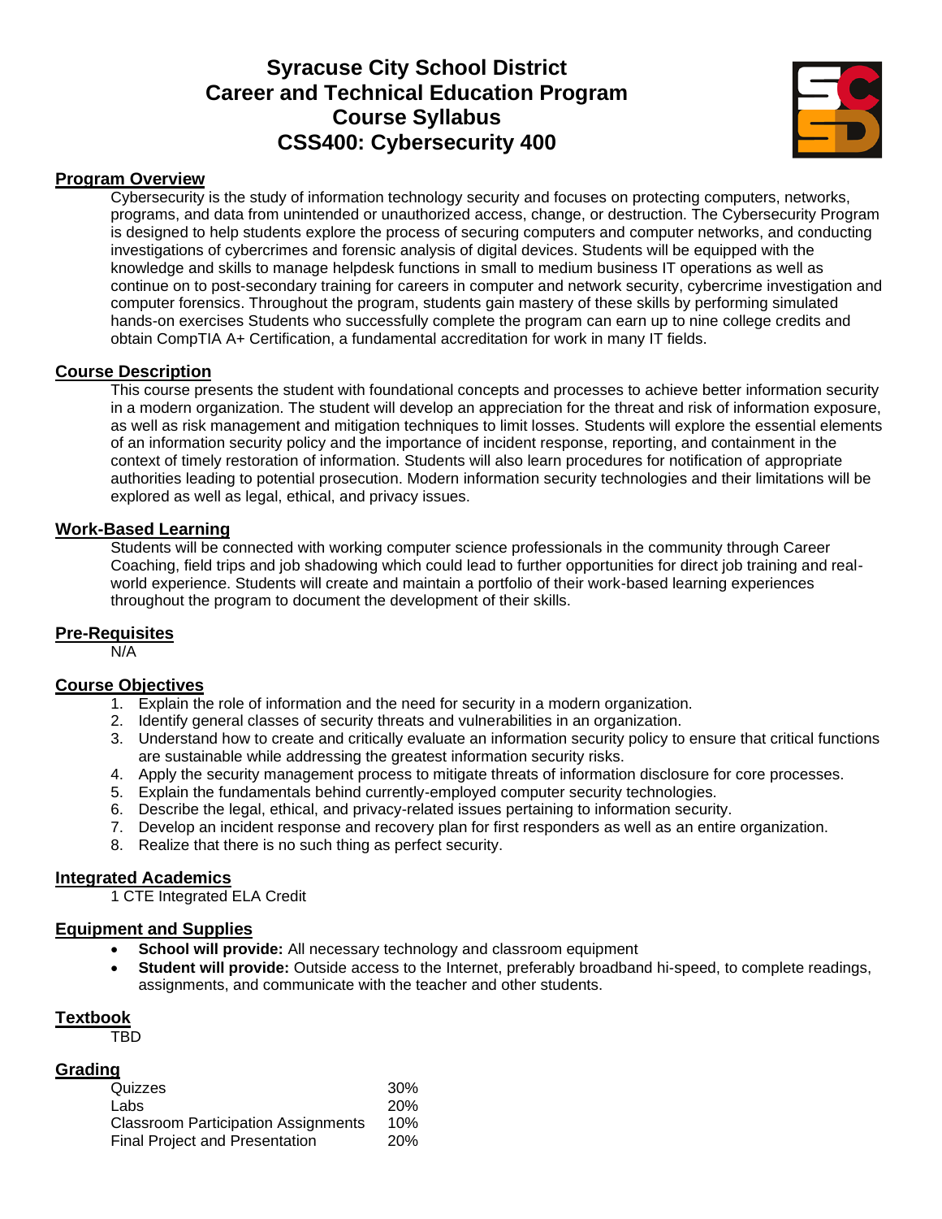# Syracuse City School District
# Career and Technical Education Program
# Course Syllabus
# CSS400: Cybersecurity 400

## Program Overview

Cybersecurity is the study of information technology security and focuses on protecting computers, networks, programs, and data from unintended or unauthorized access, change, or destruction. The Cybersecurity Program is designed to help students explore the process of securing computers and computer networks, and conducting investigations of cybercrimes and forensic analysis of digital devices. Students will be equipped with the knowledge and skills to manage helpdesk functions in small to medium business IT operations as well as continue on to post-secondary training for careers in computer and network security, cybercrime investigation and computer forensics. Throughout the program, students gain mastery of these skills by performing simulated hands-on exercises Students who successfully complete the program can earn up to nine college credits and obtain CompTIA A+ Certification, a fundamental accreditation for work in many IT fields.

## Course Description

This course presents the student with foundational concepts and processes to achieve better information security in a modern organization. The student will develop an appreciation for the threat and risk of information exposure, as well as risk management and mitigation techniques to limit losses. Students will explore the essential elements of an information security policy and the importance of incident response, reporting, and containment in the context of timely restoration of information. Students will also learn procedures for notification of appropriate authorities leading to potential prosecution. Modern information security technologies and their limitations will be explored as well as legal, ethical, and privacy issues.

## Work-Based Learning

Students will be connected with working computer science professionals in the community through Career Coaching, field trips and job shadowing which could lead to further opportunities for direct job training and real-world experience. Students will create and maintain a portfolio of their work-based learning experiences throughout the program to document the development of their skills.

## Pre-Requisites

N/A

## Course Objectives

1. Explain the role of information and the need for security in a modern organization.
2. Identify general classes of security threats and vulnerabilities in an organization.
3. Understand how to create and critically evaluate an information security policy to ensure that critical functions are sustainable while addressing the greatest information security risks.
4. Apply the security management process to mitigate threats of information disclosure for core processes.
5. Explain the fundamentals behind currently-employed computer security technologies.
6. Describe the legal, ethical, and privacy-related issues pertaining to information security.
7. Develop an incident response and recovery plan for first responders as well as an entire organization.
8. Realize that there is no such thing as perfect security.

## Integrated Academics

1 CTE Integrated ELA Credit

## Equipment and Supplies

- **School will provide:** All necessary technology and classroom equipment
- **Student will provide:** Outside access to the Internet, preferably broadband hi-speed, to complete readings, assignments, and communicate with the teacher and other students.

## Textbook

TBD

## Grading

| | |
|---|---|
| Quizzes | 30% |
| Labs | 20% |
| Classroom Participation Assignments | 10% |
| Final Project and Presentation | 20% |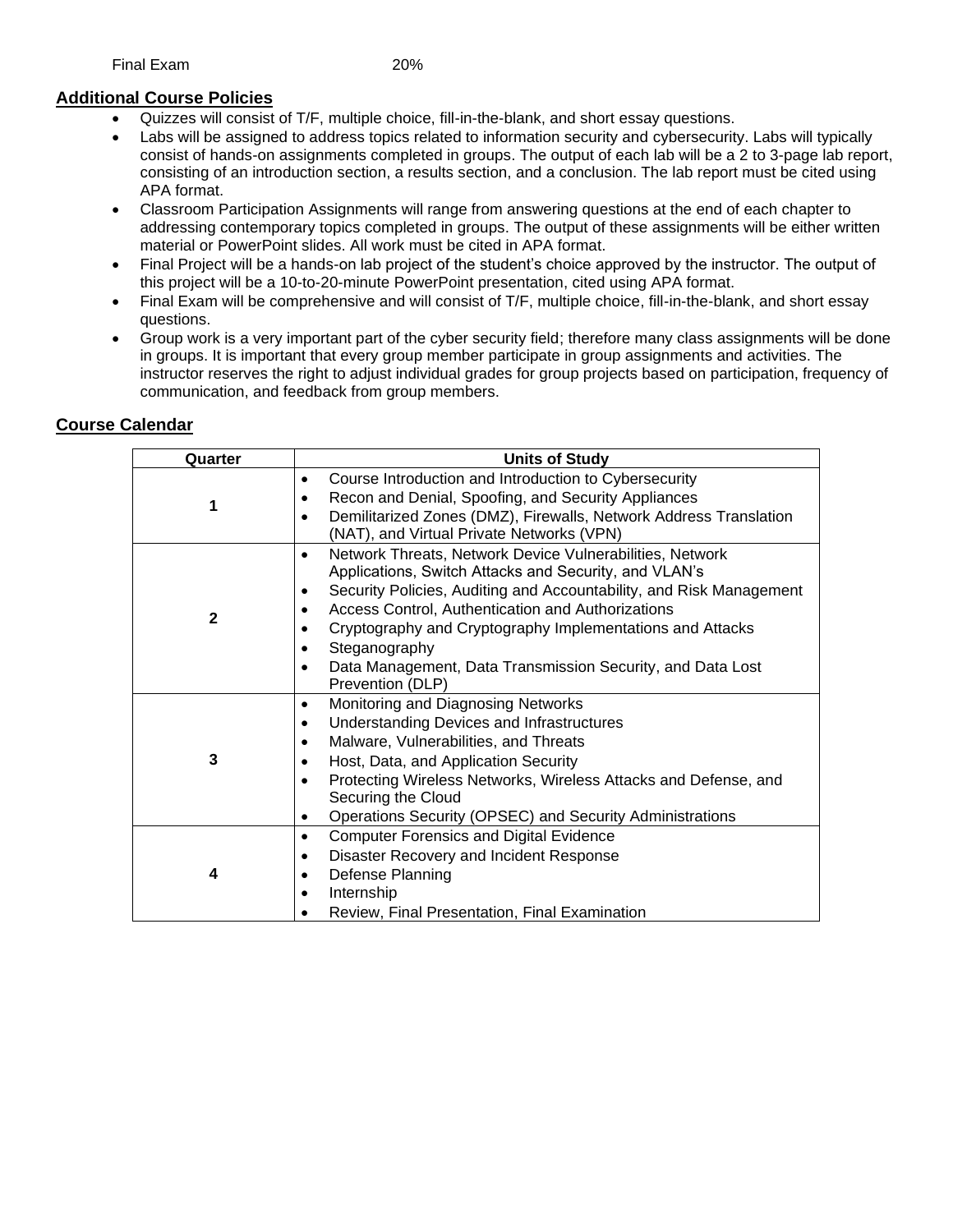Final Exam 20%

## Additional Course Policies

- Quizzes will consist of T/F, multiple choice, fill-in-the-blank, and short essay questions.
- Labs will be assigned to address topics related to information security and cybersecurity. Labs will typically consist of hands-on assignments completed in groups. The output of each lab will be a 2 to 3-page lab report, consisting of an introduction section, a results section, and a conclusion. The lab report must be cited using APA format.
- Classroom Participation Assignments will range from answering questions at the end of each chapter to addressing contemporary topics completed in groups. The output of these assignments will be either written material or PowerPoint slides. All work must be cited in APA format.
- Final Project will be a hands-on lab project of the student's choice approved by the instructor. The output of this project will be a 10-to-20-minute PowerPoint presentation, cited using APA format.
- Final Exam will be comprehensive and will consist of T/F, multiple choice, fill-in-the-blank, and short essay questions.
- Group work is a very important part of the cyber security field; therefore many class assignments will be done in groups. It is important that every group member participate in group assignments and activities. The instructor reserves the right to adjust individual grades for group projects based on participation, frequency of communication, and feedback from group members.

## Course Calendar

| Quarter | Units of Study |
|---|---|
| 1 | • Course Introduction and Introduction to Cybersecurity<br>• Recon and Denial, Spoofing, and Security Appliances<br>• Demilitarized Zones (DMZ), Firewalls, Network Address Translation (NAT), and Virtual Private Networks (VPN) |
| 2 | • Network Threats, Network Device Vulnerabilities, Network Applications, Switch Attacks and Security, and VLAN's<br>• Security Policies, Auditing and Accountability, and Risk Management<br>• Access Control, Authentication and Authorizations<br>• Cryptography and Cryptography Implementations and Attacks<br>• Steganography<br>• Data Management, Data Transmission Security, and Data Lost Prevention (DLP) |
| 3 | • Monitoring and Diagnosing Networks<br>• Understanding Devices and Infrastructures<br>• Malware, Vulnerabilities, and Threats<br>• Host, Data, and Application Security<br>• Protecting Wireless Networks, Wireless Attacks and Defense, and Securing the Cloud<br>• Operations Security (OPSEC) and Security Administrations |
| 4 | • Computer Forensics and Digital Evidence<br>• Disaster Recovery and Incident Response<br>• Defense Planning<br>• Internship<br>• Review, Final Presentation, Final Examination |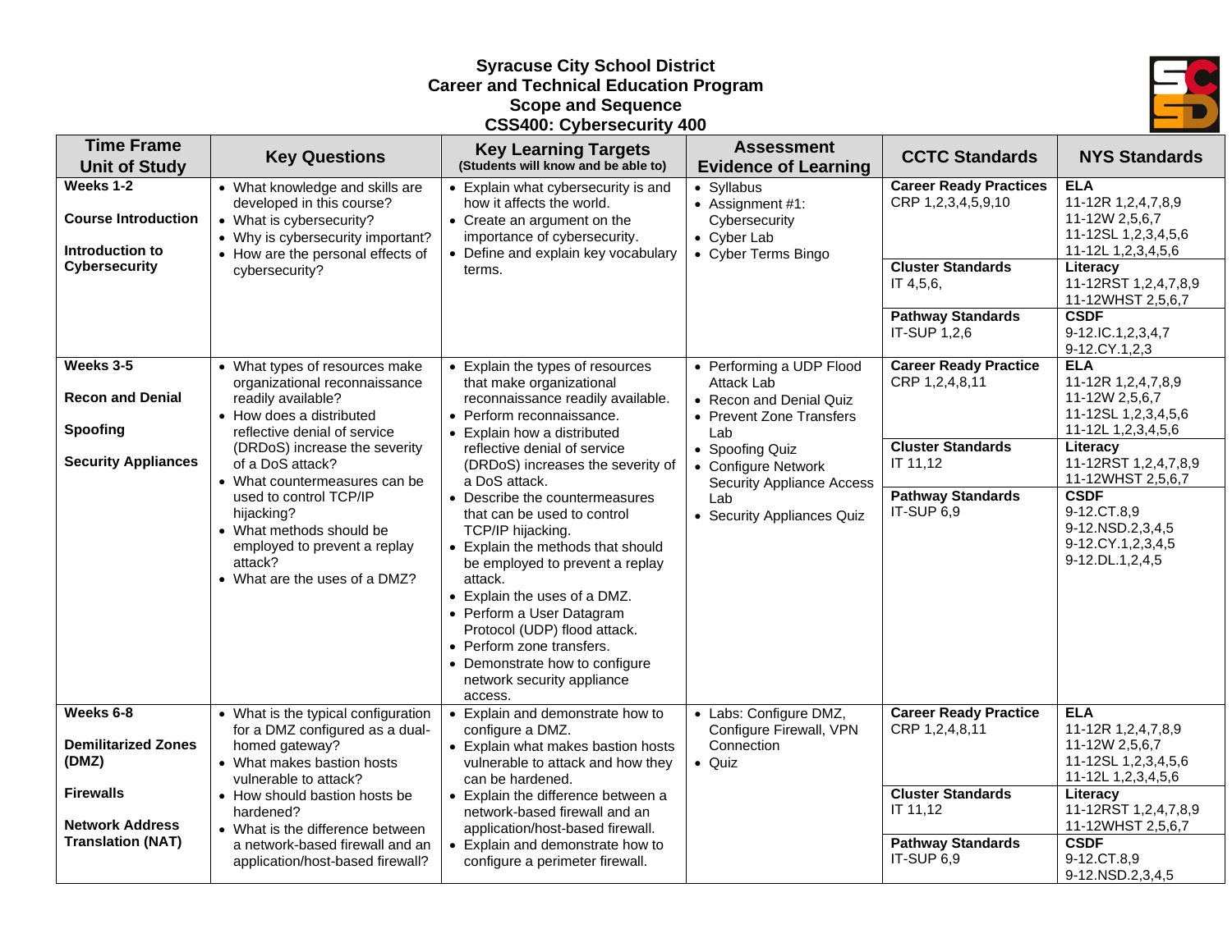# Syracuse City School District
## Career and Technical Education Program
## Scope and Sequence
## CSS400: Cybersecurity 400

| Time Frame Unit of Study | Key Questions | Key Learning Targets (Students will know and be able to) | Assessment Evidence of Learning | CCTC Standards | NYS Standards |
|---|---|---|---|---|---|
| **Weeks 1-2**<br><br>**Course Introduction**<br><br>**Introduction to Cybersecurity** | • What knowledge and skills are developed in this course?<br>• What is cybersecurity?<br>• Why is cybersecurity important?<br>• How are the personal effects of cybersecurity? | • Explain what cybersecurity is and how it affects the world.<br>• Create an argument on the importance of cybersecurity.<br>• Define and explain key vocabulary terms. | • Syllabus<br>• Assignment #1: Cybersecurity<br>• Cyber Lab<br>• Cyber Terms Bingo | **Career Ready Practices**<br>CRP 1,2,3,4,5,9,10<br><br>**Cluster Standards**<br>IT 4,5,6,<br><br>**Pathway Standards**<br>IT-SUP 1,2,6 | **ELA**<br>11-12R 1,2,4,7,8,9<br>11-12W 2,5,6,7<br>11-12SL 1,2,3,4,5,6<br>11-12L 1,2,3,4,5,6<br>**Literacy**<br>11-12RST 1,2,4,7,8,9<br>11-12WHST 2,5,6,7<br>**CSDF**<br>9-12.IC.1,2,3,4,7<br>9-12.CY.1,2,3 |
| **Weeks 3-5**<br><br>**Recon and Denial**<br><br>**Spoofing**<br><br>**Security Appliances** | • What types of resources make organizational reconnaissance readily available?<br>• How does a distributed reflective denial of service (DRDoS) increase the severity of a DoS attack?<br>• What countermeasures can be used to control TCP/IP hijacking?<br>• What methods should be employed to prevent a replay attack?<br>• What are the uses of a DMZ? | • Explain the types of resources that make organizational reconnaissance readily available.<br>• Perform reconnaissance.<br>• Explain how a distributed reflective denial of service (DRDoS) increases the severity of a DoS attack.<br>• Describe the countermeasures that can be used to control TCP/IP hijacking.<br>• Explain the methods that should be employed to prevent a replay attack.<br>• Explain the uses of a DMZ.<br>• Perform a User Datagram Protocol (UDP) flood attack.<br>• Perform zone transfers.<br>• Demonstrate how to configure network security appliance access. | • Performing a UDP Flood Attack Lab<br>• Recon and Denial Quiz<br>• Prevent Zone Transfers Lab<br>• Spoofing Quiz<br>• Configure Network Security Appliance Access Lab<br>• Security Appliances Quiz | **Career Ready Practice**<br>CRP 1,2,4,8,11<br><br>**Cluster Standards**<br>IT 11,12<br><br>**Pathway Standards**<br>IT-SUP 6,9 | **ELA**<br>11-12R 1,2,4,7,8,9<br>11-12W 2,5,6,7<br>11-12SL 1,2,3,4,5,6<br>11-12L 1,2,3,4,5,6<br>**Literacy**<br>11-12RST 1,2,4,7,8,9<br>11-12WHST 2,5,6,7<br>**CSDF**<br>9-12.CT.8,9<br>9-12.NSD.2,3,4,5<br>9-12.CY.1,2,3,4,5<br>9-12.DL.1,2,4,5 |
| **Weeks 6-8**<br><br>**Demilitarized Zones (DMZ)**<br><br>**Firewalls**<br><br>**Network Address Translation (NAT)** | • What is the typical configuration for a DMZ configured as a dual-homed gateway?<br>• What makes bastion hosts vulnerable to attack?<br>• How should bastion hosts be hardened?<br>• What is the difference between a network-based firewall and an application/host-based firewall? | • Explain and demonstrate how to configure a DMZ.<br>• Explain what makes bastion hosts vulnerable to attack and how they can be hardened.<br>• Explain the difference between a network-based firewall and an application/host-based firewall.<br>• Explain and demonstrate how to configure a perimeter firewall. | • Labs: Configure DMZ, Configure Firewall, VPN Connection<br>• Quiz | **Career Ready Practice**<br>CRP 1,2,4,8,11<br><br>**Cluster Standards**<br>IT 11,12<br><br>**Pathway Standards**<br>IT-SUP 6,9 | **ELA**<br>11-12R 1,2,4,7,8,9<br>11-12W 2,5,6,7<br>11-12SL 1,2,3,4,5,6<br>11-12L 1,2,3,4,5,6<br>**Literacy**<br>11-12RST 1,2,4,7,8,9<br>11-12WHST 2,5,6,7<br>**CSDF**<br>9-12.CT.8,9<br>9-12.NSD.2,3,4,5 |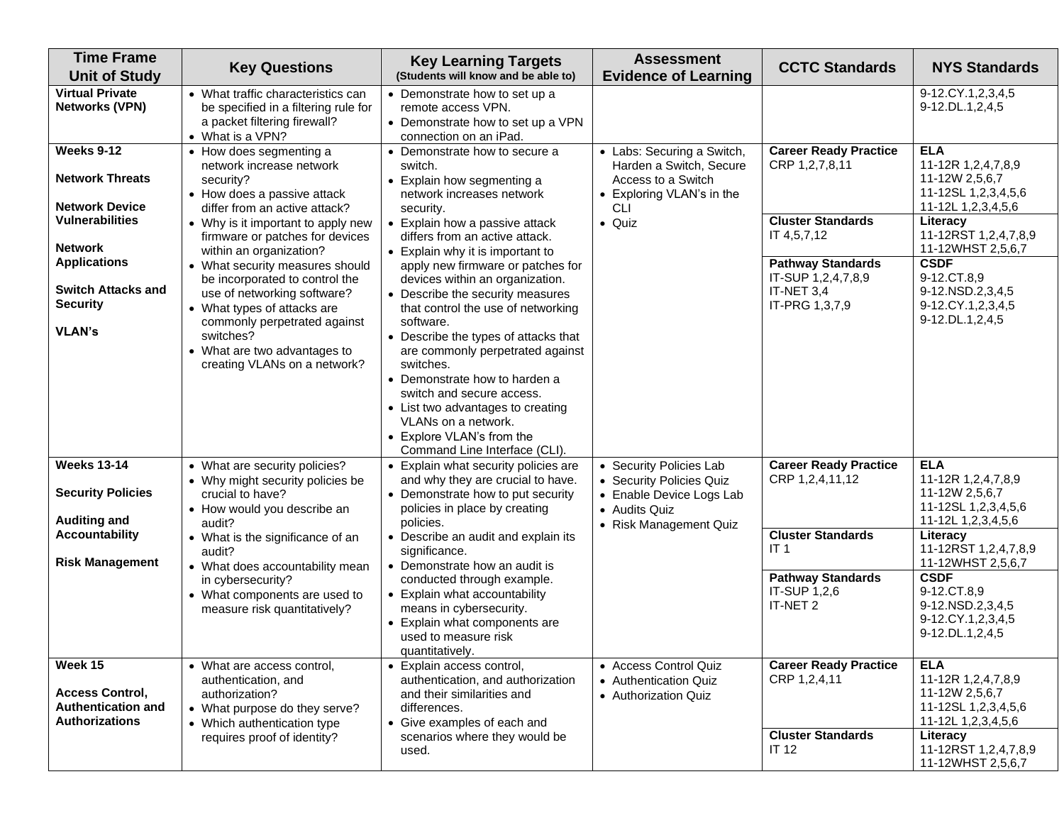| Time Frame Unit of Study | Key Questions | Key Learning Targets (Students will know and be able to) | Assessment Evidence of Learning | CCTC Standards | NYS Standards |
|---|---|---|---|---|---|
| **Virtual Private Networks (VPN)** | • What traffic characteristics can be specified in a filtering rule for a packet filtering firewall?<br>• What is a VPN? | • Demonstrate how to set up a remote access VPN.<br>• Demonstrate how to set up a VPN connection on an iPad. | | | 9-12.CY.1,2,3,4,5<br>9-12.DL.1,2,4,5 |
| **Weeks 9-12**<br><br>**Network Threats**<br><br>**Network Device Vulnerabilities**<br><br>**Network Applications**<br><br>**Switch Attacks and Security**<br><br>**VLAN's** | • How does segmenting a network increase network security?<br>• How does a passive attack differ from an active attack?<br>• Why is it important to apply new firmware or patches for devices within an organization?<br>• What security measures should be incorporated to control the use of networking software?<br>• What types of attacks are commonly perpetrated against switches?<br>• What are two advantages to creating VLANs on a network? | • Demonstrate how to secure a switch.<br>• Explain how segmenting a network increases network security.<br>• Explain how a passive attack differs from an active attack.<br>• Explain why it is important to apply new firmware or patches for devices within an organization.<br>• Describe the security measures that control the use of networking software.<br>• Describe the types of attacks that are commonly perpetrated against switches.<br>• Demonstrate how to harden a switch and secure access.<br>• List two advantages to creating VLANs on a network.<br>• Explore VLAN's from the Command Line Interface (CLI). | • Labs: Securing a Switch, Harden a Switch, Secure Access to a Switch<br>• Exploring VLAN's in the CLI<br>• Quiz | **Career Ready Practice**<br>CRP 1,2,7,8,11<br><br>**Cluster Standards**<br>IT 4,5,7,12<br><br>**Pathway Standards**<br>IT-SUP 1,2,4,7,8,9<br>IT-NET 3,4<br>IT-PRG 1,3,7,9 | **ELA**<br>11-12R 1,2,4,7,8,9<br>11-12W 2,5,6,7<br>11-12SL 1,2,3,4,5,6<br>11-12L 1,2,3,4,5,6<br><br>**Literacy**<br>11-12RST 1,2,4,7,8,9<br>11-12WHST 2,5,6,7<br><br>**CSDF**<br>9-12.CT.8,9<br>9-12.NSD.2,3,4,5<br>9-12.CY.1,2,3,4,5<br>9-12.DL.1,2,4,5 |
| **Weeks 13-14**<br><br>**Security Policies**<br><br>**Auditing and Accountability**<br><br>**Risk Management** | • What are security policies?<br>• Why might security policies be crucial to have?<br>• How would you describe an audit?<br>• What is the significance of an audit?<br>• What does accountability mean in cybersecurity?<br>• What components are used to measure risk quantitatively? | • Explain what security policies are and why they are crucial to have.<br>• Demonstrate how to put security policies in place by creating policies.<br>• Describe an audit and explain its significance.<br>• Demonstrate how an audit is conducted through example.<br>• Explain what accountability means in cybersecurity.<br>• Explain what components are used to measure risk quantitatively. | • Security Policies Lab<br>• Security Policies Quiz<br>• Enable Device Logs Lab<br>• Audits Quiz<br>• Risk Management Quiz | **Career Ready Practice**<br>CRP 1,2,4,11,12<br><br>**Cluster Standards**<br>IT 1<br><br>**Pathway Standards**<br>IT-SUP 1,2,6<br>IT-NET 2 | **ELA**<br>11-12R 1,2,4,7,8,9<br>11-12W 2,5,6,7<br>11-12SL 1,2,3,4,5,6<br>11-12L 1,2,3,4,5,6<br><br>**Literacy**<br>11-12RST 1,2,4,7,8,9<br>11-12WHST 2,5,6,7<br><br>**CSDF**<br>9-12.CT.8,9<br>9-12.NSD.2,3,4,5<br>9-12.CY.1,2,3,4,5<br>9-12.DL.1,2,4,5 |
| **Week 15**<br><br>**Access Control, Authentication and Authorizations** | • What are access control, authentication, and authorization?<br>• What purpose do they serve?<br>• Which authentication type requires proof of identity? | • Explain access control, authentication, and authorization and their similarities and differences.<br>• Give examples of each and scenarios where they would be used. | • Access Control Quiz<br>• Authentication Quiz<br>• Authorization Quiz | **Career Ready Practice**<br>CRP 1,2,4,11<br><br>**Cluster Standards**<br>IT 12 | **ELA**<br>11-12R 1,2,4,7,8,9<br>11-12W 2,5,6,7<br>11-12SL 1,2,3,4,5,6<br>11-12L 1,2,3,4,5,6<br><br>**Literacy**<br>11-12RST 1,2,4,7,8,9<br>11-12WHST 2,5,6,7 |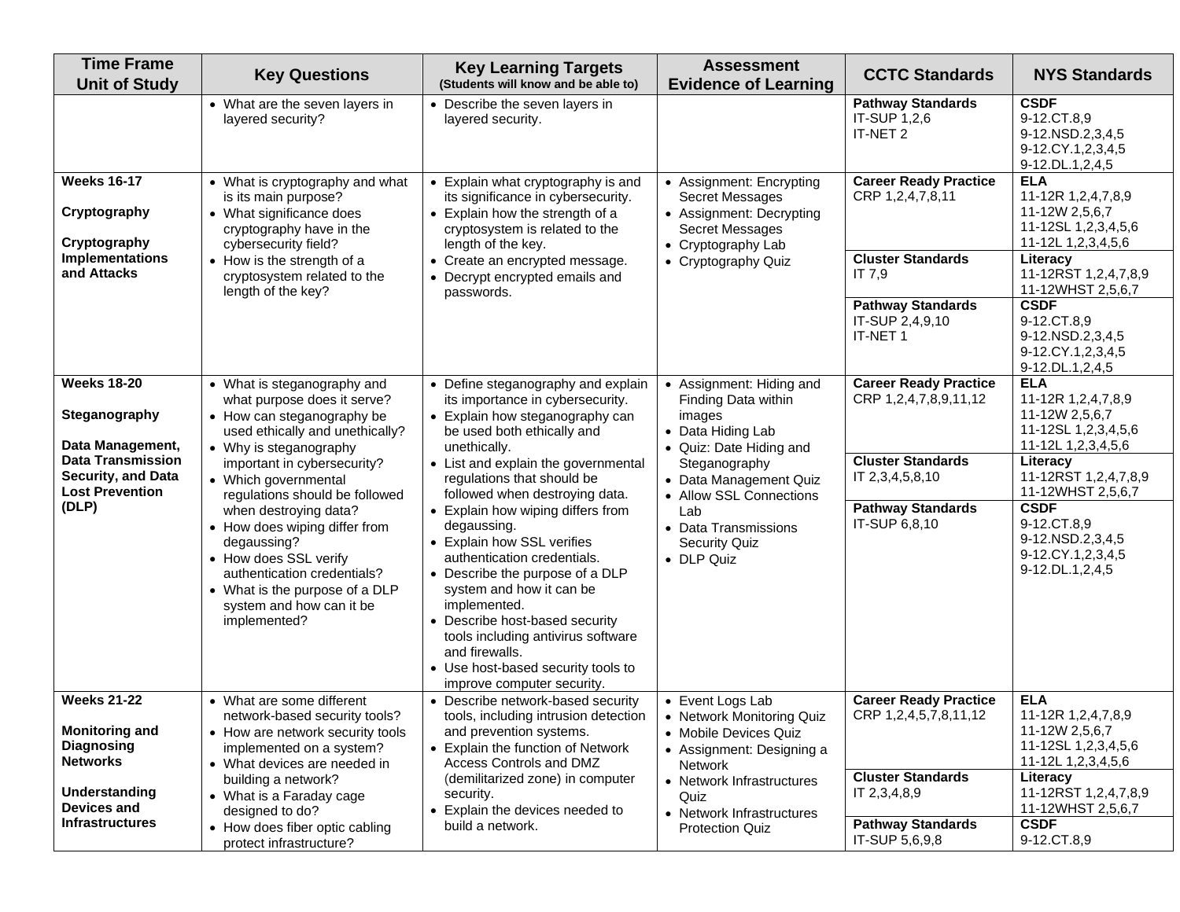| Time Frame Unit of Study | Key Questions | Key Learning Targets (Students will know and be able to) | Assessment Evidence of Learning | CCTC Standards | NYS Standards |
|---|---|---|---|---|---|
| | • What are the seven layers in layered security? | • Describe the seven layers in layered security. | | **Pathway Standards**<br>IT-SUP 1,2,6<br>IT-NET 2 | **CSDF**<br>9-12.CT.8,9<br>9-12.NSD.2,3,4,5<br>9-12.CY.1,2,3,4,5<br>9-12.DL.1,2,4,5 |
| **Weeks 16-17**<br><br>**Cryptography**<br><br>**Cryptography Implementations and Attacks** | • What is cryptography and what is its main purpose?<br>• What significance does cryptography have in the cybersecurity field?<br>• How is the strength of a cryptosystem related to the length of the key? | • Explain what cryptography is and its significance in cybersecurity.<br>• Explain how the strength of a cryptosystem is related to the length of the key.<br>• Create an encrypted message.<br>• Decrypt encrypted emails and passwords. | • Assignment: Encrypting Secret Messages<br>• Assignment: Decrypting Secret Messages<br>• Cryptography Lab<br>• Cryptography Quiz | **Career Ready Practice**<br>CRP 1,2,4,7,8,11 | **ELA**<br>11-12R 1,2,4,7,8,9<br>11-12W 2,5,6,7<br>11-12SL 1,2,3,4,5,6<br>11-12L 1,2,3,4,5,6 |
| | | | | **Cluster Standards**<br>IT 7,9 | **Literacy**<br>11-12RST 1,2,4,7,8,9<br>11-12WHST 2,5,6,7 |
| | | | | **Pathway Standards**<br>IT-SUP 2,4,9,10<br>IT-NET 1 | **CSDF**<br>9-12.CT.8,9<br>9-12.NSD.2,3,4,5<br>9-12.CY.1,2,3,4,5<br>9-12.DL.1,2,4,5 |
| **Weeks 18-20**<br><br>**Steganography**<br><br>**Data Management, Data Transmission Security, and Data Lost Prevention (DLP)** | • What is steganography and what purpose does it serve?<br>• How can steganography be used ethically and unethically?<br>• Why is steganography important in cybersecurity?<br>• Which governmental regulations should be followed when destroying data?<br>• How does wiping differ from degaussing?<br>• How does SSL verify authentication credentials?<br>• What is the purpose of a DLP system and how can it be implemented? | • Define steganography and explain its importance in cybersecurity.<br>• Explain how steganography can be used both ethically and unethically.<br>• List and explain the governmental regulations that should be followed when destroying data.<br>• Explain how wiping differs from degaussing.<br>• Explain how SSL verifies authentication credentials.<br>• Describe the purpose of a DLP system and how it can be implemented.<br>• Describe host-based security tools including antivirus software and firewalls.<br>• Use host-based security tools to improve computer security. | • Assignment: Hiding and Finding Data within images<br>• Data Hiding Lab<br>• Quiz: Date Hiding and Steganography<br>• Data Management Quiz<br>• Allow SSL Connections Lab<br>• Data Transmissions Security Quiz<br>• DLP Quiz | **Career Ready Practice**<br>CRP 1,2,4,7,8,9,11,12 | **ELA**<br>11-12R 1,2,4,7,8,9<br>11-12W 2,5,6,7<br>11-12SL 1,2,3,4,5,6<br>11-12L 1,2,3,4,5,6 |
| | | | | **Cluster Standards**<br>IT 2,3,4,5,8,10 | **Literacy**<br>11-12RST 1,2,4,7,8,9<br>11-12WHST 2,5,6,7 |
| | | | | **Pathway Standards**<br>IT-SUP 6,8,10 | **CSDF**<br>9-12.CT.8,9<br>9-12.NSD.2,3,4,5<br>9-12.CY.1,2,3,4,5<br>9-12.DL.1,2,4,5 |
| **Weeks 21-22**<br><br>**Monitoring and Diagnosing Networks**<br><br>**Understanding Devices and Infrastructures** | • What are some different network-based security tools?<br>• How are network security tools implemented on a system?<br>• What devices are needed in building a network?<br>• What is a Faraday cage designed to do?<br>• How does fiber optic cabling protect infrastructure? | • Describe network-based security tools, including intrusion detection and prevention systems.<br>• Explain the function of Network Access Controls and DMZ (demilitarized zone) in computer security.<br>• Explain the devices needed to build a network. | • Event Logs Lab<br>• Network Monitoring Quiz<br>• Mobile Devices Quiz<br>• Assignment: Designing a Network<br>• Network Infrastructures Quiz<br>• Network Infrastructures Protection Quiz | **Career Ready Practice**<br>CRP 1,2,4,5,7,8,11,12 | **ELA**<br>11-12R 1,2,4,7,8,9<br>11-12W 2,5,6,7<br>11-12SL 1,2,3,4,5,6<br>11-12L 1,2,3,4,5,6 |
| | | | | **Cluster Standards**<br>IT 2,3,4,8,9 | **Literacy**<br>11-12RST 1,2,4,7,8,9<br>11-12WHST 2,5,6,7 |
| | | | | **Pathway Standards**<br>IT-SUP 5,6,9,8 | **CSDF**<br>9-12.CT.8,9 |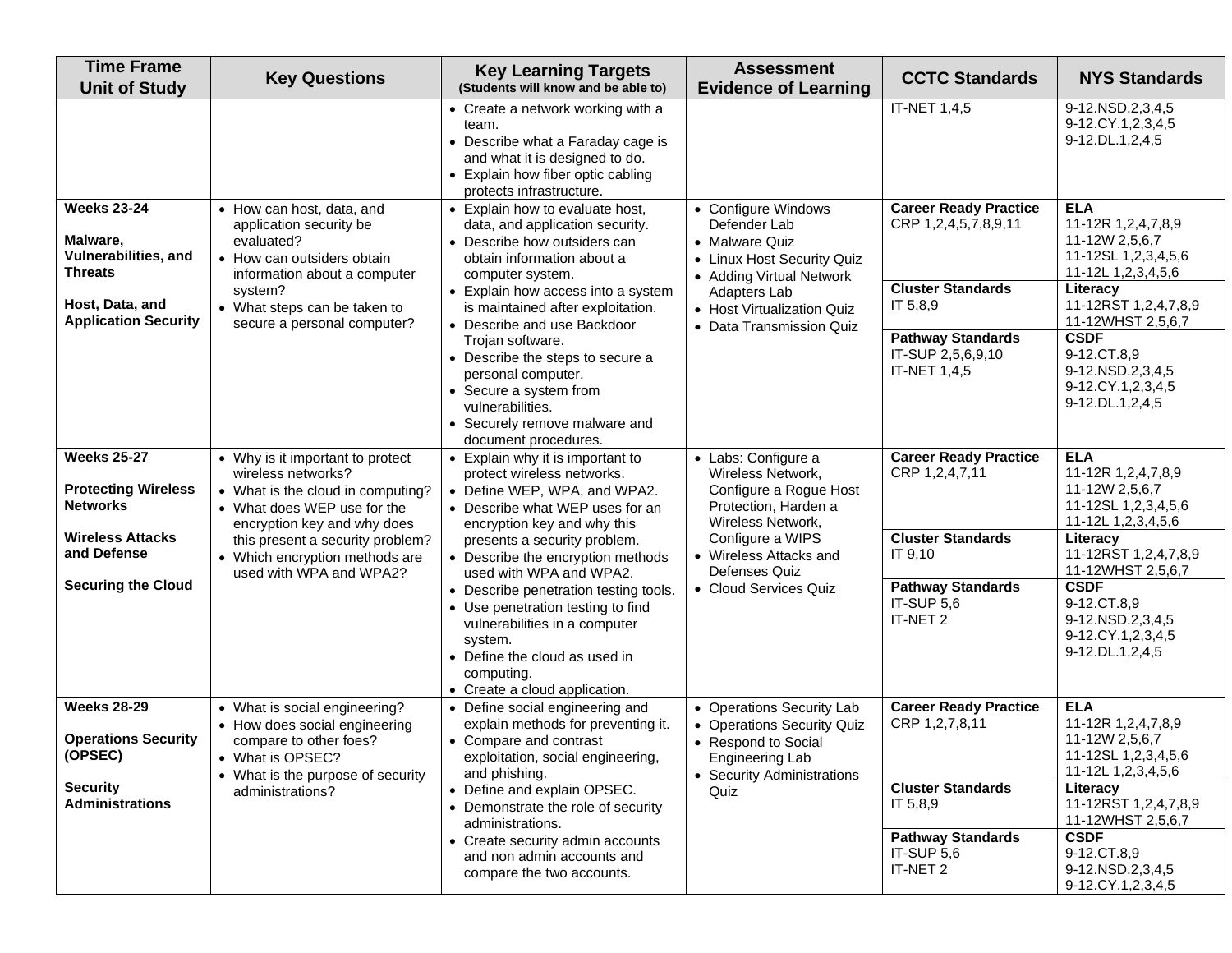| Time Frame<br>Unit of Study | Key Questions | Key Learning Targets<br>(Students will know and be able to) | Assessment<br>Evidence of Learning | CCTC Standards | NYS Standards |
|---|---|---|---|---|---|
| | | • Create a network working with a team.<br>• Describe what a Faraday cage is and what it is designed to do.<br>• Explain how fiber optic cabling protects infrastructure. | | IT-NET 1,4,5 | 9-12.NSD.2,3,4,5<br>9-12.CY.1,2,3,4,5<br>9-12.DL.1,2,4,5 |
| **Weeks 23-24**<br><br>**Malware, Vulnerabilities, and Threats**<br><br>**Host, Data, and Application Security** | • How can host, data, and application security be evaluated?<br>• How can outsiders obtain information about a computer system?<br>• What steps can be taken to secure a personal computer? | • Explain how to evaluate host, data, and application security.<br>• Describe how outsiders can obtain information about a computer system.<br>• Explain how access into a system is maintained after exploitation.<br>• Describe and use Backdoor Trojan software.<br>• Describe the steps to secure a personal computer.<br>• Secure a system from vulnerabilities.<br>• Securely remove malware and document procedures. | • Configure Windows Defender Lab<br>• Malware Quiz<br>• Linux Host Security Quiz<br>• Adding Virtual Network Adapters Lab<br>• Host Virtualization Quiz<br>• Data Transmission Quiz | **Career Ready Practice**<br>CRP 1,2,4,5,7,8,9,11<br><br>**Cluster Standards**<br>IT 5,8,9<br><br>**Pathway Standards**<br>IT-SUP 2,5,6,9,10<br>IT-NET 1,4,5 | **ELA**<br>11-12R 1,2,4,7,8,9<br>11-12W 2,5,6,7<br>11-12SL 1,2,3,4,5,6<br>11-12L 1,2,3,4,5,6<br>**Literacy**<br>11-12RST 1,2,4,7,8,9<br>11-12WHST 2,5,6,7<br>**CSDF**<br>9-12.CT.8,9<br>9-12.NSD.2,3,4,5<br>9-12.CY.1,2,3,4,5<br>9-12.DL.1,2,4,5 |
| **Weeks 25-27**<br><br>**Protecting Wireless Networks**<br><br>**Wireless Attacks and Defense**<br><br>**Securing the Cloud** | • Why is it important to protect wireless networks?<br>• What is the cloud in computing?<br>• What does WEP use for the encryption key and why does this present a security problem?<br>• Which encryption methods are used with WPA and WPA2? | • Explain why it is important to protect wireless networks.<br>• Define WEP, WPA, and WPA2.<br>• Describe what WEP uses for an encryption key and why this presents a security problem.<br>• Describe the encryption methods used with WPA and WPA2.<br>• Describe penetration testing tools.<br>• Use penetration testing to find vulnerabilities in a computer system.<br>• Define the cloud as used in computing.<br>• Create a cloud application. | • Labs: Configure a Wireless Network, Configure a Rogue Host Protection, Harden a Wireless Network, Configure a WIPS<br>• Wireless Attacks and Defenses Quiz<br>• Cloud Services Quiz | **Career Ready Practice**<br>CRP 1,2,4,7,11<br><br>**Cluster Standards**<br>IT 9,10<br><br>**Pathway Standards**<br>IT-SUP 5,6<br>IT-NET 2 | **ELA**<br>11-12R 1,2,4,7,8,9<br>11-12W 2,5,6,7<br>11-12SL 1,2,3,4,5,6<br>11-12L 1,2,3,4,5,6<br>**Literacy**<br>11-12RST 1,2,4,7,8,9<br>11-12WHST 2,5,6,7<br>**CSDF**<br>9-12.CT.8,9<br>9-12.NSD.2,3,4,5<br>9-12.CY.1,2,3,4,5<br>9-12.DL.1,2,4,5 |
| **Weeks 28-29**<br><br>**Operations Security (OPSEC)**<br><br>**Security Administrations** | • What is social engineering?<br>• How does social engineering compare to other foes?<br>• What is OPSEC?<br>• What is the purpose of security administrations? | • Define social engineering and explain methods for preventing it.<br>• Compare and contrast exploitation, social engineering, and phishing.<br>• Define and explain OPSEC.<br>• Demonstrate the role of security administrations.<br>• Create security admin accounts and non admin accounts and compare the two accounts. | • Operations Security Lab<br>• Operations Security Quiz<br>• Respond to Social Engineering Lab<br>• Security Administrations Quiz | **Career Ready Practice**<br>CRP 1,2,7,8,11<br><br>**Cluster Standards**<br>IT 5,8,9<br><br>**Pathway Standards**<br>IT-SUP 5,6<br>IT-NET 2 | **ELA**<br>11-12R 1,2,4,7,8,9<br>11-12W 2,5,6,7<br>11-12SL 1,2,3,4,5,6<br>11-12L 1,2,3,4,5,6<br>**Literacy**<br>11-12RST 1,2,4,7,8,9<br>11-12WHST 2,5,6,7<br>**CSDF**<br>9-12.CT.8,9<br>9-12.NSD.2,3,4,5<br>9-12.CY.1,2,3,4,5 |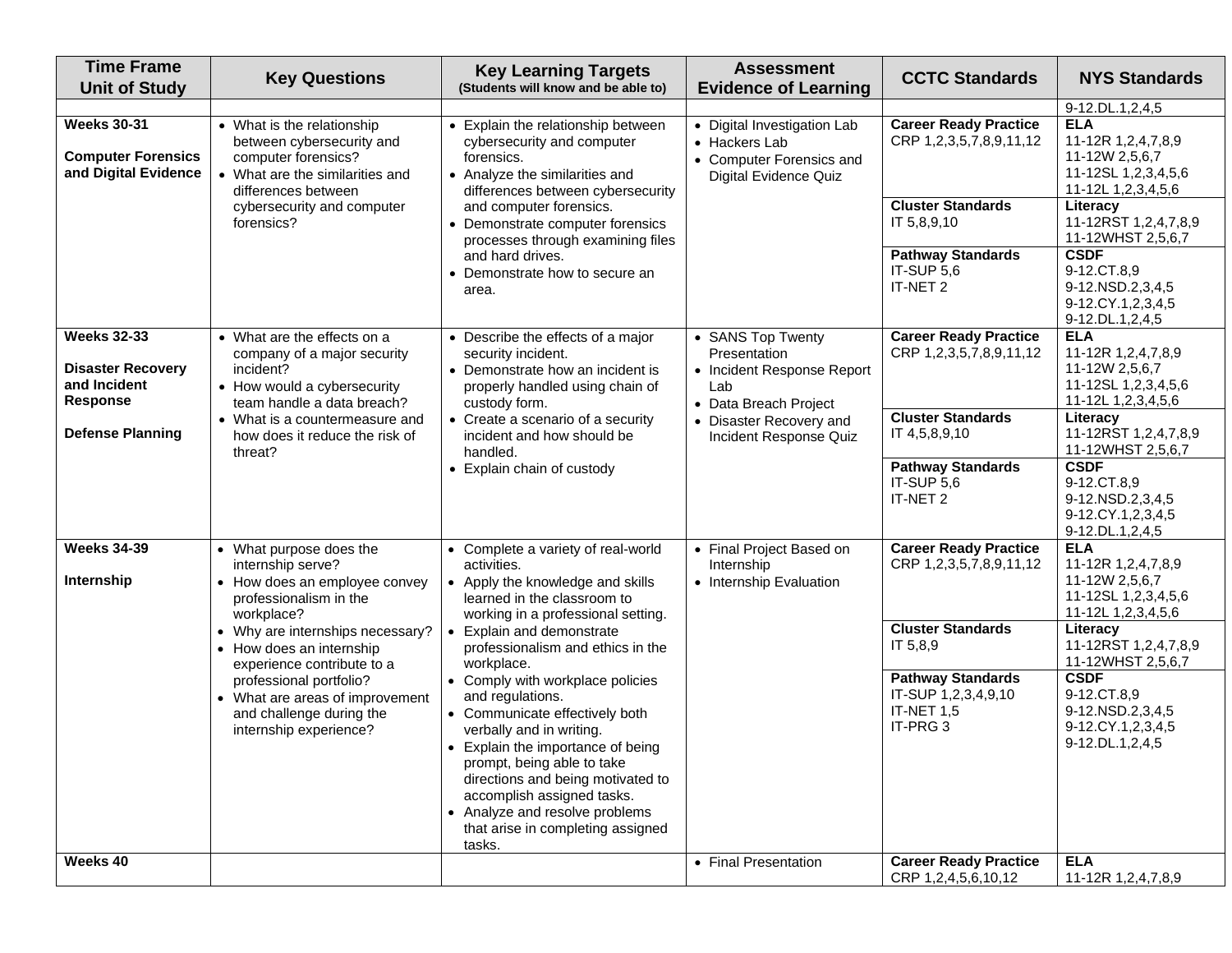| Time Frame Unit of Study | Key Questions | Key Learning Targets (Students will know and be able to) | Assessment Evidence of Learning | CCTC Standards | NYS Standards |
|---|---|---|---|---|---|
| | | | | | 9-12.DL.1,2,4,5 |
| **Weeks 30-31**<br><br>**Computer Forensics and Digital Evidence** | • What is the relationship between cybersecurity and computer forensics?<br>• What are the similarities and differences between cybersecurity and computer forensics? | • Explain the relationship between cybersecurity and computer forensics.<br>• Analyze the similarities and differences between cybersecurity and computer forensics.<br>• Demonstrate computer forensics processes through examining files and hard drives.<br>• Demonstrate how to secure an area. | • Digital Investigation Lab<br>• Hackers Lab<br>• Computer Forensics and Digital Evidence Quiz | **Career Ready Practice**<br>CRP 1,2,3,5,7,8,9,11,12<br><br>**Cluster Standards**<br>IT 5,8,9,10<br><br>**Pathway Standards**<br>IT-SUP 5,6<br>IT-NET 2 | **ELA**<br>11-12R 1,2,4,7,8,9<br>11-12W 2,5,6,7<br>11-12SL 1,2,3,4,5,6<br>11-12L 1,2,3,4,5,6<br>**Literacy**<br>11-12RST 1,2,4,7,8,9<br>11-12WHST 2,5,6,7<br>**CSDF**<br>9-12.CT.8,9<br>9-12.NSD.2,3,4,5<br>9-12.CY.1,2,3,4,5<br>9-12.DL.1,2,4,5 |
| **Weeks 32-33**<br><br>**Disaster Recovery and Incident Response**<br><br>**Defense Planning** | • What are the effects on a company of a major security incident?<br>• How would a cybersecurity team handle a data breach?<br>• What is a countermeasure and how does it reduce the risk of threat? | • Describe the effects of a major security incident.<br>• Demonstrate how an incident is properly handled using chain of custody form.<br>• Create a scenario of a security incident and how should be handled.<br>• Explain chain of custody | • SANS Top Twenty Presentation<br>• Incident Response Report Lab<br>• Data Breach Project<br>• Disaster Recovery and Incident Response Quiz | **Career Ready Practice**<br>CRP 1,2,3,5,7,8,9,11,12<br><br>**Cluster Standards**<br>IT 4,5,8,9,10<br><br>**Pathway Standards**<br>IT-SUP 5,6<br>IT-NET 2 | **ELA**<br>11-12R 1,2,4,7,8,9<br>11-12W 2,5,6,7<br>11-12SL 1,2,3,4,5,6<br>11-12L 1,2,3,4,5,6<br>**Literacy**<br>11-12RST 1,2,4,7,8,9<br>11-12WHST 2,5,6,7<br>**CSDF**<br>9-12.CT.8,9<br>9-12.NSD.2,3,4,5<br>9-12.CY.1,2,3,4,5<br>9-12.DL.1,2,4,5 |
| **Weeks 34-39**<br><br>**Internship** | • What purpose does the internship serve?<br>• How does an employee convey professionalism in the workplace?<br>• Why are internships necessary?<br>• How does an internship experience contribute to a professional portfolio?<br>• What are areas of improvement and challenge during the internship experience? | • Complete a variety of real-world activities.<br>• Apply the knowledge and skills learned in the classroom to working in a professional setting.<br>• Explain and demonstrate professionalism and ethics in the workplace.<br>• Comply with workplace policies and regulations.<br>• Communicate effectively both verbally and in writing.<br>• Explain the importance of being prompt, being able to take directions and being motivated to accomplish assigned tasks.<br>• Analyze and resolve problems that arise in completing assigned tasks. | • Final Project Based on Internship<br>• Internship Evaluation | **Career Ready Practice**<br>CRP 1,2,3,5,7,8,9,11,12<br><br>**Cluster Standards**<br>IT 5,8,9<br><br>**Pathway Standards**<br>IT-SUP 1,2,3,4,9,10<br>IT-NET 1,5<br>IT-PRG 3 | **ELA**<br>11-12R 1,2,4,7,8,9<br>11-12W 2,5,6,7<br>11-12SL 1,2,3,4,5,6<br>11-12L 1,2,3,4,5,6<br>**Literacy**<br>11-12RST 1,2,4,7,8,9<br>11-12WHST 2,5,6,7<br>**CSDF**<br>9-12.CT.8,9<br>9-12.NSD.2,3,4,5<br>9-12.CY.1,2,3,4,5<br>9-12.DL.1,2,4,5 |
| **Weeks 40** | | | • Final Presentation | **Career Ready Practice**<br>CRP 1,2,4,5,6,10,12 | **ELA**<br>11-12R 1,2,4,7,8,9 |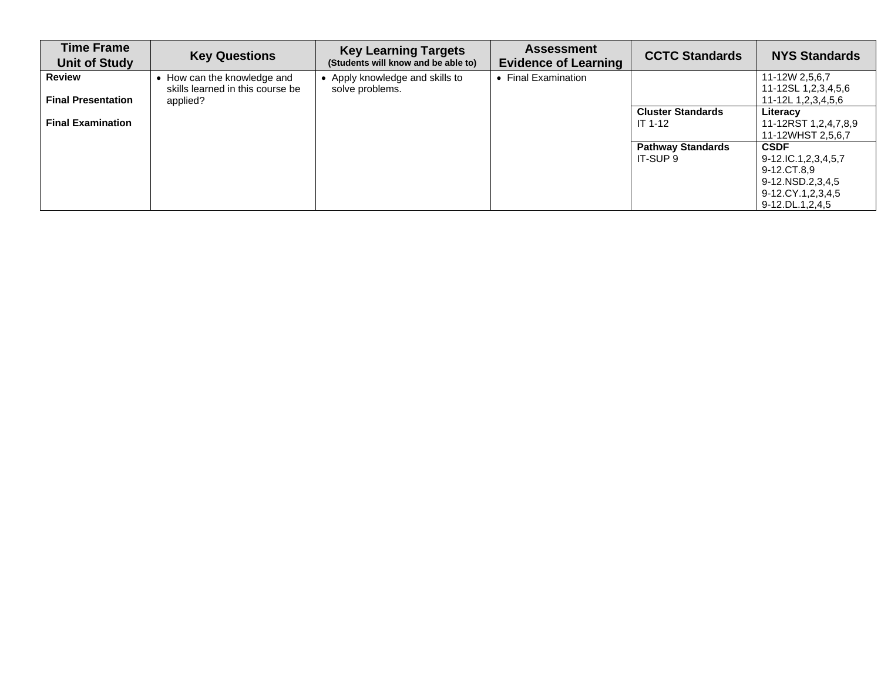| Time Frame Unit of Study | Key Questions | Key Learning Targets (Students will know and be able to) | Assessment Evidence of Learning | CCTC Standards | NYS Standards |
|---|---|---|---|---|---|
| **Review**<br><br>**Final Presentation**<br><br>**Final Examination** | • How can the knowledge and skills learned in this course be applied? | • Apply knowledge and skills to solve problems. | • Final Examination | | 11-12W 2,5,6,7<br>11-12SL 1,2,3,4,5,6<br>11-12L 1,2,3,4,5,6 |
| | | | | **Cluster Standards**<br>IT 1-12 | **Literacy**<br>11-12RST 1,2,4,7,8,9<br>11-12WHST 2,5,6,7 |
| | | | | **Pathway Standards**<br>IT-SUP 9 | **CSDF**<br>9-12.IC.1,2,3,4,5,7<br>9-12.CT.8,9<br>9-12.NSD.2,3,4,5<br>9-12.CY.1,2,3,4,5<br>9-12.DL.1,2,4,5 |